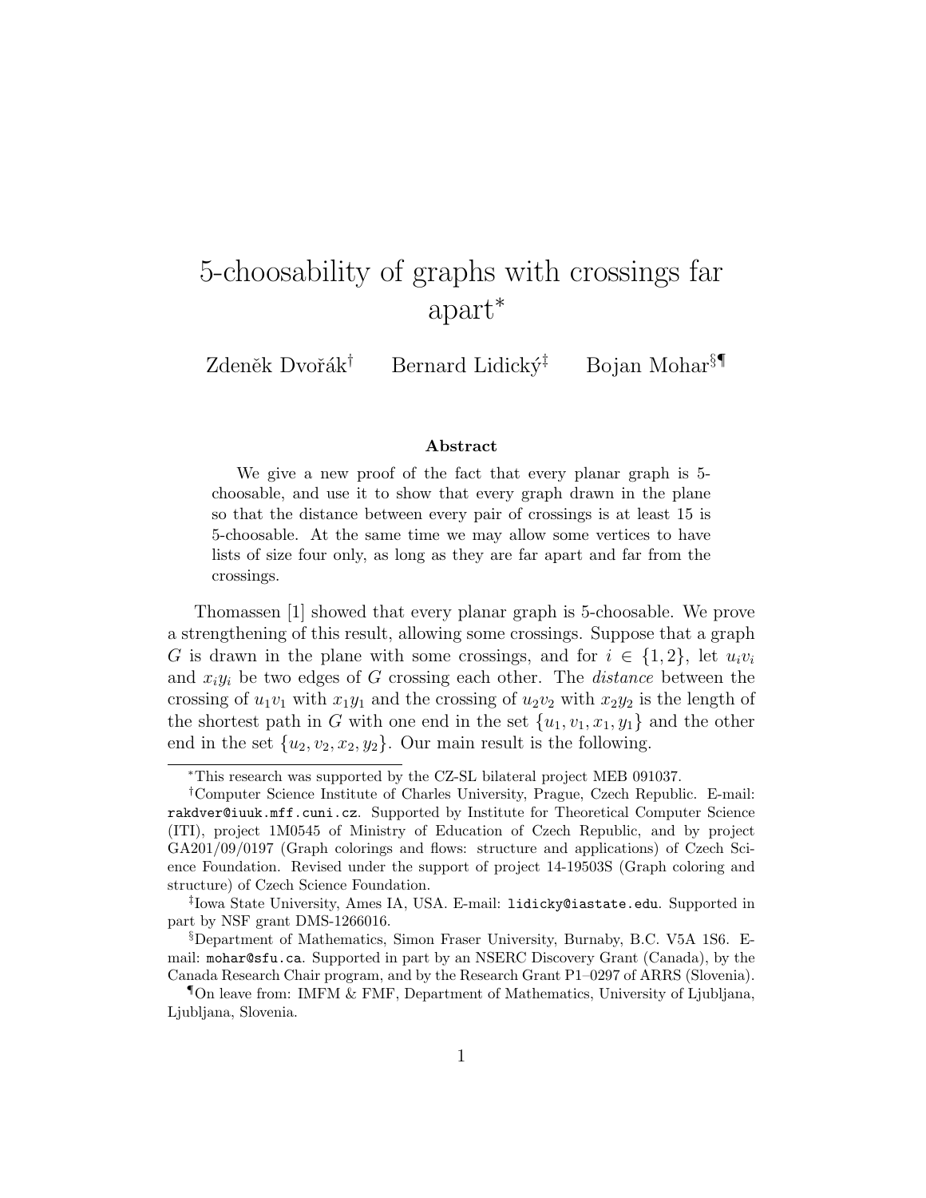# 5-choosability of graphs with crossings far apart*

Zdeněk Dvořák[†] Bernard Lidický[‡] Bojan Mohar[§¶]

### Abstract

We give a new proof of the fact that every planar graph is 5-choosable, and use it to show that every graph drawn in the plane so that the distance between every pair of crossings is at least 15 is 5-choosable. At the same time we may allow some vertices to have lists of size four only, as long as they are far apart and far from the crossings.

Thomassen [1] showed that every planar graph is 5-choosable. We prove a strengthening of this result, allowing some crossings. Suppose that a graph $G$ is drawn in the plane with some crossings, and for $i \in \{1, 2\}$, let $u_iv_i$ and $x_iy_i$ be two edges of $G$ crossing each other. The *distance* between the crossing of $u_1v_1$ with $x_1y_1$ and the crossing of $u_2v_2$ with $x_2y_2$ is the length of the shortest path in $G$ with one end in the set $\{u_1, v_1, x_1, y_1\}$ and the other end in the set $\{u_2, v_2, x_2, y_2\}$. Our main result is the following.

---

*This research was supported by the CZ-SL bilateral project MEB 091037.

[†]Computer Science Institute of Charles University, Prague, Czech Republic. E-mail: `rakdver@iuuk.mff.cuni.cz`. Supported by Institute for Theoretical Computer Science (ITI), project 1M0545 of Ministry of Education of Czech Republic, and by project GA201/09/0197 (Graph colorings and flows: structure and applications) of Czech Science Foundation. Revised under the support of project 14-19503S (Graph coloring and structure) of Czech Science Foundation.

[‡]Iowa State University, Ames IA, USA. E-mail: `lidicky@iastate.edu`. Supported in part by NSF grant DMS-1266016.

[§]Department of Mathematics, Simon Fraser University, Burnaby, B.C. V5A 1S6. E-mail: `mohar@sfu.ca`. Supported in part by an NSERC Discovery Grant (Canada), by the Canada Research Chair program, and by the Research Grant P1–0297 of ARRS (Slovenia).

[¶]On leave from: IMFM & FMF, Department of Mathematics, University of Ljubljana, Ljubljana, Slovenia.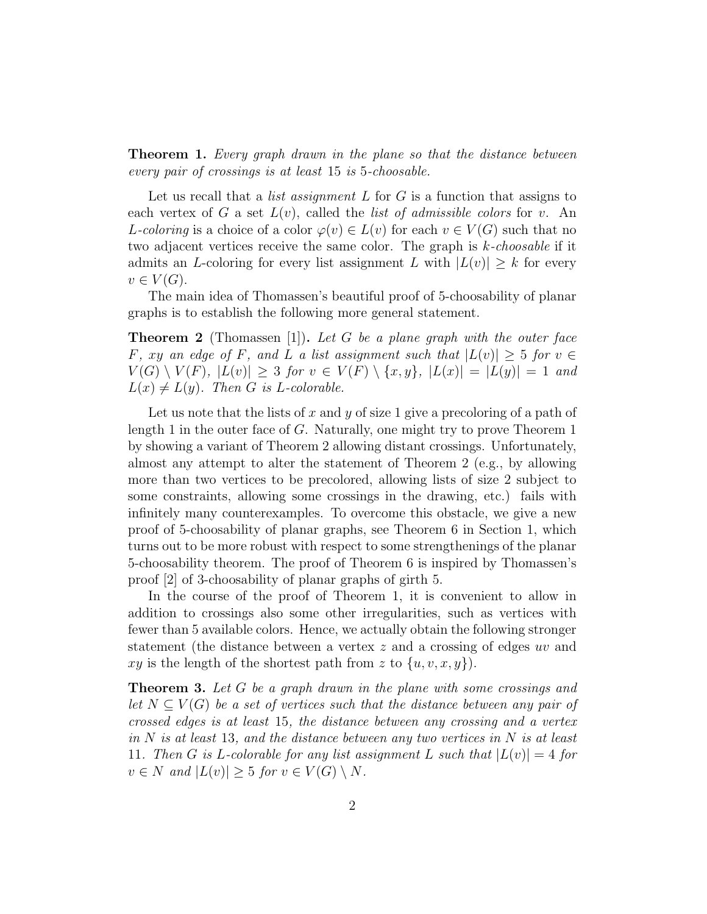**Theorem 1.** *Every graph drawn in the plane so that the distance between every pair of crossings is at least* 15 *is* 5*-choosable.*

Let us recall that a *list assignment* $L$ for $G$ is a function that assigns to each vertex of $G$ a set $L(v)$, called the *list of admissible colors* for $v$. An *$L$-coloring* is a choice of a color $\varphi(v) \in L(v)$ for each $v \in V(G)$ such that no two adjacent vertices receive the same color. The graph is *$k$-choosable* if it admits an $L$-coloring for every list assignment $L$ with $|L(v)| \geq k$ for every $v \in V(G)$.

The main idea of Thomassen's beautiful proof of 5-choosability of planar graphs is to establish the following more general statement.

**Theorem 2** (Thomassen [1])**.** *Let $G$ be a plane graph with the outer face $F$, $xy$ an edge of $F$, and $L$ a list assignment such that $|L(v)| \geq 5$ for $v \in V(G) \setminus V(F)$, $|L(v)| \geq 3$ for $v \in V(F) \setminus \{x, y\}$, $|L(x)| = |L(y)| = 1$ and $L(x) \neq L(y)$. Then $G$ is $L$-colorable.*

Let us note that the lists of $x$ and $y$ of size 1 give a precoloring of a path of length 1 in the outer face of $G$. Naturally, one might try to prove Theorem 1 by showing a variant of Theorem 2 allowing distant crossings. Unfortunately, almost any attempt to alter the statement of Theorem 2 (e.g., by allowing more than two vertices to be precolored, allowing lists of size 2 subject to some constraints, allowing some crossings in the drawing, etc.) fails with infinitely many counterexamples. To overcome this obstacle, we give a new proof of 5-choosability of planar graphs, see Theorem 6 in Section 1, which turns out to be more robust with respect to some strengthenings of the planar 5-choosability theorem. The proof of Theorem 6 is inspired by Thomassen's proof [2] of 3-choosability of planar graphs of girth 5.

In the course of the proof of Theorem 1, it is convenient to allow in addition to crossings also some other irregularities, such as vertices with fewer than 5 available colors. Hence, we actually obtain the following stronger statement (the distance between a vertex $z$ and a crossing of edges $uv$ and $xy$ is the length of the shortest path from $z$ to $\{u, v, x, y\}$).

**Theorem 3.** *Let $G$ be a graph drawn in the plane with some crossings and let $N \subseteq V(G)$ be a set of vertices such that the distance between any pair of crossed edges is at least* 15*, the distance between any crossing and a vertex in $N$ is at least* 13*, and the distance between any two vertices in $N$ is at least* 11*. Then $G$ is $L$-colorable for any list assignment $L$ such that $|L(v)| = 4$ for $v \in N$ and $|L(v)| \geq 5$ for $v \in V(G) \setminus N$.*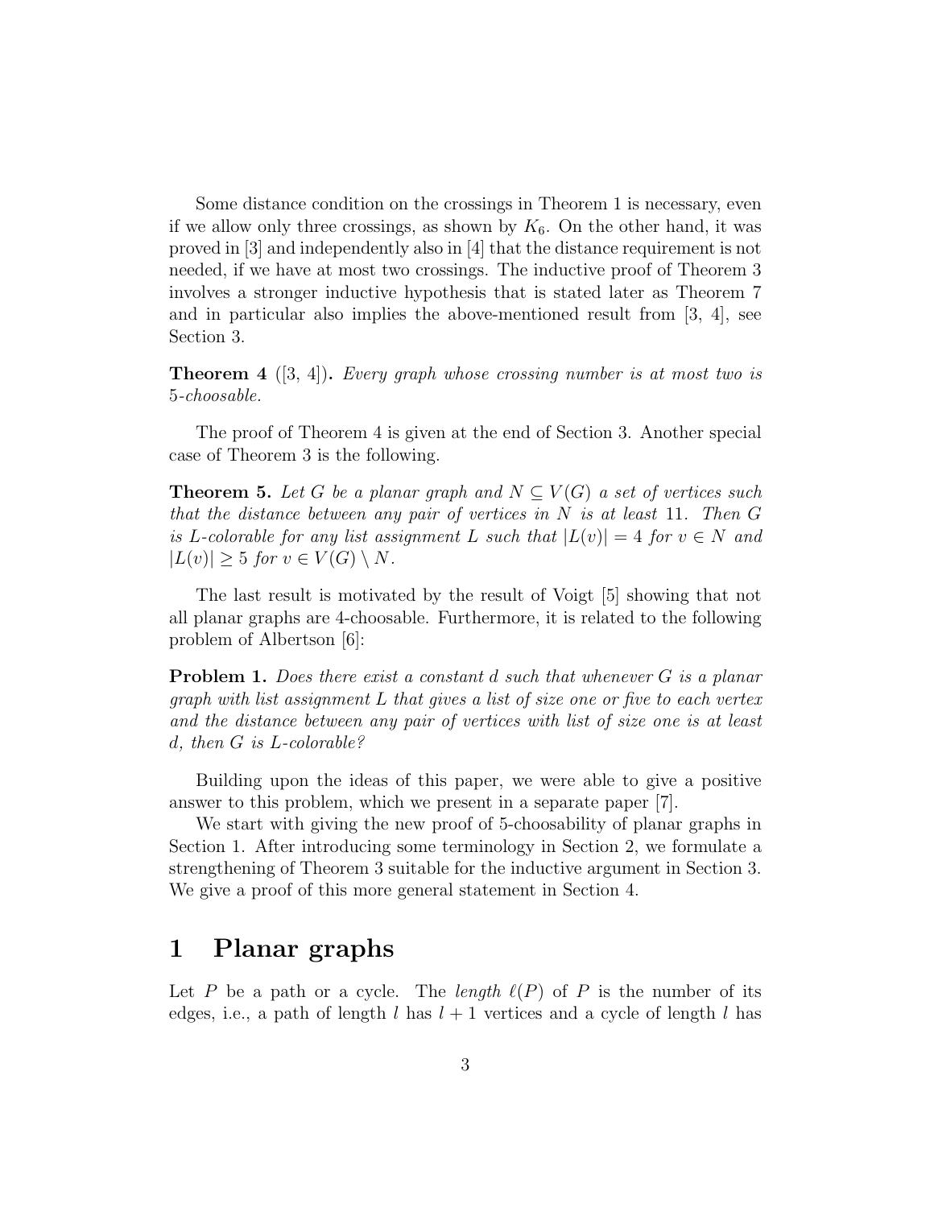Some distance condition on the crossings in Theorem 1 is necessary, even if we allow only three crossings, as shown by $K_6$. On the other hand, it was proved in [3] and independently also in [4] that the distance requirement is not needed, if we have at most two crossings. The inductive proof of Theorem 3 involves a stronger inductive hypothesis that is stated later as Theorem 7 and in particular also implies the above-mentioned result from [3, 4], see Section 3.

**Theorem 4** ([3, 4])**.** *Every graph whose crossing number is at most two is 5-choosable.*

The proof of Theorem 4 is given at the end of Section 3. Another special case of Theorem 3 is the following.

**Theorem 5.** *Let $G$ be a planar graph and $N \subseteq V(G)$ a set of vertices such that the distance between any pair of vertices in $N$ is at least 11. Then $G$ is $L$-colorable for any list assignment $L$ such that $|L(v)| = 4$ for $v \in N$ and $|L(v)| \geq 5$ for $v \in V(G) \setminus N$.*

The last result is motivated by the result of Voigt [5] showing that not all planar graphs are 4-choosable. Furthermore, it is related to the following problem of Albertson [6]:

**Problem 1.** *Does there exist a constant $d$ such that whenever $G$ is a planar graph with list assignment $L$ that gives a list of size one or five to each vertex and the distance between any pair of vertices with list of size one is at least $d$, then $G$ is $L$-colorable?*

Building upon the ideas of this paper, we were able to give a positive answer to this problem, which we present in a separate paper [7].

We start with giving the new proof of 5-choosability of planar graphs in Section 1. After introducing some terminology in Section 2, we formulate a strengthening of Theorem 3 suitable for the inductive argument in Section 3. We give a proof of this more general statement in Section 4.

# 1 Planar graphs

Let $P$ be a path or a cycle. The *length* $\ell(P)$ of $P$ is the number of its edges, i.e., a path of length $l$ has $l + 1$ vertices and a cycle of length $l$ has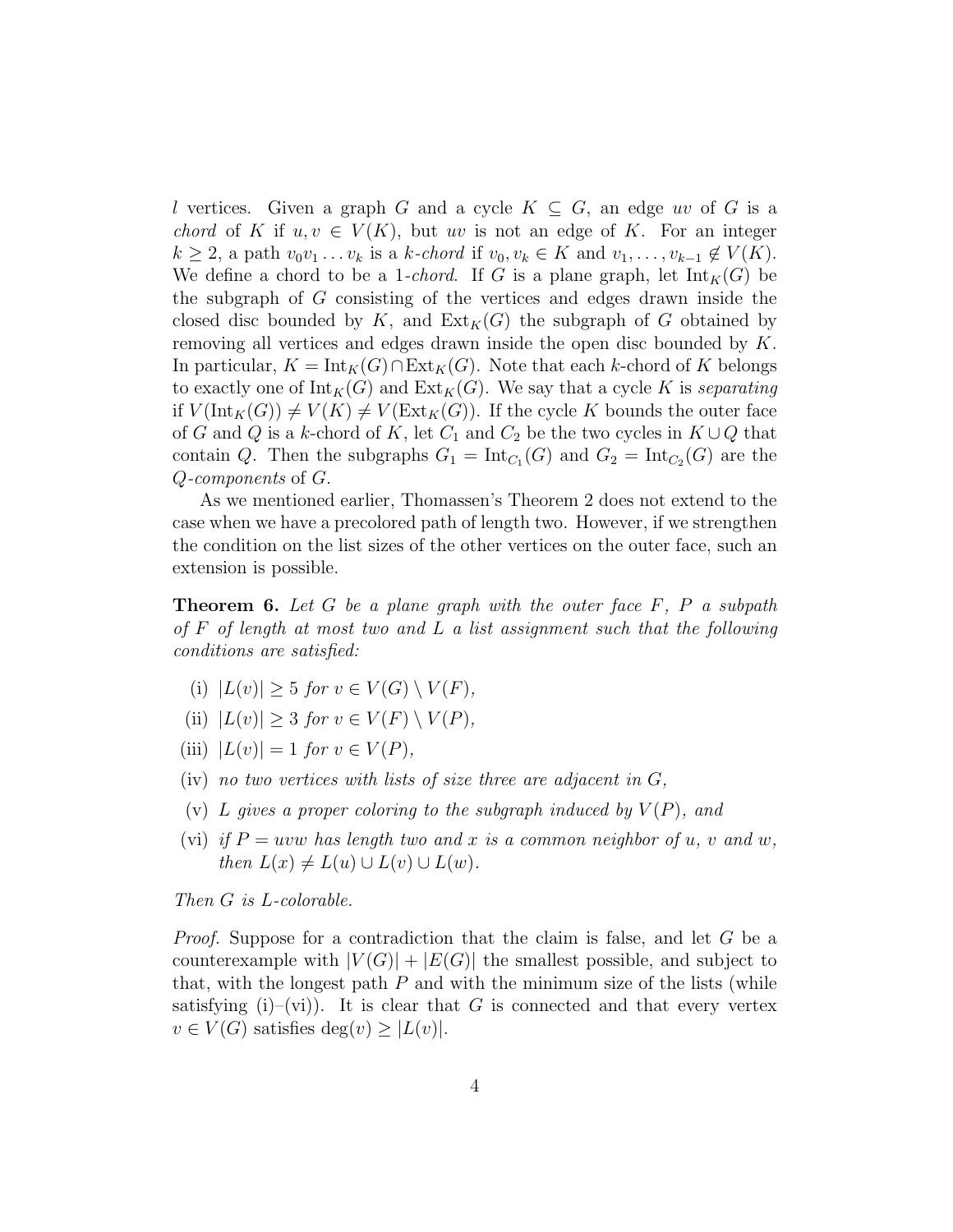$l$ vertices. Given a graph $G$ and a cycle $K \subseteq G$, an edge $uv$ of $G$ is a *chord* of $K$ if $u, v \in V(K)$, but $uv$ is not an edge of $K$. For an integer $k \geq 2$, a path $v_0v_1 \ldots v_k$ is a *k-chord* if $v_0, v_k \in K$ and $v_1, \ldots, v_{k-1} \notin V(K)$. We define a chord to be a *1-chord*. If $G$ is a plane graph, let $\mathrm{Int}_K(G)$ be the subgraph of $G$ consisting of the vertices and edges drawn inside the closed disc bounded by $K$, and $\mathrm{Ext}_K(G)$ the subgraph of $G$ obtained by removing all vertices and edges drawn inside the open disc bounded by $K$. In particular, $K = \mathrm{Int}_K(G) \cap \mathrm{Ext}_K(G)$. Note that each $k$-chord of $K$ belongs to exactly one of $\mathrm{Int}_K(G)$ and $\mathrm{Ext}_K(G)$. We say that a cycle $K$ is *separating* if $V(\mathrm{Int}_K(G)) \neq V(K) \neq V(\mathrm{Ext}_K(G))$. If the cycle $K$ bounds the outer face of $G$ and $Q$ is a $k$-chord of $K$, let $C_1$ and $C_2$ be the two cycles in $K \cup Q$ that contain $Q$. Then the subgraphs $G_1 = \mathrm{Int}_{C_1}(G)$ and $G_2 = \mathrm{Int}_{C_2}(G)$ are the *$Q$-components* of $G$.

As we mentioned earlier, Thomassen's Theorem 2 does not extend to the case when we have a precolored path of length two. However, if we strengthen the condition on the list sizes of the other vertices on the outer face, such an extension is possible.

**Theorem 6.** *Let $G$ be a plane graph with the outer face $F$, $P$ a subpath of $F$ of length at most two and $L$ a list assignment such that the following conditions are satisfied:*

- (i) $|L(v)| \geq 5$ *for* $v \in V(G) \setminus V(F)$,
- (ii) $|L(v)| \geq 3$ *for* $v \in V(F) \setminus V(P)$,
- (iii) $|L(v)| = 1$ *for* $v \in V(P)$,
- (iv) *no two vertices with lists of size three are adjacent in $G$,*
- (v) *$L$ gives a proper coloring to the subgraph induced by $V(P)$, and*
- (vi) *if $P = uvw$ has length two and $x$ is a common neighbor of $u$, $v$ and $w$, then $L(x) \neq L(u) \cup L(v) \cup L(w)$.*

*Then $G$ is $L$-colorable.*

*Proof.* Suppose for a contradiction that the claim is false, and let $G$ be a counterexample with $|V(G)| + |E(G)|$ the smallest possible, and subject to that, with the longest path $P$ and with the minimum size of the lists (while satisfying (i)–(vi)). It is clear that $G$ is connected and that every vertex $v \in V(G)$ satisfies $\deg(v) \geq |L(v)|$.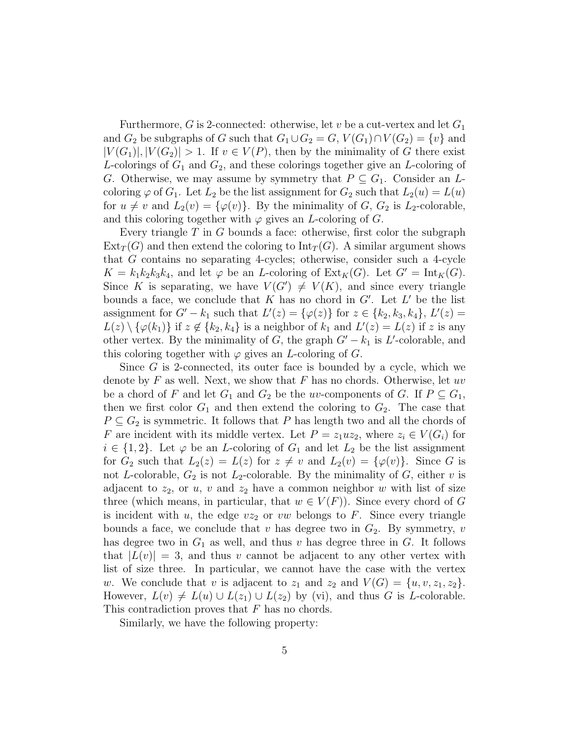Furthermore, $G$ is 2-connected: otherwise, let $v$ be a cut-vertex and let $G_1$ and $G_2$ be subgraphs of $G$ such that $G_1 \cup G_2 = G$, $V(G_1) \cap V(G_2) = \{v\}$ and $|V(G_1)|, |V(G_2)| > 1$. If $v \in V(P)$, then by the minimality of $G$ there exist $L$-colorings of $G_1$ and $G_2$, and these colorings together give an $L$-coloring of $G$. Otherwise, we may assume by symmetry that $P \subseteq G_1$. Consider an $L$-coloring $\varphi$ of $G_1$. Let $L_2$ be the list assignment for $G_2$ such that $L_2(u) = L(u)$ for $u \neq v$ and $L_2(v) = \{\varphi(v)\}$. By the minimality of $G$, $G_2$ is $L_2$-colorable, and this coloring together with $\varphi$ gives an $L$-coloring of $G$.

Every triangle $T$ in $G$ bounds a face: otherwise, first color the subgraph $\mathrm{Ext}_T(G)$ and then extend the coloring to $\mathrm{Int}_T(G)$. A similar argument shows that $G$ contains no separating 4-cycles; otherwise, consider such a 4-cycle $K = k_1k_2k_3k_4$, and let $\varphi$ be an $L$-coloring of $\mathrm{Ext}_K(G)$. Let $G' = \mathrm{Int}_K(G)$. Since $K$ is separating, we have $V(G') \neq V(K)$, and since every triangle bounds a face, we conclude that $K$ has no chord in $G'$. Let $L'$ be the list assignment for $G' - k_1$ such that $L'(z) = \{\varphi(z)\}$ for $z \in \{k_2, k_3, k_4\}$, $L'(z) = L(z) \setminus \{\varphi(k_1)\}$ if $z \notin \{k_2, k_4\}$ is a neighbor of $k_1$ and $L'(z) = L(z)$ if $z$ is any other vertex. By the minimality of $G$, the graph $G' - k_1$ is $L'$-colorable, and this coloring together with $\varphi$ gives an $L$-coloring of $G$.

Since $G$ is 2-connected, its outer face is bounded by a cycle, which we denote by $F$ as well. Next, we show that $F$ has no chords. Otherwise, let $uv$ be a chord of $F$ and let $G_1$ and $G_2$ be the $uv$-components of $G$. If $P \subseteq G_1$, then we first color $G_1$ and then extend the coloring to $G_2$. The case that $P \subseteq G_2$ is symmetric. It follows that $P$ has length two and all the chords of $F$ are incident with its middle vertex. Let $P = z_1uz_2$, where $z_i \in V(G_i)$ for $i \in \{1, 2\}$. Let $\varphi$ be an $L$-coloring of $G_1$ and let $L_2$ be the list assignment for $G_2$ such that $L_2(z) = L(z)$ for $z \neq v$ and $L_2(v) = \{\varphi(v)\}$. Since $G$ is not $L$-colorable, $G_2$ is not $L_2$-colorable. By the minimality of $G$, either $v$ is adjacent to $z_2$, or $u$, $v$ and $z_2$ have a common neighbor $w$ with list of size three (which means, in particular, that $w \in V(F)$). Since every chord of $G$ is incident with $u$, the edge $vz_2$ or $vw$ belongs to $F$. Since every triangle bounds a face, we conclude that $v$ has degree two in $G_2$. By symmetry, $v$ has degree two in $G_1$ as well, and thus $v$ has degree three in $G$. It follows that $|L(v)| = 3$, and thus $v$ cannot be adjacent to any other vertex with list of size three. In particular, we cannot have the case with the vertex $w$. We conclude that $v$ is adjacent to $z_1$ and $z_2$ and $V(G) = \{u, v, z_1, z_2\}$. However, $L(v) \neq L(u) \cup L(z_1) \cup L(z_2)$ by (vi), and thus $G$ is $L$-colorable. This contradiction proves that $F$ has no chords.

Similarly, we have the following property: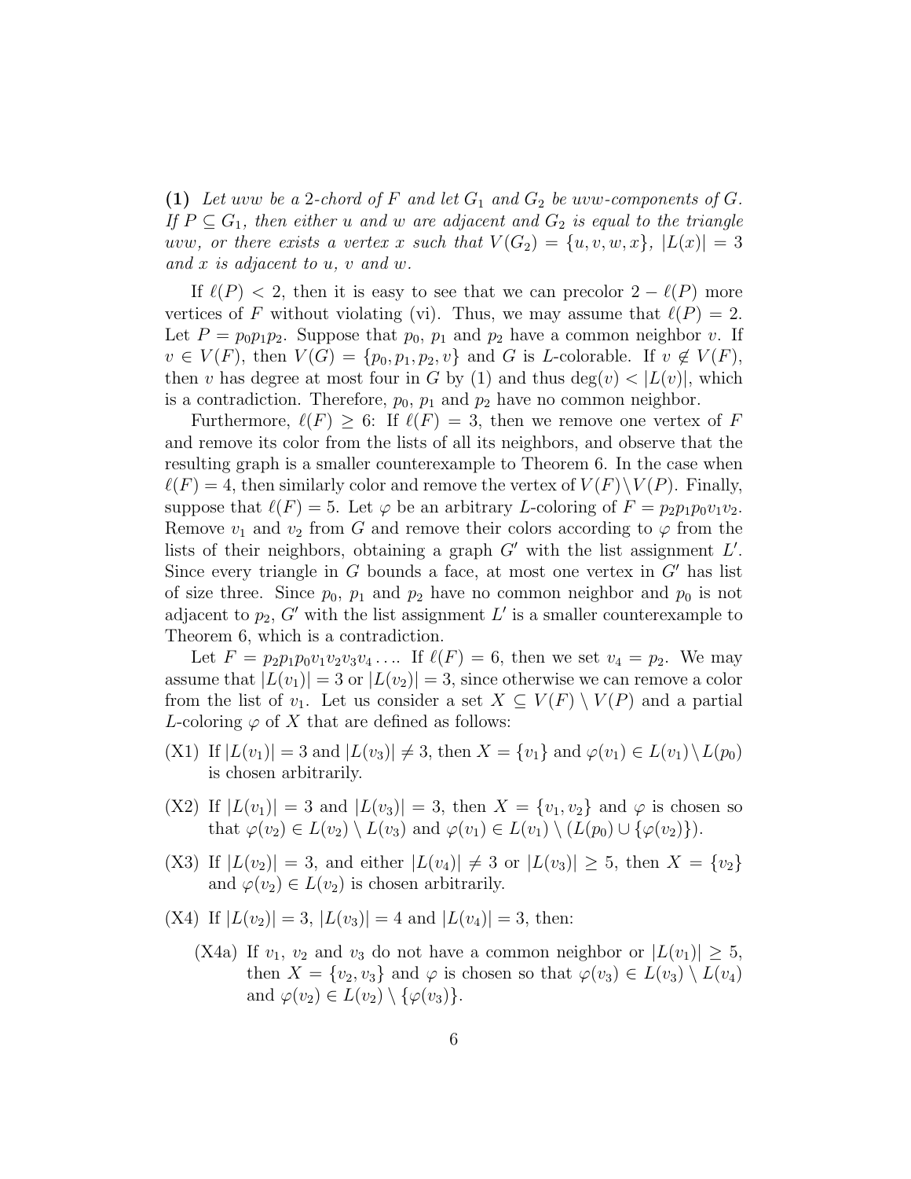**(1)** *Let $uvw$ be a 2-chord of $F$ and let $G_1$ and $G_2$ be $uvw$-components of $G$. If $P \subseteq G_1$, then either $u$ and $w$ are adjacent and $G_2$ is equal to the triangle $uvw$, or there exists a vertex $x$ such that $V(G_2) = \{u, v, w, x\}$, $|L(x)| = 3$ and $x$ is adjacent to $u$, $v$ and $w$.*

If $\ell(P) < 2$, then it is easy to see that we can precolor $2 - \ell(P)$ more vertices of $F$ without violating (vi). Thus, we may assume that $\ell(P) = 2$. Let $P = p_0p_1p_2$. Suppose that $p_0$, $p_1$ and $p_2$ have a common neighbor $v$. If $v \in V(F)$, then $V(G) = \{p_0, p_1, p_2, v\}$ and $G$ is $L$-colorable. If $v \notin V(F)$, then $v$ has degree at most four in $G$ by (1) and thus $\deg(v) < |L(v)|$, which is a contradiction. Therefore, $p_0$, $p_1$ and $p_2$ have no common neighbor.

Furthermore, $\ell(F) \geq 6$: If $\ell(F) = 3$, then we remove one vertex of $F$ and remove its color from the lists of all its neighbors, and observe that the resulting graph is a smaller counterexample to Theorem 6. In the case when $\ell(F) = 4$, then similarly color and remove the vertex of $V(F) \setminus V(P)$. Finally, suppose that $\ell(F) = 5$. Let $\varphi$ be an arbitrary $L$-coloring of $F = p_2p_1p_0v_1v_2$. Remove $v_1$ and $v_2$ from $G$ and remove their colors according to $\varphi$ from the lists of their neighbors, obtaining a graph $G'$ with the list assignment $L'$. Since every triangle in $G$ bounds a face, at most one vertex in $G'$ has list of size three. Since $p_0$, $p_1$ and $p_2$ have no common neighbor and $p_0$ is not adjacent to $p_2$, $G'$ with the list assignment $L'$ is a smaller counterexample to Theorem 6, which is a contradiction.

Let $F = p_2p_1p_0v_1v_2v_3v_4\ldots$. If $\ell(F) = 6$, then we set $v_4 = p_2$. We may assume that $|L(v_1)| = 3$ or $|L(v_2)| = 3$, since otherwise we can remove a color from the list of $v_1$. Let us consider a set $X \subseteq V(F) \setminus V(P)$ and a partial $L$-coloring $\varphi$ of $X$ that are defined as follows:

- (X1) If $|L(v_1)| = 3$ and $|L(v_3)| \neq 3$, then $X = \{v_1\}$ and $\varphi(v_1) \in L(v_1) \setminus L(p_0)$ is chosen arbitrarily.
- (X2) If $|L(v_1)| = 3$ and $|L(v_3)| = 3$, then $X = \{v_1, v_2\}$ and $\varphi$ is chosen so that $\varphi(v_2) \in L(v_2) \setminus L(v_3)$ and $\varphi(v_1) \in L(v_1) \setminus (L(p_0) \cup \{\varphi(v_2)\})$.
- (X3) If $|L(v_2)| = 3$, and either $|L(v_4)| \neq 3$ or $|L(v_3)| \geq 5$, then $X = \{v_2\}$ and $\varphi(v_2) \in L(v_2)$ is chosen arbitrarily.
- (X4) If $|L(v_2)| = 3$, $|L(v_3)| = 4$ and $|L(v_4)| = 3$, then:
  - (X4a) If $v_1$, $v_2$ and $v_3$ do not have a common neighbor or $|L(v_1)| \geq 5$, then $X = \{v_2, v_3\}$ and $\varphi$ is chosen so that $\varphi(v_3) \in L(v_3) \setminus L(v_4)$ and $\varphi(v_2) \in L(v_2) \setminus \{\varphi(v_3)\}$.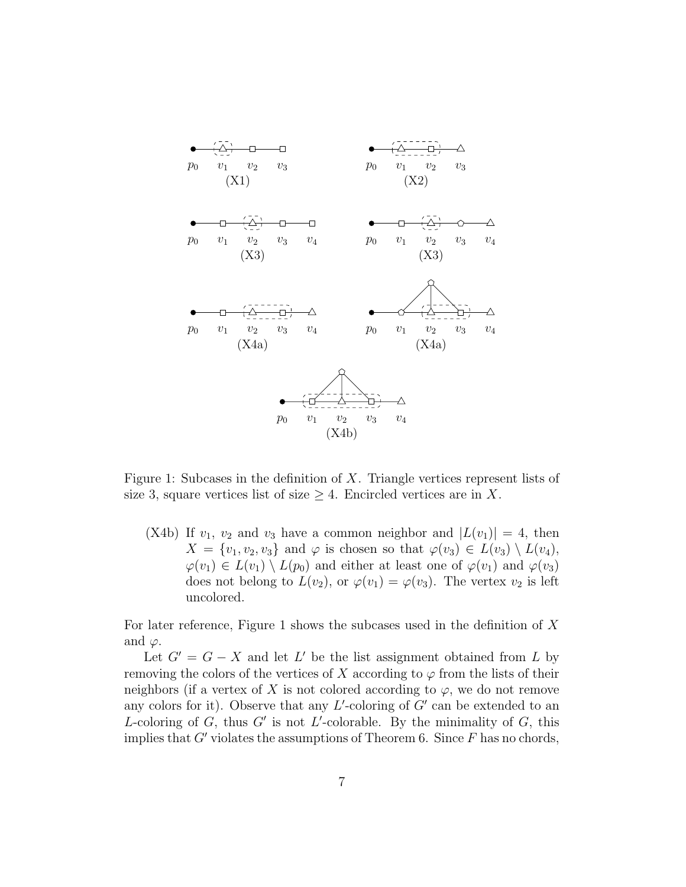Figure 1: Subcases in the definition of $X$. Triangle vertices represent lists of size 3, square vertices list of size $\geq 4$. Encircled vertices are in $X$.

(X4b) If $v_1$, $v_2$ and $v_3$ have a common neighbor and $|L(v_1)| = 4$, then $X = \{v_1, v_2, v_3\}$ and $\varphi$ is chosen so that $\varphi(v_3) \in L(v_3) \setminus L(v_4)$, $\varphi(v_1) \in L(v_1) \setminus L(p_0)$ and either at least one of $\varphi(v_1)$ and $\varphi(v_3)$ does not belong to $L(v_2)$, or $\varphi(v_1) = \varphi(v_3)$. The vertex $v_2$ is left uncolored.

For later reference, Figure 1 shows the subcases used in the definition of $X$ and $\varphi$.

Let $G' = G - X$ and let $L'$ be the list assignment obtained from $L$ by removing the colors of the vertices of $X$ according to $\varphi$ from the lists of their neighbors (if a vertex of $X$ is not colored according to $\varphi$, we do not remove any colors for it). Observe that any $L'$-coloring of $G'$ can be extended to an $L$-coloring of $G$, thus $G'$ is not $L'$-colorable. By the minimality of $G$, this implies that $G'$ violates the assumptions of Theorem 6. Since $F$ has no chords,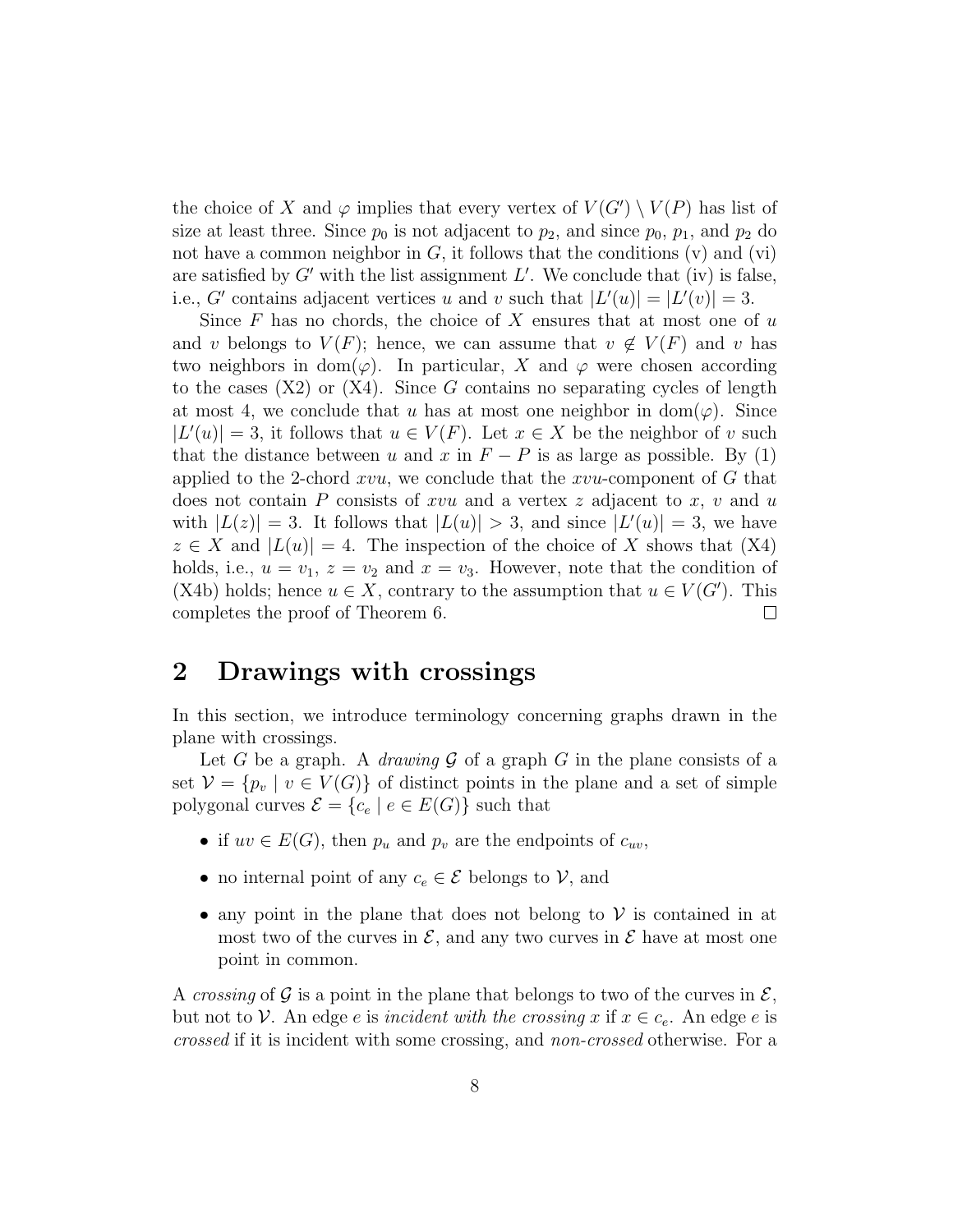the choice of $X$ and $\varphi$ implies that every vertex of $V(G') \setminus V(P)$ has list of size at least three. Since $p_0$ is not adjacent to $p_2$, and since $p_0$, $p_1$, and $p_2$ do not have a common neighbor in $G$, it follows that the conditions (v) and (vi) are satisfied by $G'$ with the list assignment $L'$. We conclude that (iv) is false, i.e., $G'$ contains adjacent vertices $u$ and $v$ such that $|L'(u)| = |L'(v)| = 3$.

Since $F$ has no chords, the choice of $X$ ensures that at most one of $u$ and $v$ belongs to $V(F)$; hence, we can assume that $v \notin V(F)$ and $v$ has two neighbors in $\mathrm{dom}(\varphi)$. In particular, $X$ and $\varphi$ were chosen according to the cases (X2) or (X4). Since $G$ contains no separating cycles of length at most 4, we conclude that $u$ has at most one neighbor in $\mathrm{dom}(\varphi)$. Since $|L'(u)| = 3$, it follows that $u \in V(F)$. Let $x \in X$ be the neighbor of $v$ such that the distance between $u$ and $x$ in $F - P$ is as large as possible. By (1) applied to the 2-chord $xvu$, we conclude that the $xvu$-component of $G$ that does not contain $P$ consists of $xvu$ and a vertex $z$ adjacent to $x$, $v$ and $u$ with $|L(z)| = 3$. It follows that $|L(u)| > 3$, and since $|L'(u)| = 3$, we have $z \in X$ and $|L(u)| = 4$. The inspection of the choice of $X$ shows that (X4) holds, i.e., $u = v_1$, $z = v_2$ and $x = v_3$. However, note that the condition of (X4b) holds; hence $u \in X$, contrary to the assumption that $u \in V(G')$. This completes the proof of Theorem 6. □

## 2 Drawings with crossings

In this section, we introduce terminology concerning graphs drawn in the plane with crossings.

Let $G$ be a graph. A *drawing* $\mathcal{G}$ of a graph $G$ in the plane consists of a set $\mathcal{V} = \{p_v \mid v \in V(G)\}$ of distinct points in the plane and a set of simple polygonal curves $\mathcal{E} = \{c_e \mid e \in E(G)\}$ such that

- if $uv \in E(G)$, then $p_u$ and $p_v$ are the endpoints of $c_{uv}$,
- no internal point of any $c_e \in \mathcal{E}$ belongs to $\mathcal{V}$, and
- any point in the plane that does not belong to $\mathcal{V}$ is contained in at most two of the curves in $\mathcal{E}$, and any two curves in $\mathcal{E}$ have at most one point in common.

A *crossing* of $\mathcal{G}$ is a point in the plane that belongs to two of the curves in $\mathcal{E}$, but not to $\mathcal{V}$. An edge $e$ is *incident with the crossing* $x$ if $x \in c_e$. An edge $e$ is *crossed* if it is incident with some crossing, and *non-crossed* otherwise. For a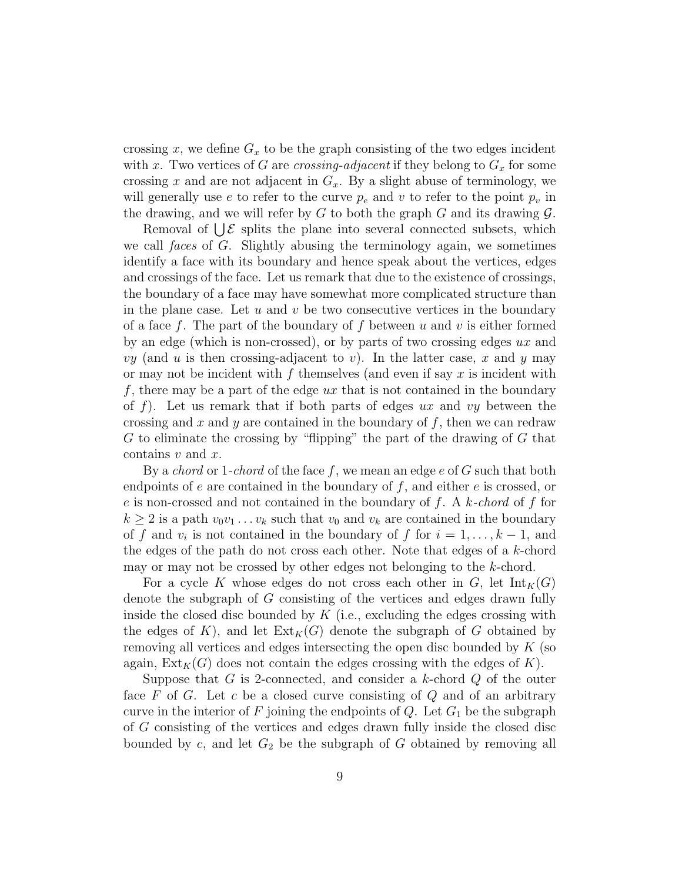crossing $x$, we define $G_x$ to be the graph consisting of the two edges incident with $x$. Two vertices of $G$ are *crossing-adjacent* if they belong to $G_x$ for some crossing $x$ and are not adjacent in $G_x$. By a slight abuse of terminology, we will generally use $e$ to refer to the curve $p_e$ and $v$ to refer to the point $p_v$ in the drawing, and we will refer by $G$ to both the graph $G$ and its drawing $\mathcal{G}$.

Removal of $\bigcup \mathcal{E}$ splits the plane into several connected subsets, which we call *faces* of $G$. Slightly abusing the terminology again, we sometimes identify a face with its boundary and hence speak about the vertices, edges and crossings of the face. Let us remark that due to the existence of crossings, the boundary of a face may have somewhat more complicated structure than in the plane case. Let $u$ and $v$ be two consecutive vertices in the boundary of a face $f$. The part of the boundary of $f$ between $u$ and $v$ is either formed by an edge (which is non-crossed), or by parts of two crossing edges $ux$ and $vy$ (and $u$ is then crossing-adjacent to $v$). In the latter case, $x$ and $y$ may or may not be incident with $f$ themselves (and even if say $x$ is incident with $f$, there may be a part of the edge $ux$ that is not contained in the boundary of $f$). Let us remark that if both parts of edges $ux$ and $vy$ between the crossing and $x$ and $y$ are contained in the boundary of $f$, then we can redraw $G$ to eliminate the crossing by "flipping" the part of the drawing of $G$ that contains $v$ and $x$.

By a *chord* or 1-*chord* of the face $f$, we mean an edge $e$ of $G$ such that both endpoints of $e$ are contained in the boundary of $f$, and either $e$ is crossed, or $e$ is non-crossed and not contained in the boundary of $f$. A $k$-*chord* of $f$ for $k \geq 2$ is a path $v_0v_1 \ldots v_k$ such that $v_0$ and $v_k$ are contained in the boundary of $f$ and $v_i$ is not contained in the boundary of $f$ for $i = 1, \ldots, k-1$, and the edges of the path do not cross each other. Note that edges of a $k$-chord may or may not be crossed by other edges not belonging to the $k$-chord.

For a cycle $K$ whose edges do not cross each other in $G$, let $\mathrm{Int}_K(G)$ denote the subgraph of $G$ consisting of the vertices and edges drawn fully inside the closed disc bounded by $K$ (i.e., excluding the edges crossing with the edges of $K$), and let $\mathrm{Ext}_K(G)$ denote the subgraph of $G$ obtained by removing all vertices and edges intersecting the open disc bounded by $K$ (so again, $\mathrm{Ext}_K(G)$ does not contain the edges crossing with the edges of $K$).

Suppose that $G$ is 2-connected, and consider a $k$-chord $Q$ of the outer face $F$ of $G$. Let $c$ be a closed curve consisting of $Q$ and of an arbitrary curve in the interior of $F$ joining the endpoints of $Q$. Let $G_1$ be the subgraph of $G$ consisting of the vertices and edges drawn fully inside the closed disc bounded by $c$, and let $G_2$ be the subgraph of $G$ obtained by removing all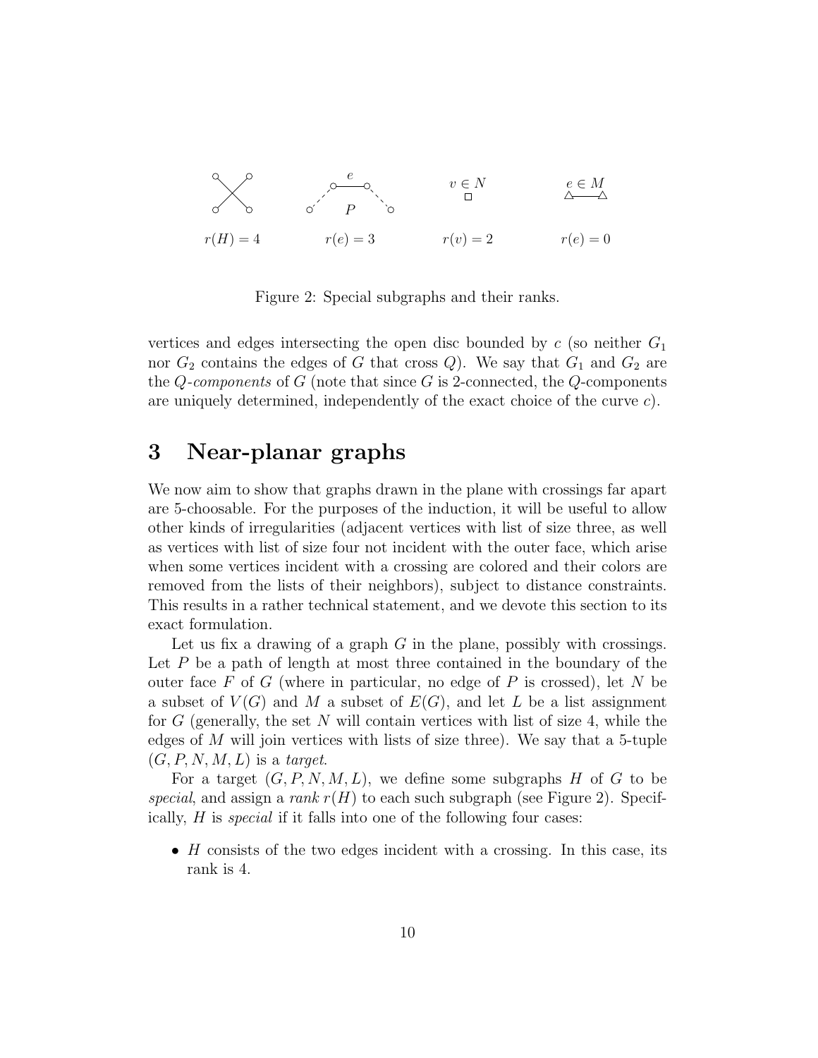$r(H) = 4$ $r(e) = 3$ $r(v) = 2$ $r(e) = 0$

Figure 2: Special subgraphs and their ranks.

vertices and edges intersecting the open disc bounded by $c$ (so neither $G_1$ nor $G_2$ contains the edges of $G$ that cross $Q$). We say that $G_1$ and $G_2$ are the $Q$-*components* of $G$ (note that since $G$ is 2-connected, the $Q$-components are uniquely determined, independently of the exact choice of the curve $c$).

# 3 Near-planar graphs

We now aim to show that graphs drawn in the plane with crossings far apart are 5-choosable. For the purposes of the induction, it will be useful to allow other kinds of irregularities (adjacent vertices with list of size three, as well as vertices with list of size four not incident with the outer face, which arise when some vertices incident with a crossing are colored and their colors are removed from the lists of their neighbors), subject to distance constraints. This results in a rather technical statement, and we devote this section to its exact formulation.

Let us fix a drawing of a graph $G$ in the plane, possibly with crossings. Let $P$ be a path of length at most three contained in the boundary of the outer face $F$ of $G$ (where in particular, no edge of $P$ is crossed), let $N$ be a subset of $V(G)$ and $M$ a subset of $E(G)$, and let $L$ be a list assignment for $G$ (generally, the set $N$ will contain vertices with list of size 4, while the edges of $M$ will join vertices with lists of size three). We say that a 5-tuple $(G, P, N, M, L)$ is a *target*.

For a target $(G, P, N, M, L)$, we define some subgraphs $H$ of $G$ to be *special*, and assign a *rank* $r(H)$ to each such subgraph (see Figure 2). Specifically, $H$ is *special* if it falls into one of the following four cases:

- $H$ consists of the two edges incident with a crossing. In this case, its rank is 4.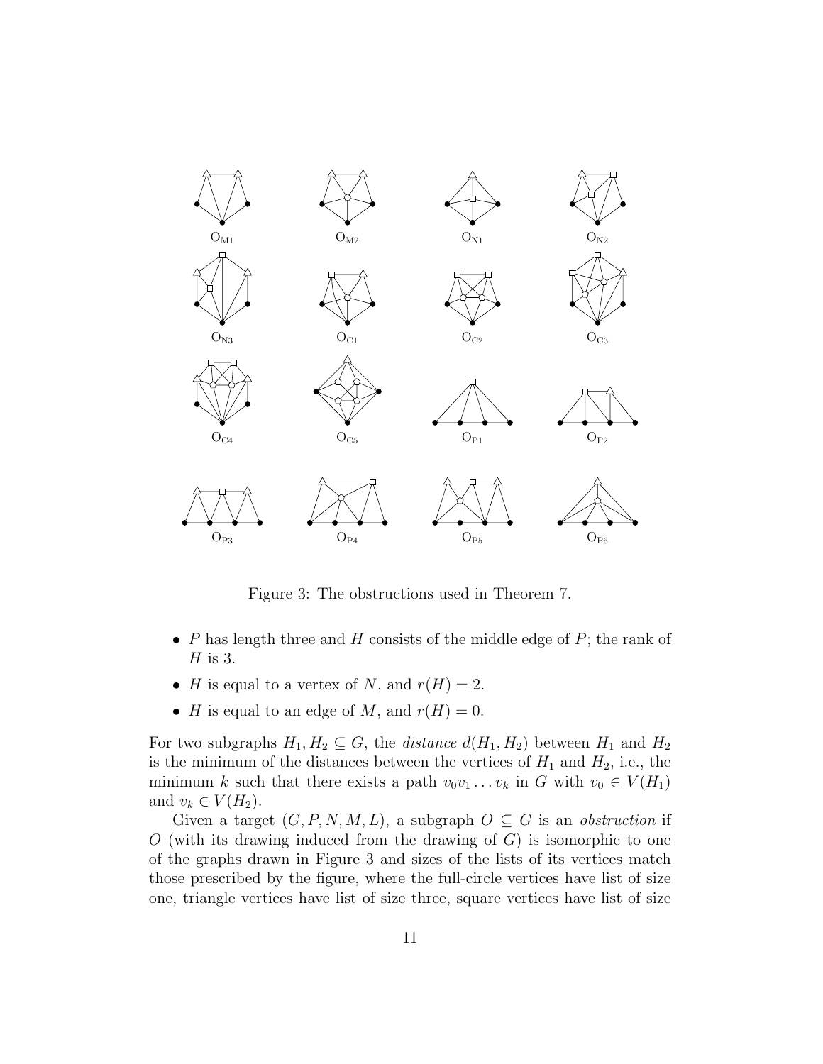Figure 3: The obstructions used in Theorem 7.

- $P$ has length three and $H$ consists of the middle edge of $P$; the rank of $H$ is 3.
- $H$ is equal to a vertex of $N$, and $r(H) = 2$.
- $H$ is equal to an edge of $M$, and $r(H) = 0$.

For two subgraphs $H_1, H_2 \subseteq G$, the *distance* $d(H_1, H_2)$ between $H_1$ and $H_2$ is the minimum of the distances between the vertices of $H_1$ and $H_2$, i.e., the minimum $k$ such that there exists a path $v_0v_1 \ldots v_k$ in $G$ with $v_0 \in V(H_1)$ and $v_k \in V(H_2)$.

Given a target $(G, P, N, M, L)$, a subgraph $O \subseteq G$ is an *obstruction* if $O$ (with its drawing induced from the drawing of $G$) is isomorphic to one of the graphs drawn in Figure 3 and sizes of the lists of its vertices match those prescribed by the figure, where the full-circle vertices have list of size one, triangle vertices have list of size three, square vertices have list of size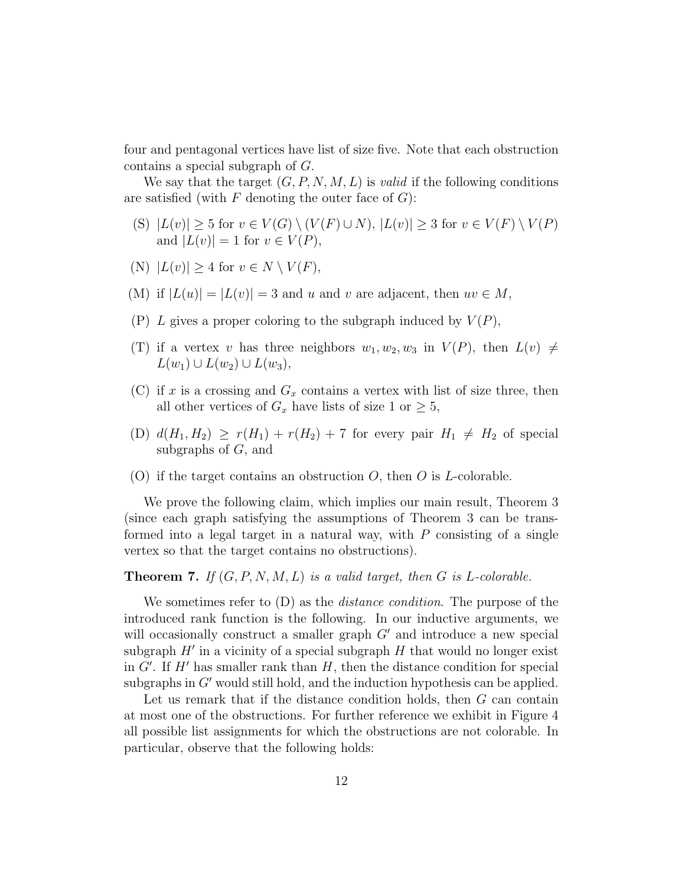four and pentagonal vertices have list of size five. Note that each obstruction contains a special subgraph of $G$.

We say that the target $(G, P, N, M, L)$ is *valid* if the following conditions are satisfied (with $F$ denoting the outer face of $G$):

(S) $|L(v)| \geq 5$ for $v \in V(G) \setminus (V(F) \cup N)$, $|L(v)| \geq 3$ for $v \in V(F) \setminus V(P)$ and $|L(v)| = 1$ for $v \in V(P)$,

(N) $|L(v)| \geq 4$ for $v \in N \setminus V(F)$,

(M) if $|L(u)| = |L(v)| = 3$ and $u$ and $v$ are adjacent, then $uv \in M$,

(P) $L$ gives a proper coloring to the subgraph induced by $V(P)$,

(T) if a vertex $v$ has three neighbors $w_1, w_2, w_3$ in $V(P)$, then $L(v) \neq L(w_1) \cup L(w_2) \cup L(w_3)$,

(C) if $x$ is a crossing and $G_x$ contains a vertex with list of size three, then all other vertices of $G_x$ have lists of size 1 or $\geq 5$,

(D) $d(H_1, H_2) \geq r(H_1) + r(H_2) + 7$ for every pair $H_1 \neq H_2$ of special subgraphs of $G$, and

(O) if the target contains an obstruction $O$, then $O$ is $L$-colorable.

We prove the following claim, which implies our main result, Theorem 3 (since each graph satisfying the assumptions of Theorem 3 can be transformed into a legal target in a natural way, with $P$ consisting of a single vertex so that the target contains no obstructions).

**Theorem 7.** *If $(G, P, N, M, L)$ is a valid target, then $G$ is $L$-colorable.*

We sometimes refer to (D) as the *distance condition*. The purpose of the introduced rank function is the following. In our inductive arguments, we will occasionally construct a smaller graph $G'$ and introduce a new special subgraph $H'$ in a vicinity of a special subgraph $H$ that would no longer exist in $G'$. If $H'$ has smaller rank than $H$, then the distance condition for special subgraphs in $G'$ would still hold, and the induction hypothesis can be applied.

Let us remark that if the distance condition holds, then $G$ can contain at most one of the obstructions. For further reference we exhibit in Figure 4 all possible list assignments for which the obstructions are not colorable. In particular, observe that the following holds: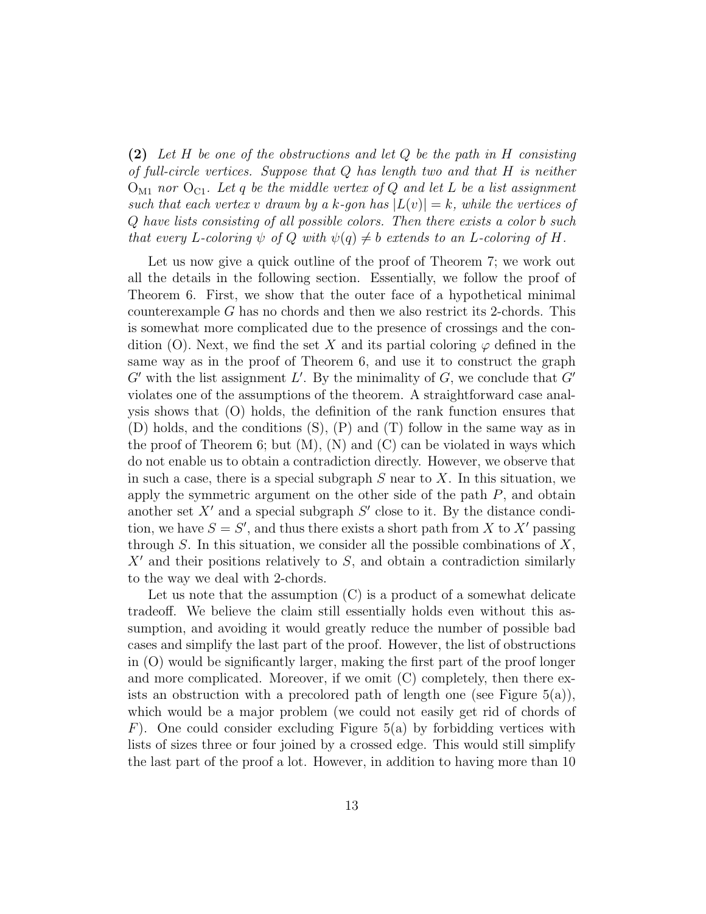**(2)** *Let $H$ be one of the obstructions and let $Q$ be the path in $H$ consisting of full-circle vertices. Suppose that $Q$ has length two and that $H$ is neither $\mathrm{O}_{\mathrm{M1}}$ nor $\mathrm{O}_{\mathrm{C1}}$. Let $q$ be the middle vertex of $Q$ and let $L$ be a list assignment such that each vertex $v$ drawn by a $k$-gon has $|L(v)| = k$, while the vertices of $Q$ have lists consisting of all possible colors. Then there exists a color $b$ such that every $L$-coloring $\psi$ of $Q$ with $\psi(q) \neq b$ extends to an $L$-coloring of $H$.*

Let us now give a quick outline of the proof of Theorem 7; we work out all the details in the following section. Essentially, we follow the proof of Theorem 6. First, we show that the outer face of a hypothetical minimal counterexample $G$ has no chords and then we also restrict its 2-chords. This is somewhat more complicated due to the presence of crossings and the condition (O). Next, we find the set $X$ and its partial coloring $\varphi$ defined in the same way as in the proof of Theorem 6, and use it to construct the graph $G'$ with the list assignment $L'$. By the minimality of $G$, we conclude that $G'$ violates one of the assumptions of the theorem. A straightforward case analysis shows that (O) holds, the definition of the rank function ensures that (D) holds, and the conditions (S), (P) and (T) follow in the same way as in the proof of Theorem 6; but (M), (N) and (C) can be violated in ways which do not enable us to obtain a contradiction directly. However, we observe that in such a case, there is a special subgraph $S$ near to $X$. In this situation, we apply the symmetric argument on the other side of the path $P$, and obtain another set $X'$ and a special subgraph $S'$ close to it. By the distance condition, we have $S = S'$, and thus there exists a short path from $X$ to $X'$ passing through $S$. In this situation, we consider all the possible combinations of $X$, $X'$ and their positions relatively to $S$, and obtain a contradiction similarly to the way we deal with 2-chords.

Let us note that the assumption (C) is a product of a somewhat delicate tradeoff. We believe the claim still essentially holds even without this assumption, and avoiding it would greatly reduce the number of possible bad cases and simplify the last part of the proof. However, the list of obstructions in (O) would be significantly larger, making the first part of the proof longer and more complicated. Moreover, if we omit (C) completely, then there exists an obstruction with a precolored path of length one (see Figure 5(a)), which would be a major problem (we could not easily get rid of chords of $F$). One could consider excluding Figure 5(a) by forbidding vertices with lists of sizes three or four joined by a crossed edge. This would still simplify the last part of the proof a lot. However, in addition to having more than 10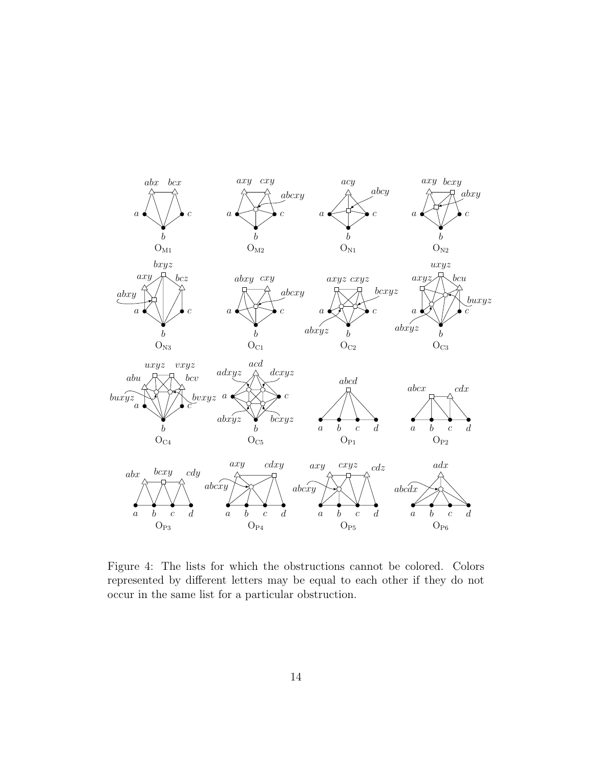Figure 4: The lists for which the obstructions cannot be colored. Colors represented by different letters may be equal to each other if they do not occur in the same list for a particular obstruction.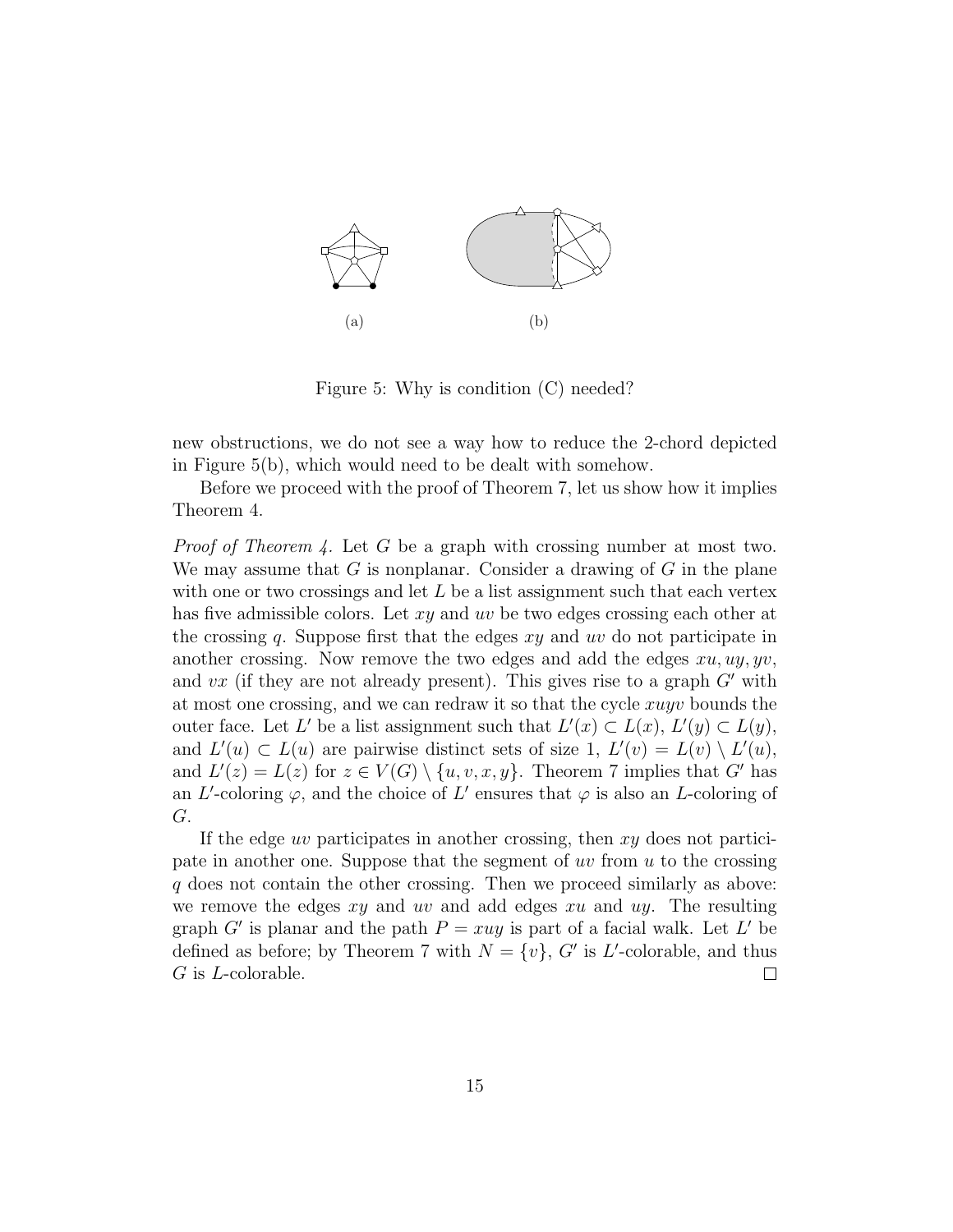(a) (b)

Figure 5: Why is condition (C) needed?

new obstructions, we do not see a way how to reduce the 2-chord depicted in Figure 5(b), which would need to be dealt with somehow.

Before we proceed with the proof of Theorem 7, let us show how it implies Theorem 4.

*Proof of Theorem 4.* Let $G$ be a graph with crossing number at most two. We may assume that $G$ is nonplanar. Consider a drawing of $G$ in the plane with one or two crossings and let $L$ be a list assignment such that each vertex has five admissible colors. Let $xy$ and $uv$ be two edges crossing each other at the crossing $q$. Suppose first that the edges $xy$ and $uv$ do not participate in another crossing. Now remove the two edges and add the edges $xu, uy, yv$, and $vx$ (if they are not already present). This gives rise to a graph $G'$ with at most one crossing, and we can redraw it so that the cycle $xuyv$ bounds the outer face. Let $L'$ be a list assignment such that $L'(x) \subset L(x)$, $L'(y) \subset L(y)$, and $L'(u) \subset L(u)$ are pairwise distinct sets of size 1, $L'(v) = L(v) \setminus L'(u)$, and $L'(z) = L(z)$ for $z \in V(G) \setminus \{u, v, x, y\}$. Theorem 7 implies that $G'$ has an $L'$-coloring $\varphi$, and the choice of $L'$ ensures that $\varphi$ is also an $L$-coloring of $G$.

If the edge $uv$ participates in another crossing, then $xy$ does not participate in another one. Suppose that the segment of $uv$ from $u$ to the crossing $q$ does not contain the other crossing. Then we proceed similarly as above: we remove the edges $xy$ and $uv$ and add edges $xu$ and $uy$. The resulting graph $G'$ is planar and the path $P = xuy$ is part of a facial walk. Let $L'$ be defined as before; by Theorem 7 with $N = \{v\}$, $G'$ is $L'$-colorable, and thus $G$ is $L$-colorable. $\square$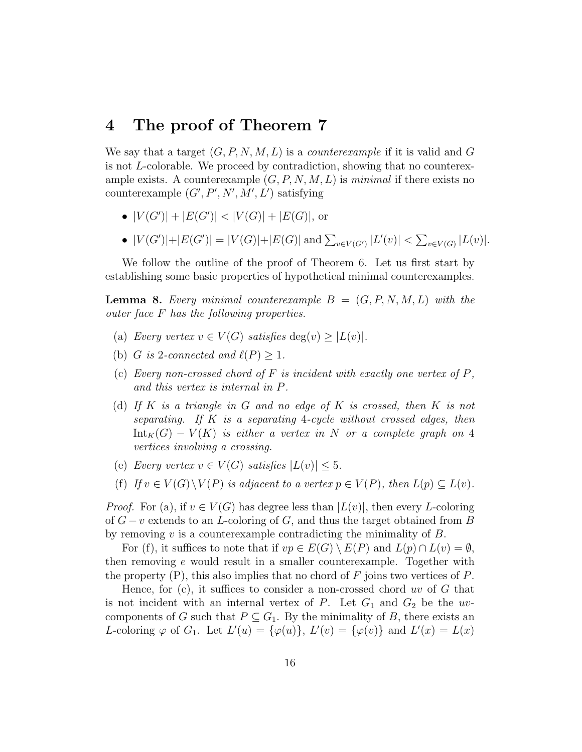# 4 The proof of Theorem 7

We say that a target $(G, P, N, M, L)$ is a *counterexample* if it is valid and $G$ is not $L$-colorable. We proceed by contradiction, showing that no counterexample exists. A counterexample $(G, P, N, M, L)$ is *minimal* if there exists no counterexample $(G', P', N', M', L')$ satisfying

- $|V(G')| + |E(G')| < |V(G)| + |E(G)|$, or
- $|V(G')|+|E(G')| = |V(G)|+|E(G)|$ and $\sum_{v\in V(G')} |L'(v)| < \sum_{v\in V(G)} |L(v)|$.

We follow the outline of the proof of Theorem 6. Let us first start by establishing some basic properties of hypothetical minimal counterexamples.

**Lemma 8.** *Every minimal counterexample $B = (G, P, N, M, L)$ with the outer face $F$ has the following properties.*

- (a) *Every vertex $v \in V(G)$ satisfies $\deg(v) \geq |L(v)|$.*
- (b) *$G$ is 2-connected and $\ell(P) \geq 1$.*
- (c) *Every non-crossed chord of $F$ is incident with exactly one vertex of $P$, and this vertex is internal in $P$.*
- (d) *If $K$ is a triangle in $G$ and no edge of $K$ is crossed, then $K$ is not separating. If $K$ is a separating 4-cycle without crossed edges, then $\mathrm{Int}_K(G) - V(K)$ is either a vertex in $N$ or a complete graph on 4 vertices involving a crossing.*
- (e) *Every vertex $v \in V(G)$ satisfies $|L(v)| \leq 5$.*
- (f) *If $v \in V(G)\setminus V(P)$ is adjacent to a vertex $p \in V(P)$, then $L(p) \subseteq L(v)$.*

*Proof.* For (a), if $v \in V(G)$ has degree less than $|L(v)|$, then every $L$-coloring of $G - v$ extends to an $L$-coloring of $G$, and thus the target obtained from $B$ by removing $v$ is a counterexample contradicting the minimality of $B$.

For (f), it suffices to note that if $vp \in E(G) \setminus E(P)$ and $L(p) \cap L(v) = \emptyset$, then removing $e$ would result in a smaller counterexample. Together with the property (P), this also implies that no chord of $F$ joins two vertices of $P$.

Hence, for (c), it suffices to consider a non-crossed chord $uv$ of $G$ that is not incident with an internal vertex of $P$. Let $G_1$ and $G_2$ be the $uv$-components of $G$ such that $P \subseteq G_1$. By the minimality of $B$, there exists an $L$-coloring $\varphi$ of $G_1$. Let $L'(u) = \{\varphi(u)\}$, $L'(v) = \{\varphi(v)\}$ and $L'(x) = L(x)$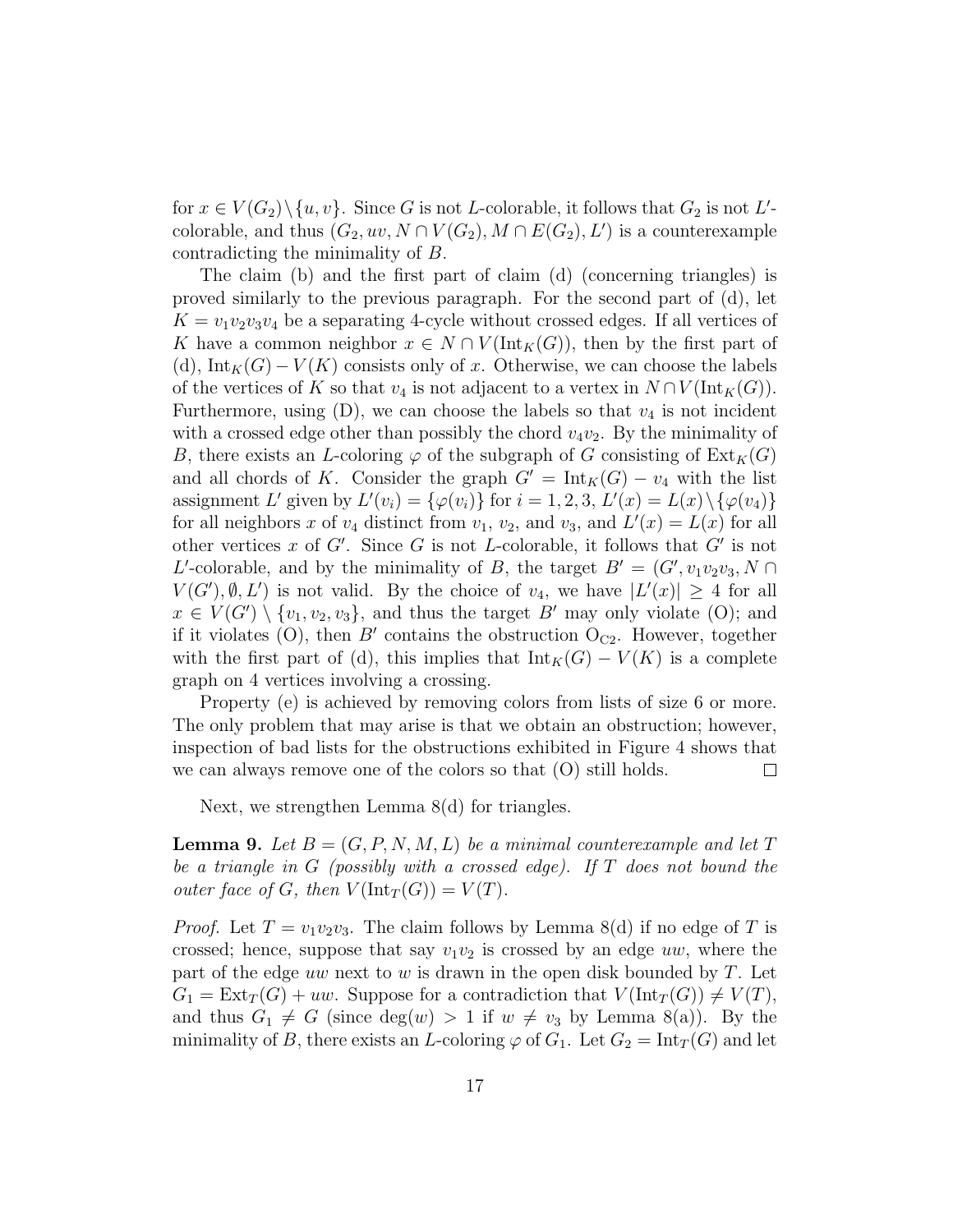for $x \in V(G_2) \setminus \{u, v\}$. Since $G$ is not $L$-colorable, it follows that $G_2$ is not $L'$-colorable, and thus $(G_2, uv, N \cap V(G_2), M \cap E(G_2), L')$ is a counterexample contradicting the minimality of $B$.

The claim (b) and the first part of claim (d) (concerning triangles) is proved similarly to the previous paragraph. For the second part of (d), let $K = v_1v_2v_3v_4$ be a separating 4-cycle without crossed edges. If all vertices of $K$ have a common neighbor $x \in N \cap V(\mathrm{Int}_K(G))$, then by the first part of (d), $\mathrm{Int}_K(G) - V(K)$ consists only of $x$. Otherwise, we can choose the labels of the vertices of $K$ so that $v_4$ is not adjacent to a vertex in $N \cap V(\mathrm{Int}_K(G))$. Furthermore, using (D), we can choose the labels so that $v_4$ is not incident with a crossed edge other than possibly the chord $v_4v_2$. By the minimality of $B$, there exists an $L$-coloring $\varphi$ of the subgraph of $G$ consisting of $\mathrm{Ext}_K(G)$ and all chords of $K$. Consider the graph $G' = \mathrm{Int}_K(G) - v_4$ with the list assignment $L'$ given by $L'(v_i) = \{\varphi(v_i)\}$ for $i = 1, 2, 3$, $L'(x) = L(x) \setminus \{\varphi(v_4)\}$ for all neighbors $x$ of $v_4$ distinct from $v_1$, $v_2$, and $v_3$, and $L'(x) = L(x)$ for all other vertices $x$ of $G'$. Since $G$ is not $L$-colorable, it follows that $G'$ is not $L'$-colorable, and by the minimality of $B$, the target $B' = (G', v_1v_2v_3, N \cap V(G'), \emptyset, L')$ is not valid. By the choice of $v_4$, we have $|L'(x)| \geq 4$ for all $x \in V(G') \setminus \{v_1, v_2, v_3\}$, and thus the target $B'$ may only violate (O); and if it violates (O), then $B'$ contains the obstruction $\mathrm{O_{C2}}$. However, together with the first part of (d), this implies that $\mathrm{Int}_K(G) - V(K)$ is a complete graph on 4 vertices involving a crossing.

Property (e) is achieved by removing colors from lists of size 6 or more. The only problem that may arise is that we obtain an obstruction; however, inspection of bad lists for the obstructions exhibited in Figure 4 shows that we can always remove one of the colors so that (O) still holds. $\square$

Next, we strengthen Lemma 8(d) for triangles.

**Lemma 9.** *Let $B = (G, P, N, M, L)$ be a minimal counterexample and let $T$ be a triangle in $G$ (possibly with a crossed edge). If $T$ does not bound the outer face of $G$, then $V(\mathrm{Int}_T(G)) = V(T)$.*

*Proof.* Let $T = v_1v_2v_3$. The claim follows by Lemma 8(d) if no edge of $T$ is crossed; hence, suppose that say $v_1v_2$ is crossed by an edge $uw$, where the part of the edge $uw$ next to $w$ is drawn in the open disk bounded by $T$. Let $G_1 = \mathrm{Ext}_T(G) + uw$. Suppose for a contradiction that $V(\mathrm{Int}_T(G)) \neq V(T)$, and thus $G_1 \neq G$ (since $\deg(w) > 1$ if $w \neq v_3$ by Lemma 8(a)). By the minimality of $B$, there exists an $L$-coloring $\varphi$ of $G_1$. Let $G_2 = \mathrm{Int}_T(G)$ and let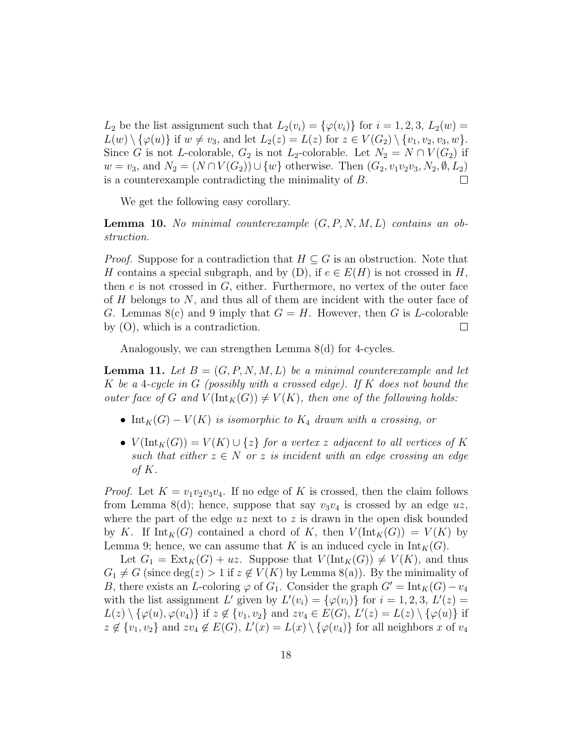$L_2$ be the list assignment such that $L_2(v_i) = \{\varphi(v_i)\}$ for $i = 1, 2, 3$, $L_2(w) = L(w) \setminus \{\varphi(u)\}$ if $w \neq v_3$, and let $L_2(z) = L(z)$ for $z \in V(G_2) \setminus \{v_1, v_2, v_3, w\}$. Since $G$ is not $L$-colorable, $G_2$ is not $L_2$-colorable. Let $N_2 = N \cap V(G_2)$ if $w = v_3$, and $N_2 = (N \cap V(G_2)) \cup \{w\}$ otherwise. Then $(G_2, v_1v_2v_3, N_2, \emptyset, L_2)$ is a counterexample contradicting the minimality of $B$. □

We get the following easy corollary.

**Lemma 10.** *No minimal counterexample $(G, P, N, M, L)$ contains an obstruction.*

*Proof.* Suppose for a contradiction that $H \subseteq G$ is an obstruction. Note that $H$ contains a special subgraph, and by (D), if $e \in E(H)$ is not crossed in $H$, then $e$ is not crossed in $G$, either. Furthermore, no vertex of the outer face of $H$ belongs to $N$, and thus all of them are incident with the outer face of $G$. Lemmas 8(c) and 9 imply that $G = H$. However, then $G$ is $L$-colorable by (O), which is a contradiction. □

Analogously, we can strengthen Lemma 8(d) for 4-cycles.

**Lemma 11.** *Let $B = (G, P, N, M, L)$ be a minimal counterexample and let $K$ be a 4-cycle in $G$ (possibly with a crossed edge). If $K$ does not bound the outer face of $G$ and $V(\mathrm{Int}_K(G)) \neq V(K)$, then one of the following holds:*

- *$\mathrm{Int}_K(G) - V(K)$ is isomorphic to $K_4$ drawn with a crossing, or*
- *$V(\mathrm{Int}_K(G)) = V(K) \cup \{z\}$ for a vertex $z$ adjacent to all vertices of $K$ such that either $z \in N$ or $z$ is incident with an edge crossing an edge of $K$.*

*Proof.* Let $K = v_1v_2v_3v_4$. If no edge of $K$ is crossed, then the claim follows from Lemma 8(d); hence, suppose that say $v_3v_4$ is crossed by an edge $uz$, where the part of the edge $uz$ next to $z$ is drawn in the open disk bounded by $K$. If $\mathrm{Int}_K(G)$ contained a chord of $K$, then $V(\mathrm{Int}_K(G)) = V(K)$ by Lemma 9; hence, we can assume that $K$ is an induced cycle in $\mathrm{Int}_K(G)$.

Let $G_1 = \mathrm{Ext}_K(G) + uz$. Suppose that $V(\mathrm{Int}_K(G)) \neq V(K)$, and thus $G_1 \neq G$ (since $\deg(z) > 1$ if $z \notin V(K)$ by Lemma 8(a)). By the minimality of $B$, there exists an $L$-coloring $\varphi$ of $G_1$. Consider the graph $G' = \mathrm{Int}_K(G) - v_4$ with the list assignment $L'$ given by $L'(v_i) = \{\varphi(v_i)\}$ for $i = 1, 2, 3$, $L'(z) = L(z) \setminus \{\varphi(u), \varphi(v_4)\}$ if $z \notin \{v_1, v_2\}$ and $zv_4 \in E(G)$, $L'(z) = L(z) \setminus \{\varphi(u)\}$ if $z \notin \{v_1, v_2\}$ and $zv_4 \notin E(G)$, $L'(x) = L(x) \setminus \{\varphi(v_4)\}$ for all neighbors $x$ of $v_4$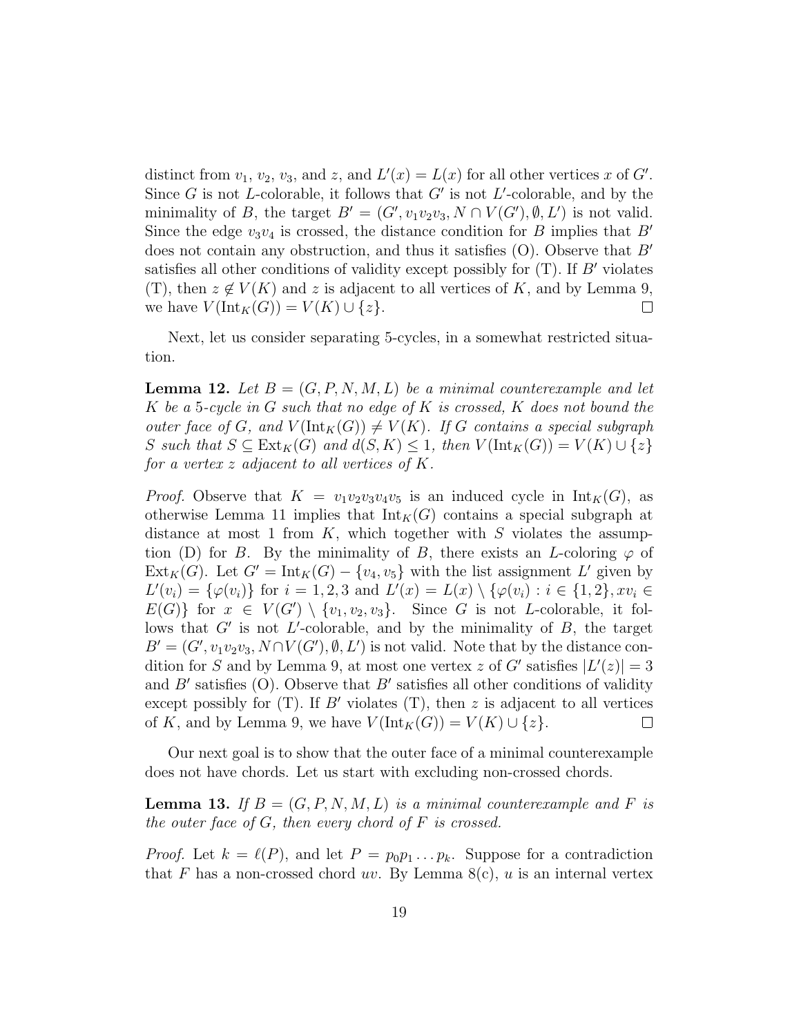distinct from $v_1$, $v_2$, $v_3$, and $z$, and $L'(x) = L(x)$ for all other vertices $x$ of $G'$. Since $G$ is not $L$-colorable, it follows that $G'$ is not $L'$-colorable, and by the minimality of $B$, the target $B' = (G', v_1v_2v_3, N \cap V(G'), \emptyset, L')$ is not valid. Since the edge $v_3v_4$ is crossed, the distance condition for $B$ implies that $B'$ does not contain any obstruction, and thus it satisfies (O). Observe that $B'$ satisfies all other conditions of validity except possibly for (T). If $B'$ violates (T), then $z \notin V(K)$ and $z$ is adjacent to all vertices of $K$, and by Lemma 9, we have $V(\mathrm{Int}_K(G)) = V(K) \cup \{z\}$. □

Next, let us consider separating 5-cycles, in a somewhat restricted situation.

**Lemma 12.** *Let $B = (G, P, N, M, L)$ be a minimal counterexample and let $K$ be a 5-cycle in $G$ such that no edge of $K$ is crossed, $K$ does not bound the outer face of $G$, and $V(\mathrm{Int}_K(G)) \neq V(K)$. If $G$ contains a special subgraph $S$ such that $S \subseteq \mathrm{Ext}_K(G)$ and $d(S, K) \leq 1$, then $V(\mathrm{Int}_K(G)) = V(K) \cup \{z\}$ for a vertex $z$ adjacent to all vertices of $K$.*

*Proof.* Observe that $K = v_1v_2v_3v_4v_5$ is an induced cycle in $\mathrm{Int}_K(G)$, as otherwise Lemma 11 implies that $\mathrm{Int}_K(G)$ contains a special subgraph at distance at most 1 from $K$, which together with $S$ violates the assumption (D) for $B$. By the minimality of $B$, there exists an $L$-coloring $\varphi$ of $\mathrm{Ext}_K(G)$. Let $G' = \mathrm{Int}_K(G) - \{v_4, v_5\}$ with the list assignment $L'$ given by $L'(v_i) = \{\varphi(v_i)\}$ for $i = 1, 2, 3$ and $L'(x) = L(x) \setminus \{\varphi(v_i) : i \in \{1, 2\}, xv_i \in E(G)\}$ for $x \in V(G') \setminus \{v_1, v_2, v_3\}$. Since $G$ is not $L$-colorable, it follows that $G'$ is not $L'$-colorable, and by the minimality of $B$, the target $B' = (G', v_1v_2v_3, N \cap V(G'), \emptyset, L')$ is not valid. Note that by the distance condition for $S$ and by Lemma 9, at most one vertex $z$ of $G'$ satisfies $|L'(z)| = 3$ and $B'$ satisfies (O). Observe that $B'$ satisfies all other conditions of validity except possibly for (T). If $B'$ violates (T), then $z$ is adjacent to all vertices of $K$, and by Lemma 9, we have $V(\mathrm{Int}_K(G)) = V(K) \cup \{z\}$. □

Our next goal is to show that the outer face of a minimal counterexample does not have chords. Let us start with excluding non-crossed chords.

**Lemma 13.** *If $B = (G, P, N, M, L)$ is a minimal counterexample and $F$ is the outer face of $G$, then every chord of $F$ is crossed.*

*Proof.* Let $k = \ell(P)$, and let $P = p_0p_1 \ldots p_k$. Suppose for a contradiction that $F$ has a non-crossed chord $uv$. By Lemma 8(c), $u$ is an internal vertex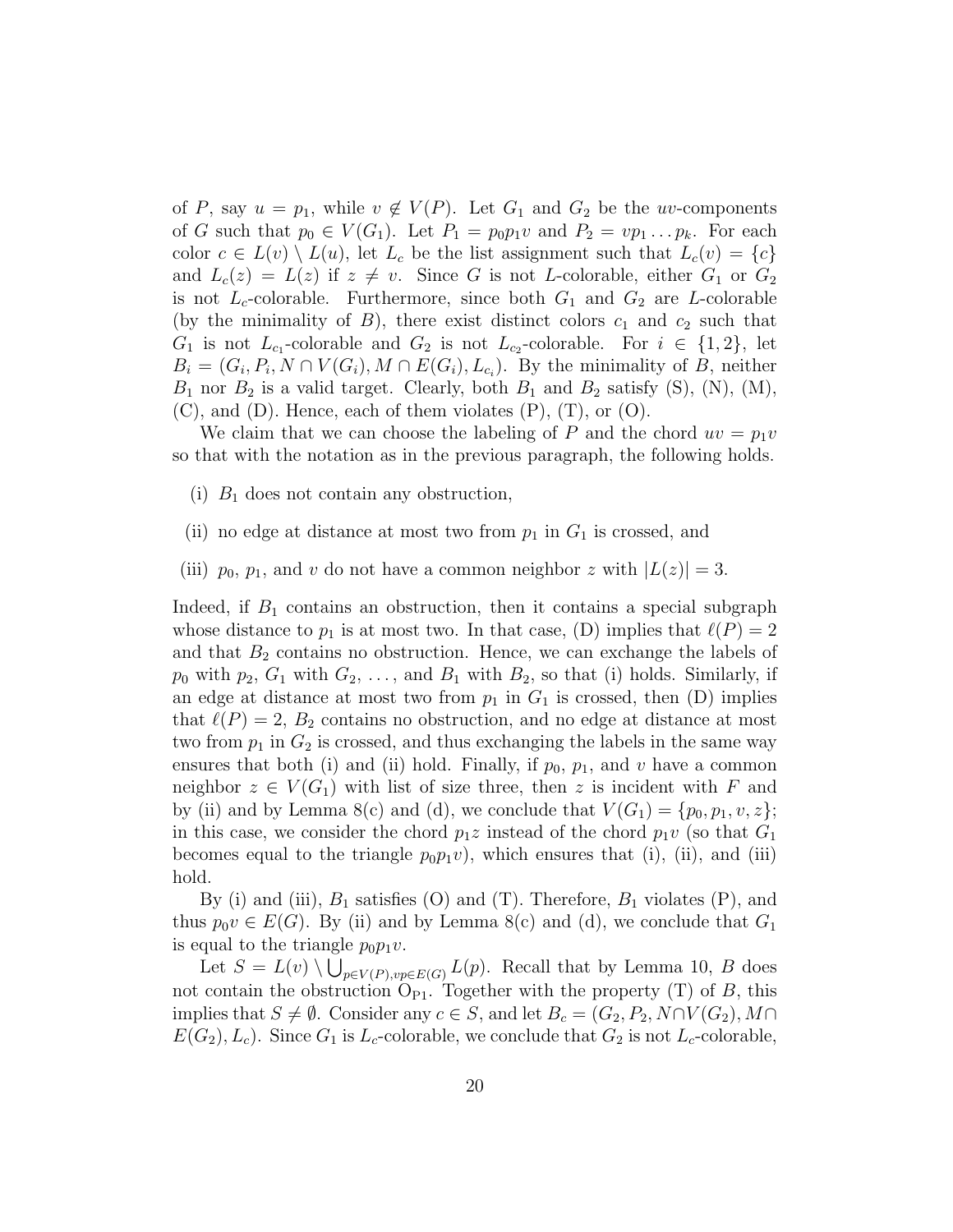of $P$, say $u = p_1$, while $v \notin V(P)$. Let $G_1$ and $G_2$ be the $uv$-components of $G$ such that $p_0 \in V(G_1)$. Let $P_1 = p_0p_1v$ and $P_2 = vp_1 \ldots p_k$. For each color $c \in L(v) \setminus L(u)$, let $L_c$ be the list assignment such that $L_c(v) = \{c\}$ and $L_c(z) = L(z)$ if $z \neq v$. Since $G$ is not $L$-colorable, either $G_1$ or $G_2$ is not $L_c$-colorable. Furthermore, since both $G_1$ and $G_2$ are $L$-colorable (by the minimality of $B$), there exist distinct colors $c_1$ and $c_2$ such that $G_1$ is not $L_{c_1}$-colorable and $G_2$ is not $L_{c_2}$-colorable. For $i \in \{1, 2\}$, let $B_i = (G_i, P_i, N \cap V(G_i), M \cap E(G_i), L_{c_i})$. By the minimality of $B$, neither $B_1$ nor $B_2$ is a valid target. Clearly, both $B_1$ and $B_2$ satisfy (S), (N), (M), (C), and (D). Hence, each of them violates (P), (T), or (O).

We claim that we can choose the labeling of $P$ and the chord $uv = p_1v$ so that with the notation as in the previous paragraph, the following holds.

(i) $B_1$ does not contain any obstruction,

(ii) no edge at distance at most two from $p_1$ in $G_1$ is crossed, and

(iii) $p_0$, $p_1$, and $v$ do not have a common neighbor $z$ with $|L(z)| = 3$.

Indeed, if $B_1$ contains an obstruction, then it contains a special subgraph whose distance to $p_1$ is at most two. In that case, (D) implies that $\ell(P) = 2$ and that $B_2$ contains no obstruction. Hence, we can exchange the labels of $p_0$ with $p_2$, $G_1$ with $G_2$, ..., and $B_1$ with $B_2$, so that (i) holds. Similarly, if an edge at distance at most two from $p_1$ in $G_1$ is crossed, then (D) implies that $\ell(P) = 2$, $B_2$ contains no obstruction, and no edge at distance at most two from $p_1$ in $G_2$ is crossed, and thus exchanging the labels in the same way ensures that both (i) and (ii) hold. Finally, if $p_0$, $p_1$, and $v$ have a common neighbor $z \in V(G_1)$ with list of size three, then $z$ is incident with $F$ and by (ii) and by Lemma 8(c) and (d), we conclude that $V(G_1) = \{p_0, p_1, v, z\}$; in this case, we consider the chord $p_1z$ instead of the chord $p_1v$ (so that $G_1$ becomes equal to the triangle $p_0p_1v$), which ensures that (i), (ii), and (iii) hold.

By (i) and (iii), $B_1$ satisfies (O) and (T). Therefore, $B_1$ violates (P), and thus $p_0v \in E(G)$. By (ii) and by Lemma 8(c) and (d), we conclude that $G_1$ is equal to the triangle $p_0p_1v$.

Let $S = L(v) \setminus \bigcup_{p \in V(P), vp \in E(G)} L(p)$. Recall that by Lemma 10, $B$ does not contain the obstruction $\mathrm{O_{P1}}$. Together with the property (T) of $B$, this implies that $S \neq \emptyset$. Consider any $c \in S$, and let $B_c = (G_2, P_2, N \cap V(G_2), M \cap E(G_2), L_c)$. Since $G_1$ is $L_c$-colorable, we conclude that $G_2$ is not $L_c$-colorable,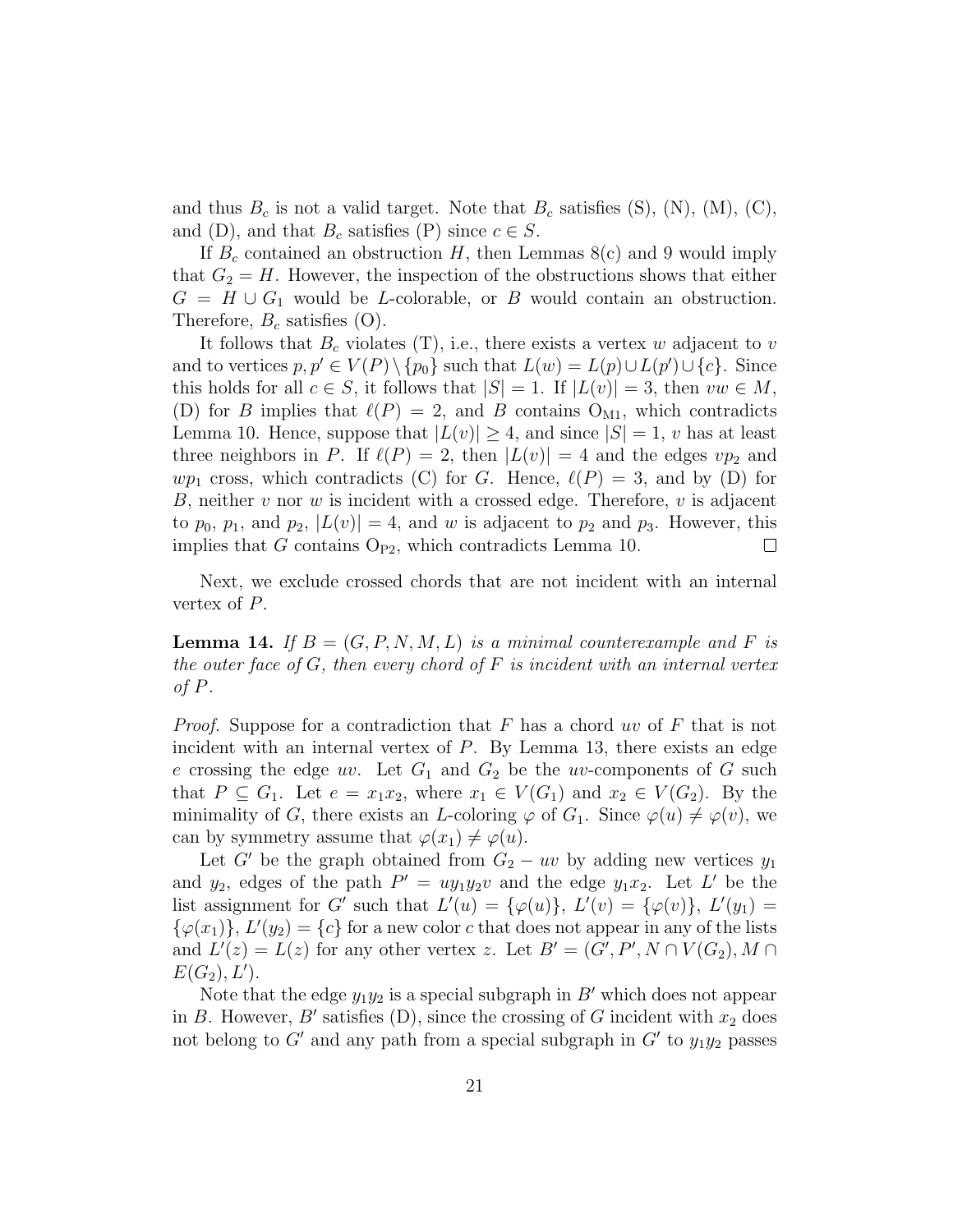and thus $B_c$ is not a valid target. Note that $B_c$ satisfies (S), (N), (M), (C), and (D), and that $B_c$ satisfies (P) since $c \in S$.

If $B_c$ contained an obstruction $H$, then Lemmas 8(c) and 9 would imply that $G_2 = H$. However, the inspection of the obstructions shows that either $G = H \cup G_1$ would be $L$-colorable, or $B$ would contain an obstruction. Therefore, $B_c$ satisfies (O).

It follows that $B_c$ violates (T), i.e., there exists a vertex $w$ adjacent to $v$ and to vertices $p, p' \in V(P) \setminus \{p_0\}$ such that $L(w) = L(p) \cup L(p') \cup \{c\}$. Since this holds for all $c \in S$, it follows that $|S| = 1$. If $|L(v)| = 3$, then $vw \in M$, (D) for $B$ implies that $\ell(P) = 2$, and $B$ contains $\mathrm{O}_{\mathrm{M1}}$, which contradicts Lemma 10. Hence, suppose that $|L(v)| \geq 4$, and since $|S| = 1$, $v$ has at least three neighbors in $P$. If $\ell(P) = 2$, then $|L(v)| = 4$ and the edges $vp_2$ and $wp_1$ cross, which contradicts (C) for $G$. Hence, $\ell(P) = 3$, and by (D) for $B$, neither $v$ nor $w$ is incident with a crossed edge. Therefore, $v$ is adjacent to $p_0$, $p_1$, and $p_2$, $|L(v)| = 4$, and $w$ is adjacent to $p_2$ and $p_3$. However, this implies that $G$ contains $\mathrm{O}_{\mathrm{P2}}$, which contradicts Lemma 10. □

Next, we exclude crossed chords that are not incident with an internal vertex of $P$.

**Lemma 14.** *If $B = (G, P, N, M, L)$ is a minimal counterexample and $F$ is the outer face of $G$, then every chord of $F$ is incident with an internal vertex of $P$.*

*Proof.* Suppose for a contradiction that $F$ has a chord $uv$ of $F$ that is not incident with an internal vertex of $P$. By Lemma 13, there exists an edge $e$ crossing the edge $uv$. Let $G_1$ and $G_2$ be the $uv$-components of $G$ such that $P \subseteq G_1$. Let $e = x_1x_2$, where $x_1 \in V(G_1)$ and $x_2 \in V(G_2)$. By the minimality of $G$, there exists an $L$-coloring $\varphi$ of $G_1$. Since $\varphi(u) \neq \varphi(v)$, we can by symmetry assume that $\varphi(x_1) \neq \varphi(u)$.

Let $G'$ be the graph obtained from $G_2 - uv$ by adding new vertices $y_1$ and $y_2$, edges of the path $P' = uy_1y_2v$ and the edge $y_1x_2$. Let $L'$ be the list assignment for $G'$ such that $L'(u) = \{\varphi(u)\}$, $L'(v) = \{\varphi(v)\}$, $L'(y_1) = \{\varphi(x_1)\}$, $L'(y_2) = \{c\}$ for a new color $c$ that does not appear in any of the lists and $L'(z) = L(z)$ for any other vertex $z$. Let $B' = (G', P', N \cap V(G_2), M \cap E(G_2), L')$.

Note that the edge $y_1y_2$ is a special subgraph in $B'$ which does not appear in $B$. However, $B'$ satisfies (D), since the crossing of $G$ incident with $x_2$ does not belong to $G'$ and any path from a special subgraph in $G'$ to $y_1y_2$ passes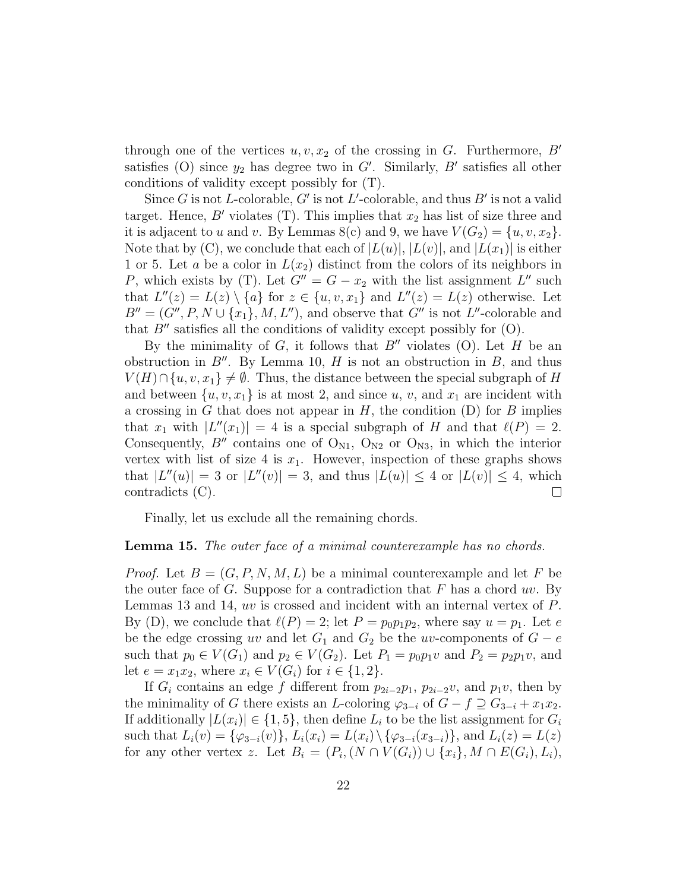through one of the vertices $u, v, x_2$ of the crossing in $G$. Furthermore, $B'$ satisfies (O) since $y_2$ has degree two in $G'$. Similarly, $B'$ satisfies all other conditions of validity except possibly for (T).

Since $G$ is not $L$-colorable, $G'$ is not $L'$-colorable, and thus $B'$ is not a valid target. Hence, $B'$ violates (T). This implies that $x_2$ has list of size three and it is adjacent to $u$ and $v$. By Lemmas 8(c) and 9, we have $V(G_2) = \{u, v, x_2\}$. Note that by (C), we conclude that each of $|L(u)|$, $|L(v)|$, and $|L(x_1)|$ is either 1 or 5. Let $a$ be a color in $L(x_2)$ distinct from the colors of its neighbors in $P$, which exists by (T). Let $G'' = G - x_2$ with the list assignment $L''$ such that $L''(z) = L(z) \setminus \{a\}$ for $z \in \{u, v, x_1\}$ and $L''(z) = L(z)$ otherwise. Let $B'' = (G'', P, N \cup \{x_1\}, M, L'')$, and observe that $G''$ is not $L''$-colorable and that $B''$ satisfies all the conditions of validity except possibly for (O).

By the minimality of $G$, it follows that $B''$ violates (O). Let $H$ be an obstruction in $B''$. By Lemma 10, $H$ is not an obstruction in $B$, and thus $V(H) \cap \{u, v, x_1\} \neq \emptyset$. Thus, the distance between the special subgraph of $H$ and between $\{u, v, x_1\}$ is at most 2, and since $u$, $v$, and $x_1$ are incident with a crossing in $G$ that does not appear in $H$, the condition (D) for $B$ implies that $x_1$ with $|L''(x_1)| = 4$ is a special subgraph of $H$ and that $\ell(P) = 2$. Consequently, $B''$ contains one of $\mathrm{O_{N1}}$, $\mathrm{O_{N2}}$ or $\mathrm{O_{N3}}$, in which the interior vertex with list of size 4 is $x_1$. However, inspection of these graphs shows that $|L''(u)| = 3$ or $|L''(v)| = 3$, and thus $|L(u)| \leq 4$ or $|L(v)| \leq 4$, which contradicts (C). $\square$

Finally, let us exclude all the remaining chords.

**Lemma 15.** *The outer face of a minimal counterexample has no chords.*

*Proof.* Let $B = (G, P, N, M, L)$ be a minimal counterexample and let $F$ be the outer face of $G$. Suppose for a contradiction that $F$ has a chord $uv$. By Lemmas 13 and 14, $uv$ is crossed and incident with an internal vertex of $P$. By (D), we conclude that $\ell(P) = 2$; let $P = p_0p_1p_2$, where say $u = p_1$. Let $e$ be the edge crossing $uv$ and let $G_1$ and $G_2$ be the $uv$-components of $G - e$ such that $p_0 \in V(G_1)$ and $p_2 \in V(G_2)$. Let $P_1 = p_0p_1v$ and $P_2 = p_2p_1v$, and let $e = x_1x_2$, where $x_i \in V(G_i)$ for $i \in \{1, 2\}$.

If $G_i$ contains an edge $f$ different from $p_{2i-2}p_1$, $p_{2i-2}v$, and $p_1v$, then by the minimality of $G$ there exists an $L$-coloring $\varphi_{3-i}$ of $G - f \supseteq G_{3-i} + x_1x_2$. If additionally $|L(x_i)| \in \{1, 5\}$, then define $L_i$ to be the list assignment for $G_i$ such that $L_i(v) = \{\varphi_{3-i}(v)\}$, $L_i(x_i) = L(x_i) \setminus \{\varphi_{3-i}(x_{3-i})\}$, and $L_i(z) = L(z)$ for any other vertex $z$. Let $B_i = (P_i, (N \cap V(G_i)) \cup \{x_i\}, M \cap E(G_i), L_i)$,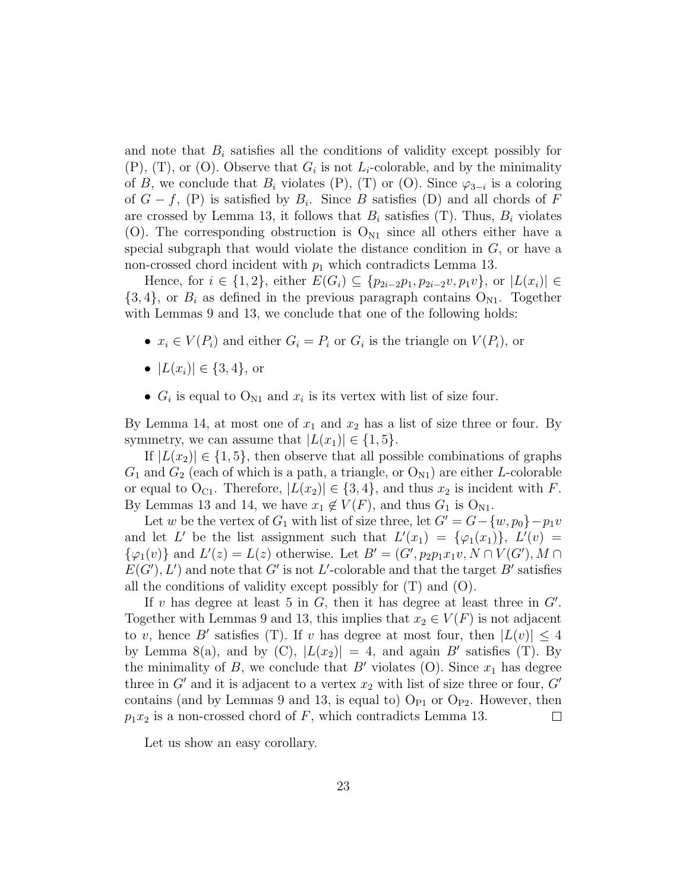and note that $B_i$ satisfies all the conditions of validity except possibly for (P), (T), or (O). Observe that $G_i$ is not $L_i$-colorable, and by the minimality of $B$, we conclude that $B_i$ violates (P), (T) or (O). Since $\varphi_{3-i}$ is a coloring of $G - f$, (P) is satisfied by $B_i$. Since $B$ satisfies (D) and all chords of $F$ are crossed by Lemma 13, it follows that $B_i$ satisfies (T). Thus, $B_i$ violates (O). The corresponding obstruction is $\mathrm{O_{N1}}$ since all others either have a special subgraph that would violate the distance condition in $G$, or have a non-crossed chord incident with $p_1$ which contradicts Lemma 13.

Hence, for $i \in \{1, 2\}$, either $E(G_i) \subseteq \{p_{2i-2}p_1, p_{2i-2}v, p_1v\}$, or $|L(x_i)| \in \{3, 4\}$, or $B_i$ as defined in the previous paragraph contains $\mathrm{O_{N1}}$. Together with Lemmas 9 and 13, we conclude that one of the following holds:

- $x_i \in V(P_i)$ and either $G_i = P_i$ or $G_i$ is the triangle on $V(P_i)$, or
- $|L(x_i)| \in \{3, 4\}$, or
- $G_i$ is equal to $\mathrm{O_{N1}}$ and $x_i$ is its vertex with list of size four.

By Lemma 14, at most one of $x_1$ and $x_2$ has a list of size three or four. By symmetry, we can assume that $|L(x_1)| \in \{1, 5\}$.

If $|L(x_2)| \in \{1, 5\}$, then observe that all possible combinations of graphs $G_1$ and $G_2$ (each of which is a path, a triangle, or $\mathrm{O_{N1}}$) are either $L$-colorable or equal to $\mathrm{O_{C1}}$. Therefore, $|L(x_2)| \in \{3, 4\}$, and thus $x_2$ is incident with $F$. By Lemmas 13 and 14, we have $x_1 \notin V(F)$, and thus $G_1$ is $\mathrm{O_{N1}}$.

Let $w$ be the vertex of $G_1$ with list of size three, let $G' = G - \{w, p_0\} - p_1v$ and let $L'$ be the list assignment such that $L'(x_1) = \{\varphi_1(x_1)\}$, $L'(v) = \{\varphi_1(v)\}$ and $L'(z) = L(z)$ otherwise. Let $B' = (G', p_2p_1x_1v, N \cap V(G'), M \cap E(G'), L')$ and note that $G'$ is not $L'$-colorable and that the target $B'$ satisfies all the conditions of validity except possibly for (T) and (O).

If $v$ has degree at least 5 in $G$, then it has degree at least three in $G'$. Together with Lemmas 9 and 13, this implies that $x_2 \in V(F)$ is not adjacent to $v$, hence $B'$ satisfies (T). If $v$ has degree at most four, then $|L(v)| \leq 4$ by Lemma 8(a), and by (C), $|L(x_2)| = 4$, and again $B'$ satisfies (T). By the minimality of $B$, we conclude that $B'$ violates (O). Since $x_1$ has degree three in $G'$ and it is adjacent to a vertex $x_2$ with list of size three or four, $G'$ contains (and by Lemmas 9 and 13, is equal to) $\mathrm{O_{P1}}$ or $\mathrm{O_{P2}}$. However, then $p_1x_2$ is a non-crossed chord of $F$, which contradicts Lemma 13. $\square$

Let us show an easy corollary.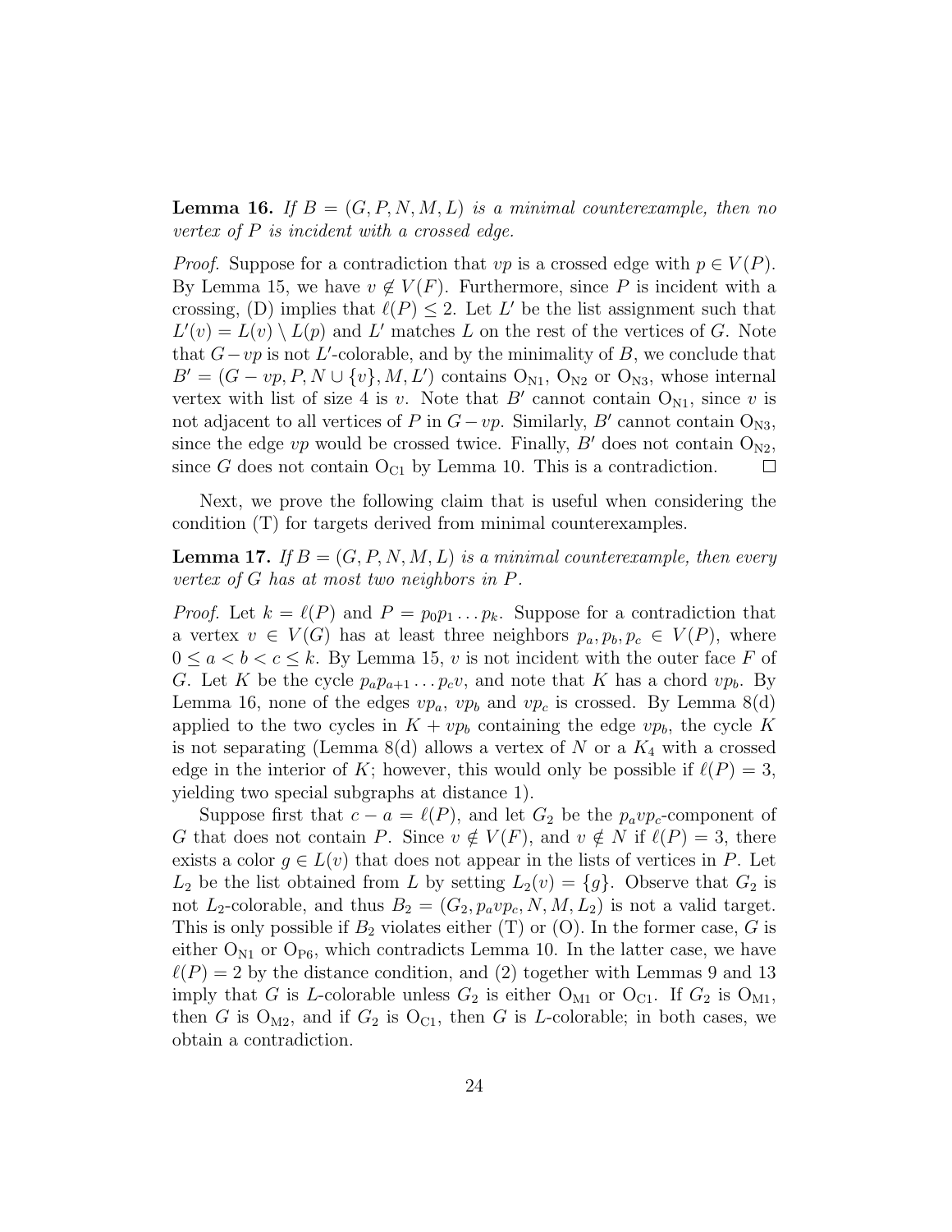**Lemma 16.** *If $B = (G, P, N, M, L)$ is a minimal counterexample, then no vertex of $P$ is incident with a crossed edge.*

*Proof.* Suppose for a contradiction that $vp$ is a crossed edge with $p \in V(P)$. By Lemma 15, we have $v \notin V(F)$. Furthermore, since $P$ is incident with a crossing, (D) implies that $\ell(P) \leq 2$. Let $L'$ be the list assignment such that $L'(v) = L(v) \setminus L(p)$ and $L'$ matches $L$ on the rest of the vertices of $G$. Note that $G - vp$ is not $L'$-colorable, and by the minimality of $B$, we conclude that $B' = (G - vp, P, N \cup \{v\}, M, L')$ contains $O_{N1}$, $O_{N2}$ or $O_{N3}$, whose internal vertex with list of size 4 is $v$. Note that $B'$ cannot contain $O_{N1}$, since $v$ is not adjacent to all vertices of $P$ in $G - vp$. Similarly, $B'$ cannot contain $O_{N3}$, since the edge $vp$ would be crossed twice. Finally, $B'$ does not contain $O_{N2}$, since $G$ does not contain $O_{C1}$ by Lemma 10. This is a contradiction. $\square$

Next, we prove the following claim that is useful when considering the condition (T) for targets derived from minimal counterexamples.

**Lemma 17.** *If $B = (G, P, N, M, L)$ is a minimal counterexample, then every vertex of $G$ has at most two neighbors in $P$.*

*Proof.* Let $k = \ell(P)$ and $P = p_0 p_1 \dots p_k$. Suppose for a contradiction that a vertex $v \in V(G)$ has at least three neighbors $p_a, p_b, p_c \in V(P)$, where $0 \leq a < b < c \leq k$. By Lemma 15, $v$ is not incident with the outer face $F$ of $G$. Let $K$ be the cycle $p_a p_{a+1} \dots p_c v$, and note that $K$ has a chord $vp_b$. By Lemma 16, none of the edges $vp_a$, $vp_b$ and $vp_c$ is crossed. By Lemma 8(d) applied to the two cycles in $K + vp_b$ containing the edge $vp_b$, the cycle $K$ is not separating (Lemma 8(d) allows a vertex of $N$ or a $K_4$ with a crossed edge in the interior of $K$; however, this would only be possible if $\ell(P) = 3$, yielding two special subgraphs at distance 1).

Suppose first that $c - a = \ell(P)$, and let $G_2$ be the $p_a v p_c$-component of $G$ that does not contain $P$. Since $v \notin V(F)$, and $v \notin N$ if $\ell(P) = 3$, there exists a color $g \in L(v)$ that does not appear in the lists of vertices in $P$. Let $L_2$ be the list obtained from $L$ by setting $L_2(v) = \{g\}$. Observe that $G_2$ is not $L_2$-colorable, and thus $B_2 = (G_2, p_a v p_c, N, M, L_2)$ is not a valid target. This is only possible if $B_2$ violates either (T) or (O). In the former case, $G$ is either $O_{N1}$ or $O_{P6}$, which contradicts Lemma 10. In the latter case, we have $\ell(P) = 2$ by the distance condition, and (2) together with Lemmas 9 and 13 imply that $G$ is $L$-colorable unless $G_2$ is either $O_{M1}$ or $O_{C1}$. If $G_2$ is $O_{M1}$, then $G$ is $O_{M2}$, and if $G_2$ is $O_{C1}$, then $G$ is $L$-colorable; in both cases, we obtain a contradiction.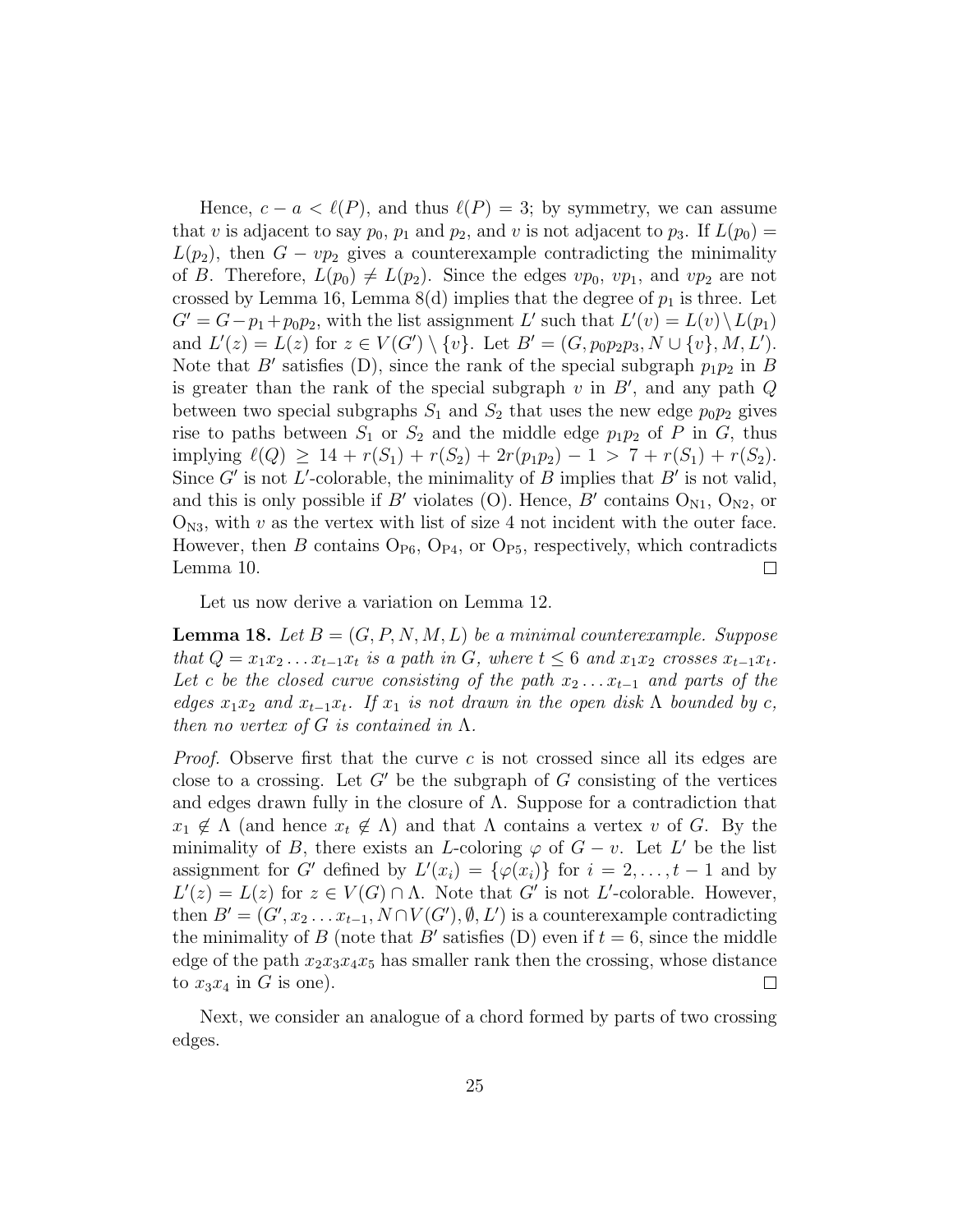Hence, $c - a < \ell(P)$, and thus $\ell(P) = 3$; by symmetry, we can assume that $v$ is adjacent to say $p_0$, $p_1$ and $p_2$, and $v$ is not adjacent to $p_3$. If $L(p_0) = L(p_2)$, then $G - vp_2$ gives a counterexample contradicting the minimality of $B$. Therefore, $L(p_0) \neq L(p_2)$. Since the edges $vp_0$, $vp_1$, and $vp_2$ are not crossed by Lemma 16, Lemma 8(d) implies that the degree of $p_1$ is three. Let $G' = G - p_1 + p_0p_2$, with the list assignment $L'$ such that $L'(v) = L(v) \setminus L(p_1)$ and $L'(z) = L(z)$ for $z \in V(G') \setminus \{v\}$. Let $B' = (G, p_0p_2p_3, N \cup \{v\}, M, L')$. Note that $B'$ satisfies (D), since the rank of the special subgraph $p_1p_2$ in $B$ is greater than the rank of the special subgraph $v$ in $B'$, and any path $Q$ between two special subgraphs $S_1$ and $S_2$ that uses the new edge $p_0p_2$ gives rise to paths between $S_1$ or $S_2$ and the middle edge $p_1p_2$ of $P$ in $G$, thus implying $\ell(Q) \geq 14 + r(S_1) + r(S_2) + 2r(p_1p_2) - 1 > 7 + r(S_1) + r(S_2)$. Since $G'$ is not $L'$-colorable, the minimality of $B$ implies that $B'$ is not valid, and this is only possible if $B'$ violates (O). Hence, $B'$ contains $\mathrm{O_{N1}}$, $\mathrm{O_{N2}}$, or $\mathrm{O_{N3}}$, with $v$ as the vertex with list of size 4 not incident with the outer face. However, then $B$ contains $\mathrm{O_{P6}}$, $\mathrm{O_{P4}}$, or $\mathrm{O_{P5}}$, respectively, which contradicts Lemma 10. □

Let us now derive a variation on Lemma 12.

**Lemma 18.** *Let $B = (G, P, N, M, L)$ be a minimal counterexample. Suppose that $Q = x_1x_2 \ldots x_{t-1}x_t$ is a path in $G$, where $t \leq 6$ and $x_1x_2$ crosses $x_{t-1}x_t$. Let $c$ be the closed curve consisting of the path $x_2 \ldots x_{t-1}$ and parts of the edges $x_1x_2$ and $x_{t-1}x_t$. If $x_1$ is not drawn in the open disk $\Lambda$ bounded by $c$, then no vertex of $G$ is contained in $\Lambda$.*

*Proof.* Observe first that the curve $c$ is not crossed since all its edges are close to a crossing. Let $G'$ be the subgraph of $G$ consisting of the vertices and edges drawn fully in the closure of $\Lambda$. Suppose for a contradiction that $x_1 \notin \Lambda$ (and hence $x_t \notin \Lambda$) and that $\Lambda$ contains a vertex $v$ of $G$. By the minimality of $B$, there exists an $L$-coloring $\varphi$ of $G - v$. Let $L'$ be the list assignment for $G'$ defined by $L'(x_i) = \{\varphi(x_i)\}$ for $i = 2, \ldots, t-1$ and by $L'(z) = L(z)$ for $z \in V(G) \cap \Lambda$. Note that $G'$ is not $L'$-colorable. However, then $B' = (G', x_2 \ldots x_{t-1}, N \cap V(G'), \emptyset, L')$ is a counterexample contradicting the minimality of $B$ (note that $B'$ satisfies (D) even if $t = 6$, since the middle edge of the path $x_2x_3x_4x_5$ has smaller rank then the crossing, whose distance to $x_3x_4$ in $G$ is one). □

Next, we consider an analogue of a chord formed by parts of two crossing edges.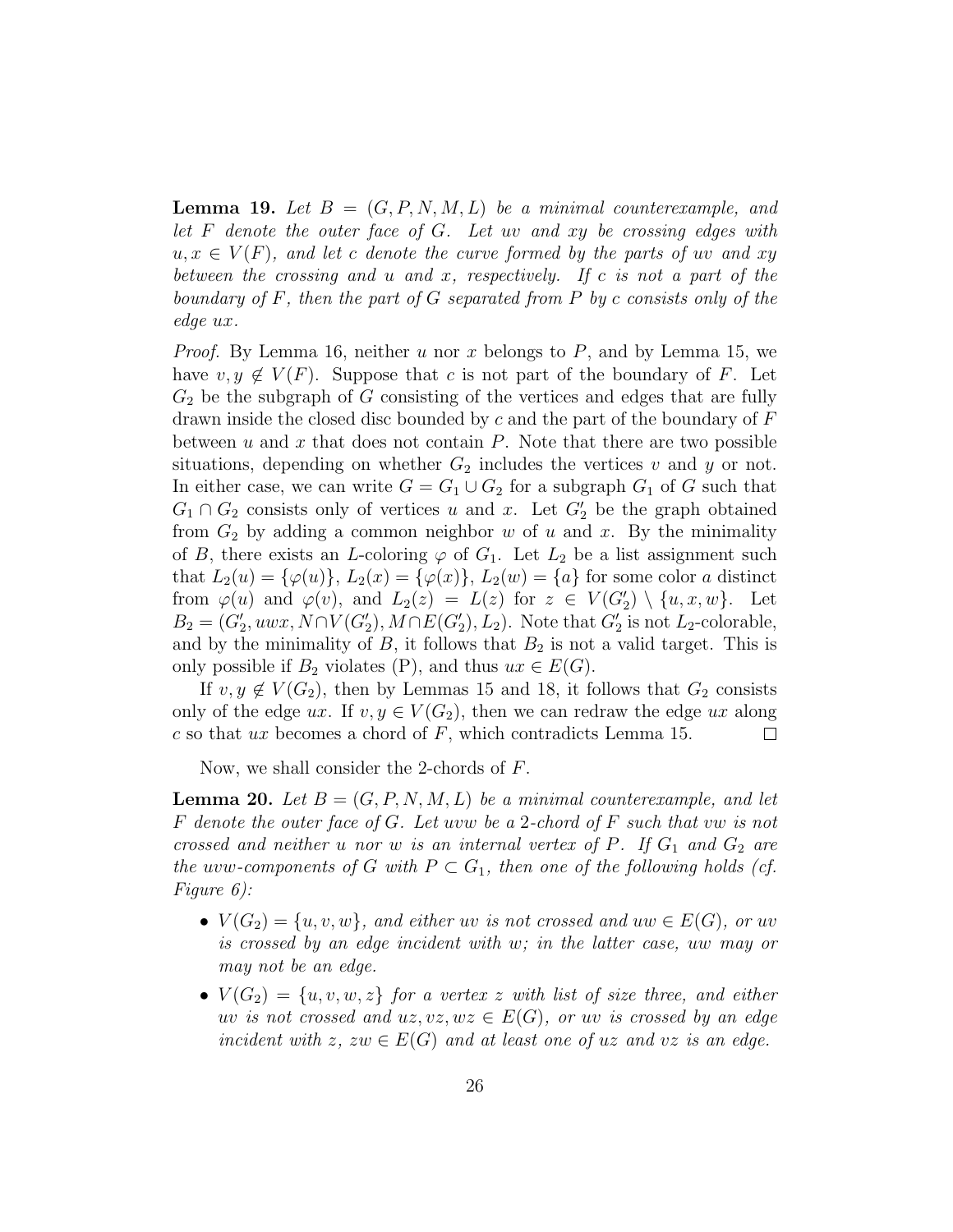**Lemma 19.** *Let $B = (G, P, N, M, L)$ be a minimal counterexample, and let $F$ denote the outer face of $G$. Let $uv$ and $xy$ be crossing edges with $u, x \in V(F)$, and let $c$ denote the curve formed by the parts of $uv$ and $xy$ between the crossing and $u$ and $x$, respectively. If $c$ is not a part of the boundary of $F$, then the part of $G$ separated from $P$ by $c$ consists only of the edge $ux$.*

*Proof.* By Lemma 16, neither $u$ nor $x$ belongs to $P$, and by Lemma 15, we have $v, y \notin V(F)$. Suppose that $c$ is not part of the boundary of $F$. Let $G_2$ be the subgraph of $G$ consisting of the vertices and edges that are fully drawn inside the closed disc bounded by $c$ and the part of the boundary of $F$ between $u$ and $x$ that does not contain $P$. Note that there are two possible situations, depending on whether $G_2$ includes the vertices $v$ and $y$ or not. In either case, we can write $G = G_1 \cup G_2$ for a subgraph $G_1$ of $G$ such that $G_1 \cap G_2$ consists only of vertices $u$ and $x$. Let $G_2'$ be the graph obtained from $G_2$ by adding a common neighbor $w$ of $u$ and $x$. By the minimality of $B$, there exists an $L$-coloring $\varphi$ of $G_1$. Let $L_2$ be a list assignment such that $L_2(u) = \{\varphi(u)\}$, $L_2(x) = \{\varphi(x)\}$, $L_2(w) = \{a\}$ for some color $a$ distinct from $\varphi(u)$ and $\varphi(v)$, and $L_2(z) = L(z)$ for $z \in V(G_2') \setminus \{u, x, w\}$. Let $B_2 = (G_2', uwx, N \cap V(G_2'), M \cap E(G_2'), L_2)$. Note that $G_2'$ is not $L_2$-colorable, and by the minimality of $B$, it follows that $B_2$ is not a valid target. This is only possible if $B_2$ violates (P), and thus $ux \in E(G)$.

If $v, y \notin V(G_2)$, then by Lemmas 15 and 18, it follows that $G_2$ consists only of the edge $ux$. If $v, y \in V(G_2)$, then we can redraw the edge $ux$ along $c$ so that $ux$ becomes a chord of $F$, which contradicts Lemma 15. $\square$

Now, we shall consider the 2-chords of $F$.

**Lemma 20.** *Let $B = (G, P, N, M, L)$ be a minimal counterexample, and let $F$ denote the outer face of $G$. Let $uvw$ be a 2-chord of $F$ such that $vw$ is not crossed and neither $u$ nor $w$ is an internal vertex of $P$. If $G_1$ and $G_2$ are the $uvw$-components of $G$ with $P \subset G_1$, then one of the following holds (cf. Figure 6):*

- *$V(G_2) = \{u, v, w\}$, and either $uv$ is not crossed and $uw \in E(G)$, or $uv$ is crossed by an edge incident with $w$; in the latter case, $uw$ may or may not be an edge.*
- *$V(G_2) = \{u, v, w, z\}$ for a vertex $z$ with list of size three, and either $uv$ is not crossed and $uz, vz, wz \in E(G)$, or $uv$ is crossed by an edge incident with $z$, $zw \in E(G)$ and at least one of $uz$ and $vz$ is an edge.*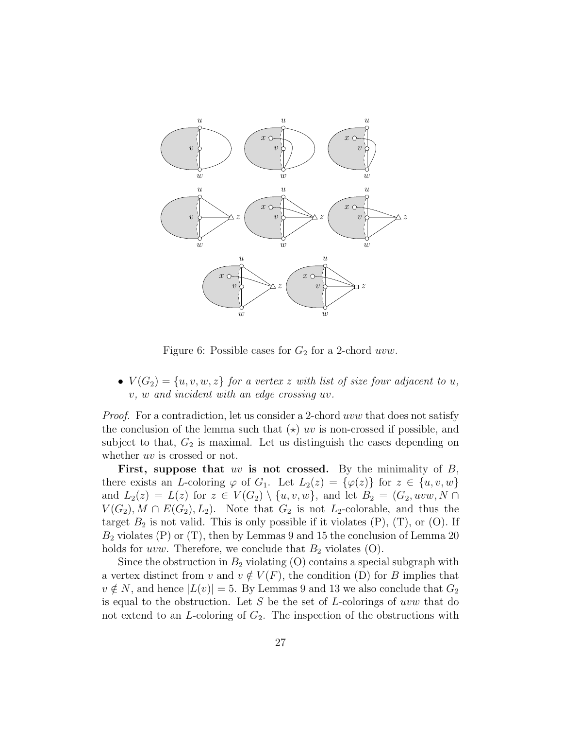Figure 6: Possible cases for $G_2$ for a 2-chord $uvw$.

- *$V(G_2) = \{u, v, w, z\}$ for a vertex $z$ with list of size four adjacent to $u$, $v$, $w$ and incident with an edge crossing $uv$.*

*Proof.* For a contradiction, let us consider a 2-chord $uvw$ that does not satisfy the conclusion of the lemma such that ($\star$) $uv$ is non-crossed if possible, and subject to that, $G_2$ is maximal. Let us distinguish the cases depending on whether $uv$ is crossed or not.

**First, suppose that $uv$ is not crossed.** By the minimality of $B$, there exists an $L$-coloring $\varphi$ of $G_1$. Let $L_2(z) = \{\varphi(z)\}$ for $z \in \{u, v, w\}$ and $L_2(z) = L(z)$ for $z \in V(G_2) \setminus \{u, v, w\}$, and let $B_2 = (G_2, uvw, N \cap V(G_2), M \cap E(G_2), L_2)$. Note that $G_2$ is not $L_2$-colorable, and thus the target $B_2$ is not valid. This is only possible if it violates (P), (T), or (O). If $B_2$ violates (P) or (T), then by Lemmas 9 and 15 the conclusion of Lemma 20 holds for $uvw$. Therefore, we conclude that $B_2$ violates (O).

Since the obstruction in $B_2$ violating (O) contains a special subgraph with a vertex distinct from $v$ and $v \notin V(F)$, the condition (D) for $B$ implies that $v \notin N$, and hence $|L(v)| = 5$. By Lemmas 9 and 13 we also conclude that $G_2$ is equal to the obstruction. Let $S$ be the set of $L$-colorings of $uvw$ that do not extend to an $L$-coloring of $G_2$. The inspection of the obstructions with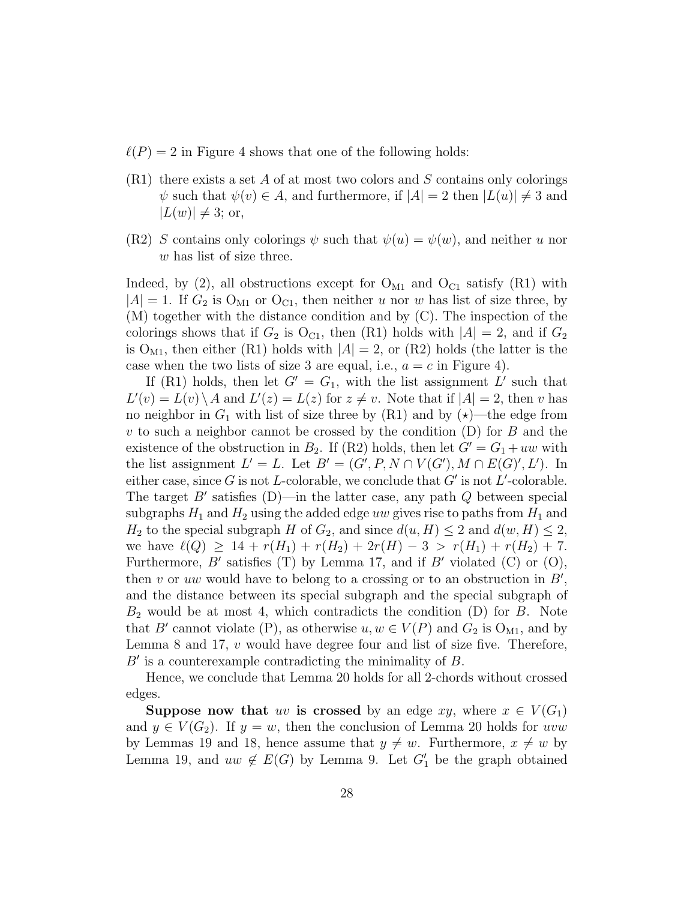$\ell(P) = 2$ in Figure 4 shows that one of the following holds:

- (R1) there exists a set $A$ of at most two colors and $S$ contains only colorings $\psi$ such that $\psi(v) \in A$, and furthermore, if $|A| = 2$ then $|L(u)| \neq 3$ and $|L(w)| \neq 3$; or,
- (R2) $S$ contains only colorings $\psi$ such that $\psi(u) = \psi(w)$, and neither $u$ nor $w$ has list of size three.

Indeed, by (2), all obstructions except for $\mathrm{O_{M1}}$ and $\mathrm{O_{C1}}$ satisfy (R1) with $|A| = 1$. If $G_2$ is $\mathrm{O_{M1}}$ or $\mathrm{O_{C1}}$, then neither $u$ nor $w$ has list of size three, by (M) together with the distance condition and by (C). The inspection of the colorings shows that if $G_2$ is $\mathrm{O_{C1}}$, then (R1) holds with $|A| = 2$, and if $G_2$ is $\mathrm{O_{M1}}$, then either (R1) holds with $|A| = 2$, or (R2) holds (the latter is the case when the two lists of size 3 are equal, i.e., $a = c$ in Figure 4).

If (R1) holds, then let $G' = G_1$, with the list assignment $L'$ such that $L'(v) = L(v) \setminus A$ and $L'(z) = L(z)$ for $z \neq v$. Note that if $|A| = 2$, then $v$ has no neighbor in $G_1$ with list of size three by (R1) and by ($\star$)—the edge from $v$ to such a neighbor cannot be crossed by the condition (D) for $B$ and the existence of the obstruction in $B_2$. If (R2) holds, then let $G' = G_1 + uw$ with the list assignment $L' = L$. Let $B' = (G', P, N \cap V(G'), M \cap E(G)', L')$. In either case, since $G$ is not $L$-colorable, we conclude that $G'$ is not $L'$-colorable. The target $B'$ satisfies (D)—in the latter case, any path $Q$ between special subgraphs $H_1$ and $H_2$ using the added edge $uw$ gives rise to paths from $H_1$ and $H_2$ to the special subgraph $H$ of $G_2$, and since $d(u, H) \leq 2$ and $d(w, H) \leq 2$, we have $\ell(Q) \geq 14 + r(H_1) + r(H_2) + 2r(H) - 3 > r(H_1) + r(H_2) + 7$. Furthermore, $B'$ satisfies (T) by Lemma 17, and if $B'$ violated (C) or (O), then $v$ or $uw$ would have to belong to a crossing or to an obstruction in $B'$, and the distance between its special subgraph and the special subgraph of $B_2$ would be at most 4, which contradicts the condition (D) for $B$. Note that $B'$ cannot violate (P), as otherwise $u, w \in V(P)$ and $G_2$ is $\mathrm{O_{M1}}$, and by Lemma 8 and 17, $v$ would have degree four and list of size five. Therefore, $B'$ is a counterexample contradicting the minimality of $B$.

Hence, we conclude that Lemma 20 holds for all 2-chords without crossed edges.

**Suppose now that** $uv$ **is crossed** by an edge $xy$, where $x \in V(G_1)$ and $y \in V(G_2)$. If $y = w$, then the conclusion of Lemma 20 holds for $uvw$ by Lemmas 19 and 18, hence assume that $y \neq w$. Furthermore, $x \neq w$ by Lemma 19, and $uw \notin E(G)$ by Lemma 9. Let $G_1'$ be the graph obtained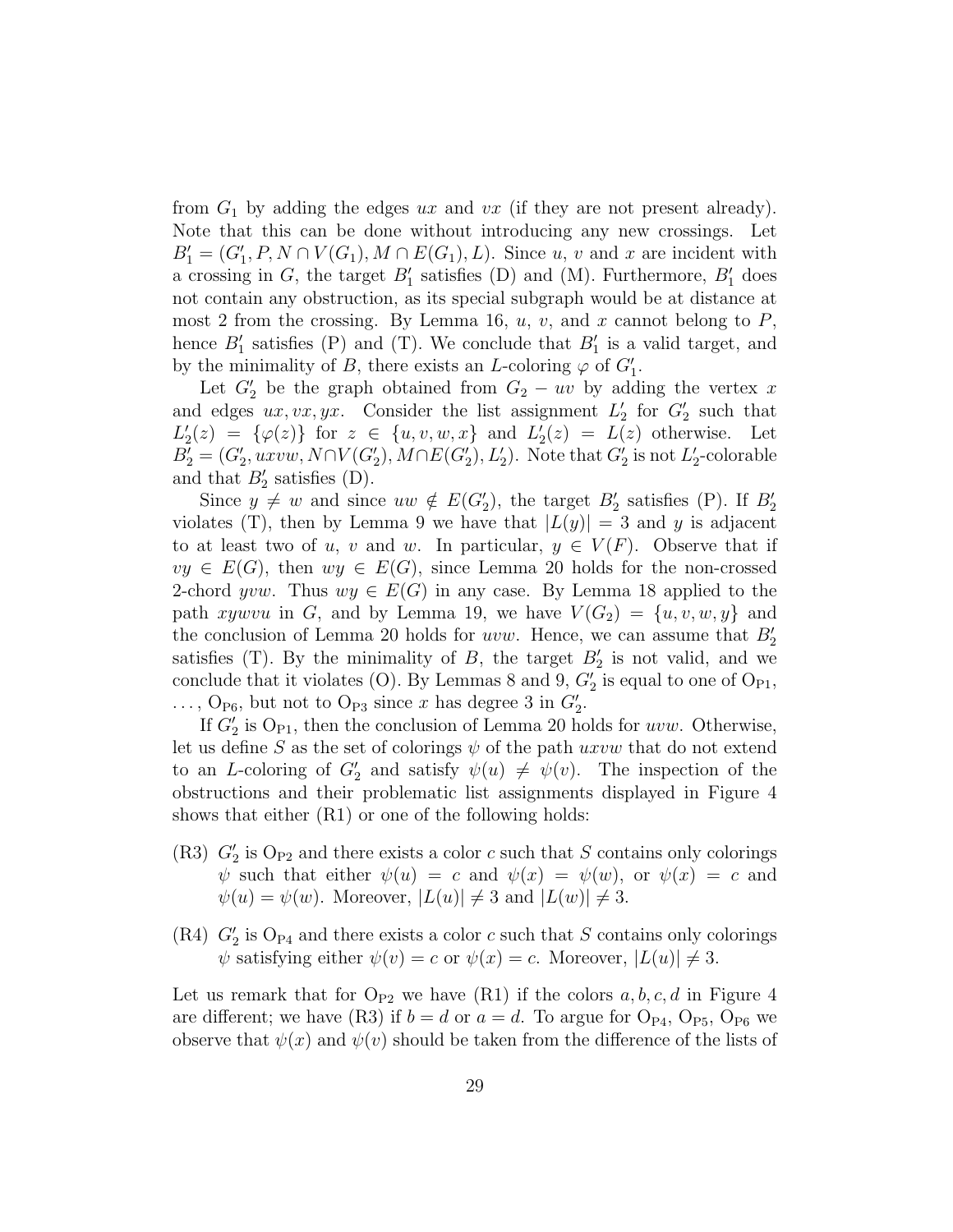from $G_1$ by adding the edges $ux$ and $vx$ (if they are not present already). Note that this can be done without introducing any new crossings. Let $B_1' = (G_1', P, N \cap V(G_1), M \cap E(G_1), L)$. Since $u$, $v$ and $x$ are incident with a crossing in $G$, the target $B_1'$ satisfies (D) and (M). Furthermore, $B_1'$ does not contain any obstruction, as its special subgraph would be at distance at most 2 from the crossing. By Lemma 16, $u$, $v$, and $x$ cannot belong to $P$, hence $B_1'$ satisfies (P) and (T). We conclude that $B_1'$ is a valid target, and by the minimality of $B$, there exists an $L$-coloring $\varphi$ of $G_1'$.

Let $G_2'$ be the graph obtained from $G_2 - uv$ by adding the vertex $x$ and edges $ux, vx, yx$. Consider the list assignment $L_2'$ for $G_2'$ such that $L_2'(z) = \{\varphi(z)\}$ for $z \in \{u, v, w, x\}$ and $L_2'(z) = L(z)$ otherwise. Let $B_2' = (G_2', uxvw, N \cap V(G_2'), M \cap E(G_2'), L_2')$. Note that $G_2'$ is not $L_2'$-colorable and that $B_2'$ satisfies (D).

Since $y \neq w$ and since $uw \notin E(G_2')$, the target $B_2'$ satisfies (P). If $B_2'$ violates (T), then by Lemma 9 we have that $|L(y)| = 3$ and $y$ is adjacent to at least two of $u$, $v$ and $w$. In particular, $y \in V(F)$. Observe that if $vy \in E(G)$, then $wy \in E(G)$, since Lemma 20 holds for the non-crossed 2-chord $yvw$. Thus $wy \in E(G)$ in any case. By Lemma 18 applied to the path $xywvu$ in $G$, and by Lemma 19, we have $V(G_2) = \{u, v, w, y\}$ and the conclusion of Lemma 20 holds for $uvw$. Hence, we can assume that $B_2'$ satisfies (T). By the minimality of $B$, the target $B_2'$ is not valid, and we conclude that it violates (O). By Lemmas 8 and 9, $G_2'$ is equal to one of $\mathrm{O_{P1}}$, $\ldots$, $\mathrm{O_{P6}}$, but not to $\mathrm{O_{P3}}$ since $x$ has degree 3 in $G_2'$.

If $G_2'$ is $\mathrm{O_{P1}}$, then the conclusion of Lemma 20 holds for $uvw$. Otherwise, let us define $S$ as the set of colorings $\psi$ of the path $uxvw$ that do not extend to an $L$-coloring of $G_2'$ and satisfy $\psi(u) \neq \psi(v)$. The inspection of the obstructions and their problematic list assignments displayed in Figure 4 shows that either (R1) or one of the following holds:

- (R3) $G_2'$ is $\mathrm{O_{P2}}$ and there exists a color $c$ such that $S$ contains only colorings $\psi$ such that either $\psi(u) = c$ and $\psi(x) = \psi(w)$, or $\psi(x) = c$ and $\psi(u) = \psi(w)$. Moreover, $|L(u)| \neq 3$ and $|L(w)| \neq 3$.
- (R4) $G_2'$ is $\mathrm{O_{P4}}$ and there exists a color $c$ such that $S$ contains only colorings $\psi$ satisfying either $\psi(v) = c$ or $\psi(x) = c$. Moreover, $|L(u)| \neq 3$.

Let us remark that for $\mathrm{O_{P2}}$ we have (R1) if the colors $a, b, c, d$ in Figure 4 are different; we have (R3) if $b = d$ or $a = d$. To argue for $\mathrm{O_{P4}}$, $\mathrm{O_{P5}}$, $\mathrm{O_{P6}}$ we observe that $\psi(x)$ and $\psi(v)$ should be taken from the difference of the lists of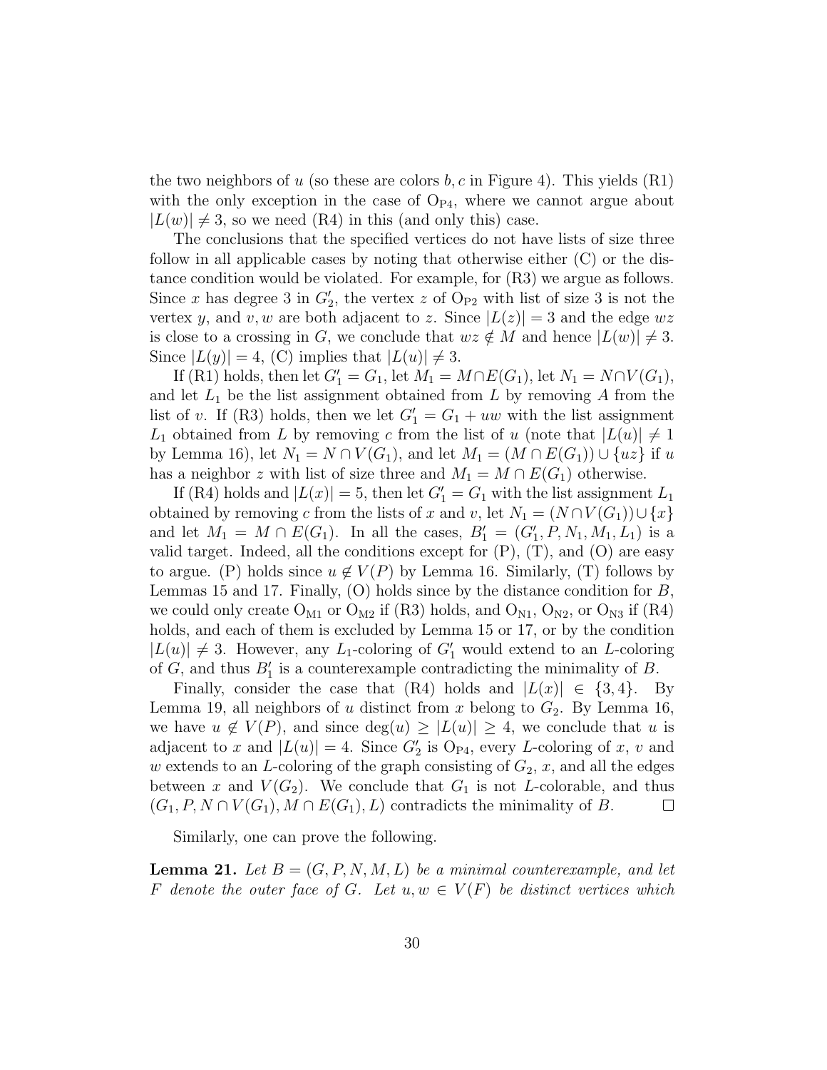the two neighbors of $u$ (so these are colors $b, c$ in Figure 4). This yields (R1) with the only exception in the case of $O_{P4}$, where we cannot argue about $|L(w)| \neq 3$, so we need (R4) in this (and only this) case.

The conclusions that the specified vertices do not have lists of size three follow in all applicable cases by noting that otherwise either (C) or the distance condition would be violated. For example, for (R3) we argue as follows. Since $x$ has degree 3 in $G_2'$, the vertex $z$ of $O_{P2}$ with list of size 3 is not the vertex $y$, and $v, w$ are both adjacent to $z$. Since $|L(z)| = 3$ and the edge $wz$ is close to a crossing in $G$, we conclude that $wz \notin M$ and hence $|L(w)| \neq 3$. Since $|L(y)| = 4$, (C) implies that $|L(u)| \neq 3$.

If (R1) holds, then let $G_1' = G_1$, let $M_1 = M \cap E(G_1)$, let $N_1 = N \cap V(G_1)$, and let $L_1$ be the list assignment obtained from $L$ by removing $A$ from the list of $v$. If (R3) holds, then we let $G_1' = G_1 + uw$ with the list assignment $L_1$ obtained from $L$ by removing $c$ from the list of $u$ (note that $|L(u)| \neq 1$ by Lemma 16), let $N_1 = N \cap V(G_1)$, and let $M_1 = (M \cap E(G_1)) \cup \{uz\}$ if $u$ has a neighbor $z$ with list of size three and $M_1 = M \cap E(G_1)$ otherwise.

If (R4) holds and $|L(x)| = 5$, then let $G_1' = G_1$ with the list assignment $L_1$ obtained by removing $c$ from the lists of $x$ and $v$, let $N_1 = (N \cap V(G_1)) \cup \{x\}$ and let $M_1 = M \cap E(G_1)$. In all the cases, $B_1' = (G_1', P, N_1, M_1, L_1)$ is a valid target. Indeed, all the conditions except for (P), (T), and (O) are easy to argue. (P) holds since $u \notin V(P)$ by Lemma 16. Similarly, (T) follows by Lemmas 15 and 17. Finally, (O) holds since by the distance condition for $B$, we could only create $O_{M1}$ or $O_{M2}$ if (R3) holds, and $O_{N1}$, $O_{N2}$, or $O_{N3}$ if (R4) holds, and each of them is excluded by Lemma 15 or 17, or by the condition $|L(u)| \neq 3$. However, any $L_1$-coloring of $G_1'$ would extend to an $L$-coloring of $G$, and thus $B_1'$ is a counterexample contradicting the minimality of $B$.

Finally, consider the case that (R4) holds and $|L(x)| \in \{3, 4\}$. By Lemma 19, all neighbors of $u$ distinct from $x$ belong to $G_2$. By Lemma 16, we have $u \notin V(P)$, and since $\deg(u) \geq |L(u)| \geq 4$, we conclude that $u$ is adjacent to $x$ and $|L(u)| = 4$. Since $G_2'$ is $O_{P4}$, every $L$-coloring of $x$, $v$ and $w$ extends to an $L$-coloring of the graph consisting of $G_2$, $x$, and all the edges between $x$ and $V(G_2)$. We conclude that $G_1$ is not $L$-colorable, and thus $(G_1, P, N \cap V(G_1), M \cap E(G_1), L)$ contradicts the minimality of $B$. □

Similarly, one can prove the following.

**Lemma 21.** *Let $B = (G, P, N, M, L)$ be a minimal counterexample, and let $F$ denote the outer face of $G$. Let $u, w \in V(F)$ be distinct vertices which*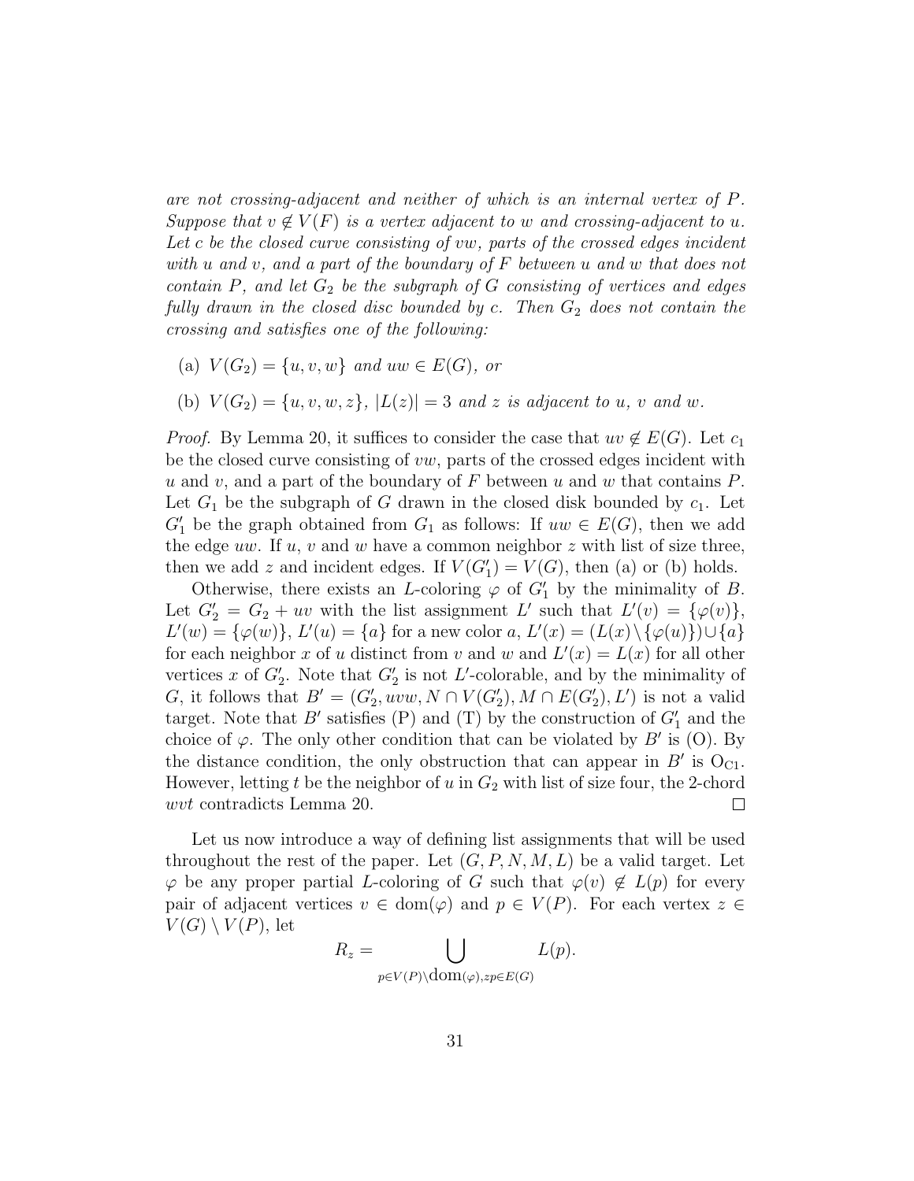*are not crossing-adjacent and neither of which is an internal vertex of $P$. Suppose that $v \notin V(F)$ is a vertex adjacent to $w$ and crossing-adjacent to $u$. Let $c$ be the closed curve consisting of $vw$, parts of the crossed edges incident with $u$ and $v$, and a part of the boundary of $F$ between $u$ and $w$ that does not contain $P$, and let $G_2$ be the subgraph of $G$ consisting of vertices and edges fully drawn in the closed disc bounded by $c$. Then $G_2$ does not contain the crossing and satisfies one of the following:*

- (a) $V(G_2) = \{u, v, w\}$ *and* $uw \in E(G)$*, or*
- (b) $V(G_2) = \{u, v, w, z\}$*,* $|L(z)| = 3$ *and* $z$ *is adjacent to* $u$*,* $v$ *and* $w$*.*

*Proof.* By Lemma 20, it suffices to consider the case that $uv \notin E(G)$. Let $c_1$ be the closed curve consisting of $vw$, parts of the crossed edges incident with $u$ and $v$, and a part of the boundary of $F$ between $u$ and $w$ that contains $P$. Let $G_1$ be the subgraph of $G$ drawn in the closed disk bounded by $c_1$. Let $G_1'$ be the graph obtained from $G_1$ as follows: If $uw \in E(G)$, then we add the edge $uw$. If $u$, $v$ and $w$ have a common neighbor $z$ with list of size three, then we add $z$ and incident edges. If $V(G_1') = V(G)$, then (a) or (b) holds.

Otherwise, there exists an $L$-coloring $\varphi$ of $G_1'$ by the minimality of $B$. Let $G_2' = G_2 + uv$ with the list assignment $L'$ such that $L'(v) = \{\varphi(v)\}$, $L'(w) = \{\varphi(w)\}$, $L'(u) = \{a\}$ for a new color $a$, $L'(x) = (L(x) \setminus \{\varphi(u)\}) \cup \{a\}$ for each neighbor $x$ of $u$ distinct from $v$ and $w$ and $L'(x) = L(x)$ for all other vertices $x$ of $G_2'$. Note that $G_2'$ is not $L'$-colorable, and by the minimality of $G$, it follows that $B' = (G_2', uvw, N \cap V(G_2'), M \cap E(G_2'), L')$ is not a valid target. Note that $B'$ satisfies (P) and (T) by the construction of $G_1'$ and the choice of $\varphi$. The only other condition that can be violated by $B'$ is (O). By the distance condition, the only obstruction that can appear in $B'$ is $\mathrm{O}_{\mathrm{C1}}$. However, letting $t$ be the neighbor of $u$ in $G_2$ with list of size four, the 2-chord $wvt$ contradicts Lemma 20. $\square$

Let us now introduce a way of defining list assignments that will be used throughout the rest of the paper. Let $(G, P, N, M, L)$ be a valid target. Let $\varphi$ be any proper partial $L$-coloring of $G$ such that $\varphi(v) \notin L(p)$ for every pair of adjacent vertices $v \in \mathrm{dom}(\varphi)$ and $p \in V(P)$. For each vertex $z \in V(G) \setminus V(P)$, let

$$R_z = \bigcup_{p \in V(P) \setminus \mathrm{dom}(\varphi), zp \in E(G)} L(p).$$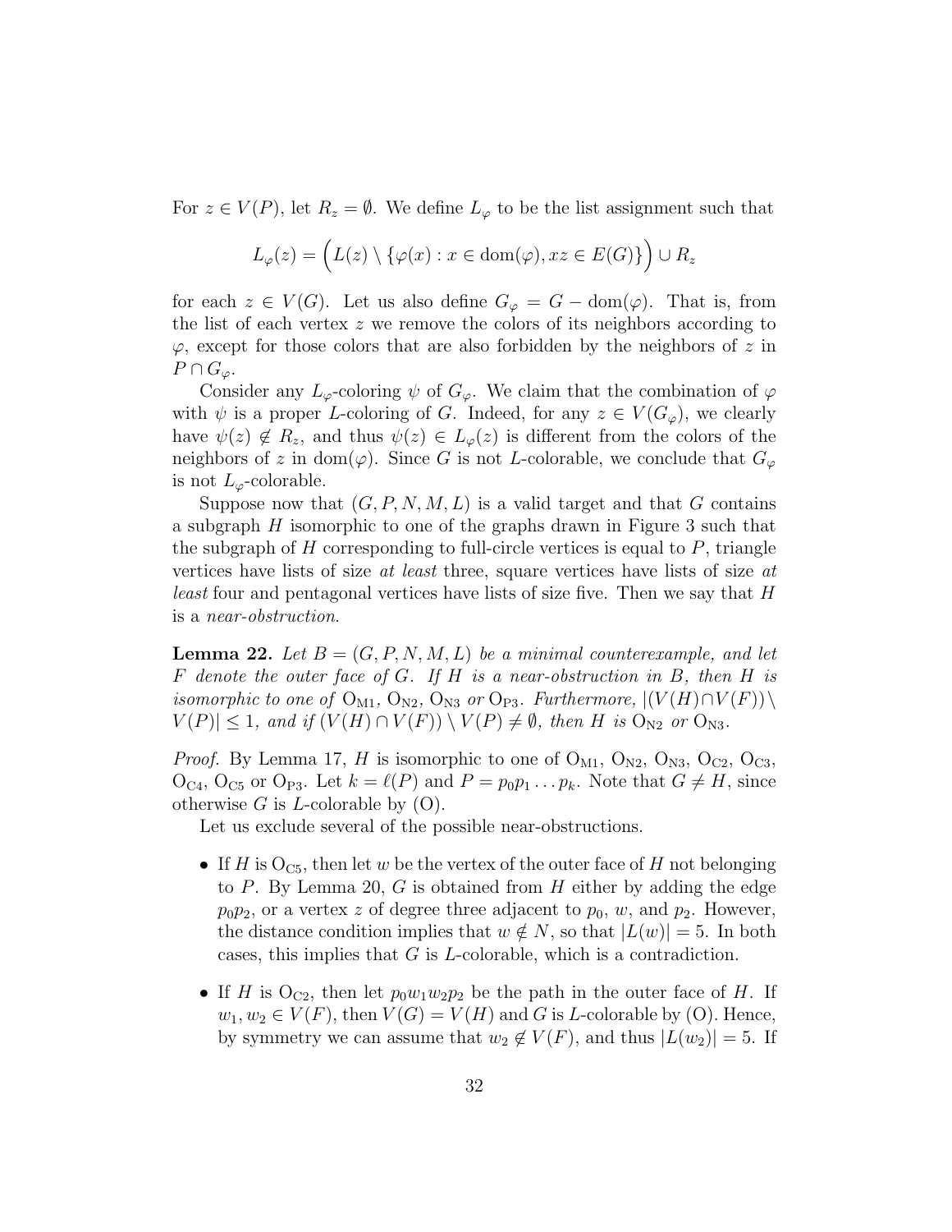For $z \in V(P)$, let $R_z = \emptyset$. We define $L_\varphi$ to be the list assignment such that

$$L_\varphi(z) = \Big(L(z) \setminus \{\varphi(x) : x \in \mathrm{dom}(\varphi), xz \in E(G)\}\Big) \cup R_z$$

for each $z \in V(G)$. Let us also define $G_\varphi = G - \mathrm{dom}(\varphi)$. That is, from the list of each vertex $z$ we remove the colors of its neighbors according to $\varphi$, except for those colors that are also forbidden by the neighbors of $z$ in $P \cap G_\varphi$.

Consider any $L_\varphi$-coloring $\psi$ of $G_\varphi$. We claim that the combination of $\varphi$ with $\psi$ is a proper $L$-coloring of $G$. Indeed, for any $z \in V(G_\varphi)$, we clearly have $\psi(z) \notin R_z$, and thus $\psi(z) \in L_\varphi(z)$ is different from the colors of the neighbors of $z$ in $\mathrm{dom}(\varphi)$. Since $G$ is not $L$-colorable, we conclude that $G_\varphi$ is not $L_\varphi$-colorable.

Suppose now that $(G, P, N, M, L)$ is a valid target and that $G$ contains a subgraph $H$ isomorphic to one of the graphs drawn in Figure 3 such that the subgraph of $H$ corresponding to full-circle vertices is equal to $P$, triangle vertices have lists of size *at least* three, square vertices have lists of size *at least* four and pentagonal vertices have lists of size five. Then we say that $H$ is a *near-obstruction*.

**Lemma 22.** *Let $B = (G, P, N, M, L)$ be a minimal counterexample, and let $F$ denote the outer face of $G$. If $H$ is a near-obstruction in $B$, then $H$ is isomorphic to one of $\mathrm{O_{M1}}$, $\mathrm{O_{N2}}$, $\mathrm{O_{N3}}$ or $\mathrm{O_{P3}}$. Furthermore, $|(V(H) \cap V(F)) \setminus V(P)| \leq 1$, and if $(V(H) \cap V(F)) \setminus V(P) \neq \emptyset$, then $H$ is $\mathrm{O_{N2}}$ or $\mathrm{O_{N3}}$.*

*Proof.* By Lemma 17, $H$ is isomorphic to one of $\mathrm{O_{M1}}$, $\mathrm{O_{N2}}$, $\mathrm{O_{N3}}$, $\mathrm{O_{C2}}$, $\mathrm{O_{C3}}$, $\mathrm{O_{C4}}$, $\mathrm{O_{C5}}$ or $\mathrm{O_{P3}}$. Let $k = \ell(P)$ and $P = p_0p_1 \ldots p_k$. Note that $G \neq H$, since otherwise $G$ is $L$-colorable by (O).

Let us exclude several of the possible near-obstructions.

- If $H$ is $\mathrm{O_{C5}}$, then let $w$ be the vertex of the outer face of $H$ not belonging to $P$. By Lemma 20, $G$ is obtained from $H$ either by adding the edge $p_0p_2$, or a vertex $z$ of degree three adjacent to $p_0$, $w$, and $p_2$. However, the distance condition implies that $w \notin N$, so that $|L(w)| = 5$. In both cases, this implies that $G$ is $L$-colorable, which is a contradiction.
- If $H$ is $\mathrm{O_{C2}}$, then let $p_0w_1w_2p_2$ be the path in the outer face of $H$. If $w_1, w_2 \in V(F)$, then $V(G) = V(H)$ and $G$ is $L$-colorable by (O). Hence, by symmetry we can assume that $w_2 \notin V(F)$, and thus $|L(w_2)| = 5$. If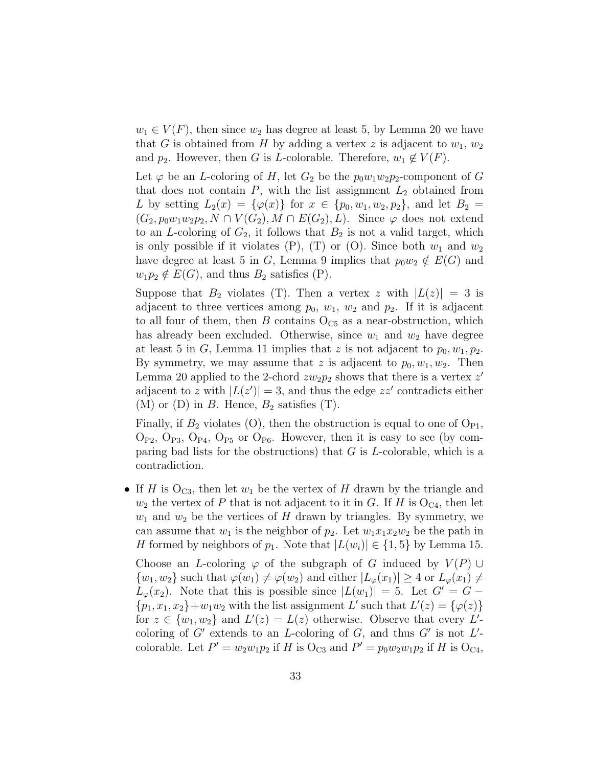$w_1 \in V(F)$, then since $w_2$ has degree at least 5, by Lemma 20 we have that $G$ is obtained from $H$ by adding a vertex $z$ is adjacent to $w_1$, $w_2$ and $p_2$. However, then $G$ is $L$-colorable. Therefore, $w_1 \notin V(F)$.

Let $\varphi$ be an $L$-coloring of $H$, let $G_2$ be the $p_0w_1w_2p_2$-component of $G$ that does not contain $P$, with the list assignment $L_2$ obtained from $L$ by setting $L_2(x) = \{\varphi(x)\}$ for $x \in \{p_0, w_1, w_2, p_2\}$, and let $B_2 = (G_2, p_0w_1w_2p_2, N \cap V(G_2), M \cap E(G_2), L)$. Since $\varphi$ does not extend to an $L$-coloring of $G_2$, it follows that $B_2$ is not a valid target, which is only possible if it violates (P), (T) or (O). Since both $w_1$ and $w_2$ have degree at least 5 in $G$, Lemma 9 implies that $p_0w_2 \notin E(G)$ and $w_1p_2 \notin E(G)$, and thus $B_2$ satisfies (P).

Suppose that $B_2$ violates (T). Then a vertex $z$ with $|L(z)| = 3$ is adjacent to three vertices among $p_0$, $w_1$, $w_2$ and $p_2$. If it is adjacent to all four of them, then $B$ contains $\mathrm{O_{C5}}$ as a near-obstruction, which has already been excluded. Otherwise, since $w_1$ and $w_2$ have degree at least 5 in $G$, Lemma 11 implies that $z$ is not adjacent to $p_0, w_1, p_2$. By symmetry, we may assume that $z$ is adjacent to $p_0, w_1, w_2$. Then Lemma 20 applied to the 2-chord $zw_2p_2$ shows that there is a vertex $z'$ adjacent to $z$ with $|L(z')| = 3$, and thus the edge $zz'$ contradicts either (M) or (D) in $B$. Hence, $B_2$ satisfies (T).

Finally, if $B_2$ violates (O), then the obstruction is equal to one of $\mathrm{O_{P1}}$, $\mathrm{O_{P2}}$, $\mathrm{O_{P3}}$, $\mathrm{O_{P4}}$, $\mathrm{O_{P5}}$ or $\mathrm{O_{P6}}$. However, then it is easy to see (by comparing bad lists for the obstructions) that $G$ is $L$-colorable, which is a contradiction.

- If $H$ is $\mathrm{O_{C3}}$, then let $w_1$ be the vertex of $H$ drawn by the triangle and $w_2$ the vertex of $P$ that is not adjacent to it in $G$. If $H$ is $\mathrm{O_{C4}}$, then let $w_1$ and $w_2$ be the vertices of $H$ drawn by triangles. By symmetry, we can assume that $w_1$ is the neighbor of $p_2$. Let $w_1x_1x_2w_2$ be the path in $H$ formed by neighbors of $p_1$. Note that $|L(w_i)| \in \{1, 5\}$ by Lemma 15.

  Choose an $L$-coloring $\varphi$ of the subgraph of $G$ induced by $V(P) \cup \{w_1, w_2\}$ such that $\varphi(w_1) \neq \varphi(w_2)$ and either $|L_\varphi(x_1)| \geq 4$ or $L_\varphi(x_1) \neq L_\varphi(x_2)$. Note that this is possible since $|L(w_1)| = 5$. Let $G' = G - \{p_1, x_1, x_2\} + w_1w_2$ with the list assignment $L'$ such that $L'(z) = \{\varphi(z)\}$ for $z \in \{w_1, w_2\}$ and $L'(z) = L(z)$ otherwise. Observe that every $L'$-coloring of $G'$ extends to an $L$-coloring of $G$, and thus $G'$ is not $L'$-colorable. Let $P' = w_2w_1p_2$ if $H$ is $\mathrm{O_{C3}}$ and $P' = p_0w_2w_1p_2$ if $H$ is $\mathrm{O_{C4}}$,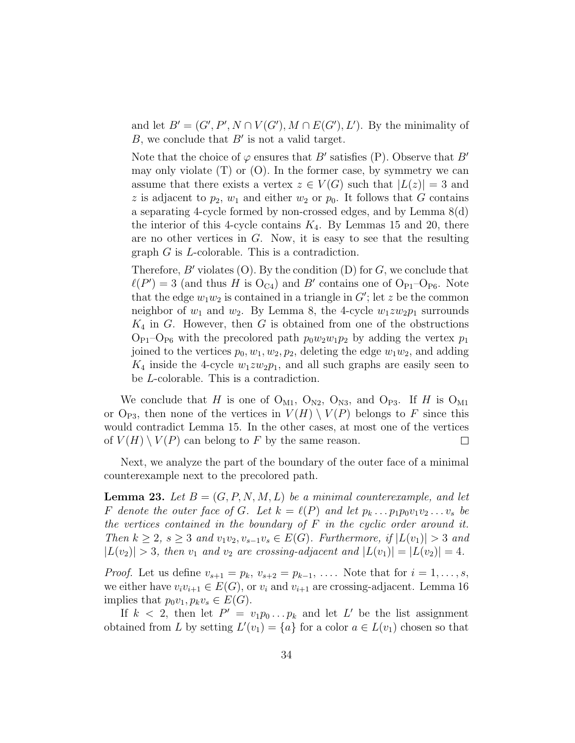and let $B' = (G', P', N \cap V(G'), M \cap E(G'), L')$. By the minimality of $B$, we conclude that $B'$ is not a valid target.

Note that the choice of $\varphi$ ensures that $B'$ satisfies (P). Observe that $B'$ may only violate (T) or (O). In the former case, by symmetry we can assume that there exists a vertex $z \in V(G)$ such that $|L(z)| = 3$ and $z$ is adjacent to $p_2$, $w_1$ and either $w_2$ or $p_0$. It follows that $G$ contains a separating 4-cycle formed by non-crossed edges, and by Lemma 8(d) the interior of this 4-cycle contains $K_4$. By Lemmas 15 and 20, there are no other vertices in $G$. Now, it is easy to see that the resulting graph $G$ is $L$-colorable. This is a contradiction.

Therefore, $B'$ violates (O). By the condition (D) for $G$, we conclude that $\ell(P') = 3$ (and thus $H$ is $\mathrm{O_{C4}}$) and $B'$ contains one of $\mathrm{O_{P1}}$–$\mathrm{O_{P6}}$. Note that the edge $w_1w_2$ is contained in a triangle in $G'$; let $z$ be the common neighbor of $w_1$ and $w_2$. By Lemma 8, the 4-cycle $w_1zw_2p_1$ surrounds $K_4$ in $G$. However, then $G$ is obtained from one of the obstructions $\mathrm{O_{P1}}$–$\mathrm{O_{P6}}$ with the precolored path $p_0w_2w_1p_2$ by adding the vertex $p_1$ joined to the vertices $p_0, w_1, w_2, p_2$, deleting the edge $w_1w_2$, and adding $K_4$ inside the 4-cycle $w_1zw_2p_1$, and all such graphs are easily seen to be $L$-colorable. This is a contradiction.

We conclude that $H$ is one of $\mathrm{O_{M1}}$, $\mathrm{O_{N2}}$, $\mathrm{O_{N3}}$, and $\mathrm{O_{P3}}$. If $H$ is $\mathrm{O_{M1}}$ or $\mathrm{O_{P3}}$, then none of the vertices in $V(H) \setminus V(P)$ belongs to $F$ since this would contradict Lemma 15. In the other cases, at most one of the vertices of $V(H) \setminus V(P)$ can belong to $F$ by the same reason. $\square$

Next, we analyze the part of the boundary of the outer face of a minimal counterexample next to the precolored path.

**Lemma 23.** *Let $B = (G, P, N, M, L)$ be a minimal counterexample, and let $F$ denote the outer face of $G$. Let $k = \ell(P)$ and let $p_k \ldots p_1p_0v_1v_2 \ldots v_s$ be the vertices contained in the boundary of $F$ in the cyclic order around it. Then $k \geq 2$, $s \geq 3$ and $v_1v_2, v_{s-1}v_s \in E(G)$. Furthermore, if $|L(v_1)| > 3$ and $|L(v_2)| > 3$, then $v_1$ and $v_2$ are crossing-adjacent and $|L(v_1)| = |L(v_2)| = 4$.*

*Proof.* Let us define $v_{s+1} = p_k$, $v_{s+2} = p_{k-1}$, $\ldots$. Note that for $i = 1, \ldots, s$, we either have $v_iv_{i+1} \in E(G)$, or $v_i$ and $v_{i+1}$ are crossing-adjacent. Lemma 16 implies that $p_0v_1, p_kv_s \in E(G)$.

If $k < 2$, then let $P' = v_1p_0 \ldots p_k$ and let $L'$ be the list assignment obtained from $L$ by setting $L'(v_1) = \{a\}$ for a color $a \in L(v_1)$ chosen so that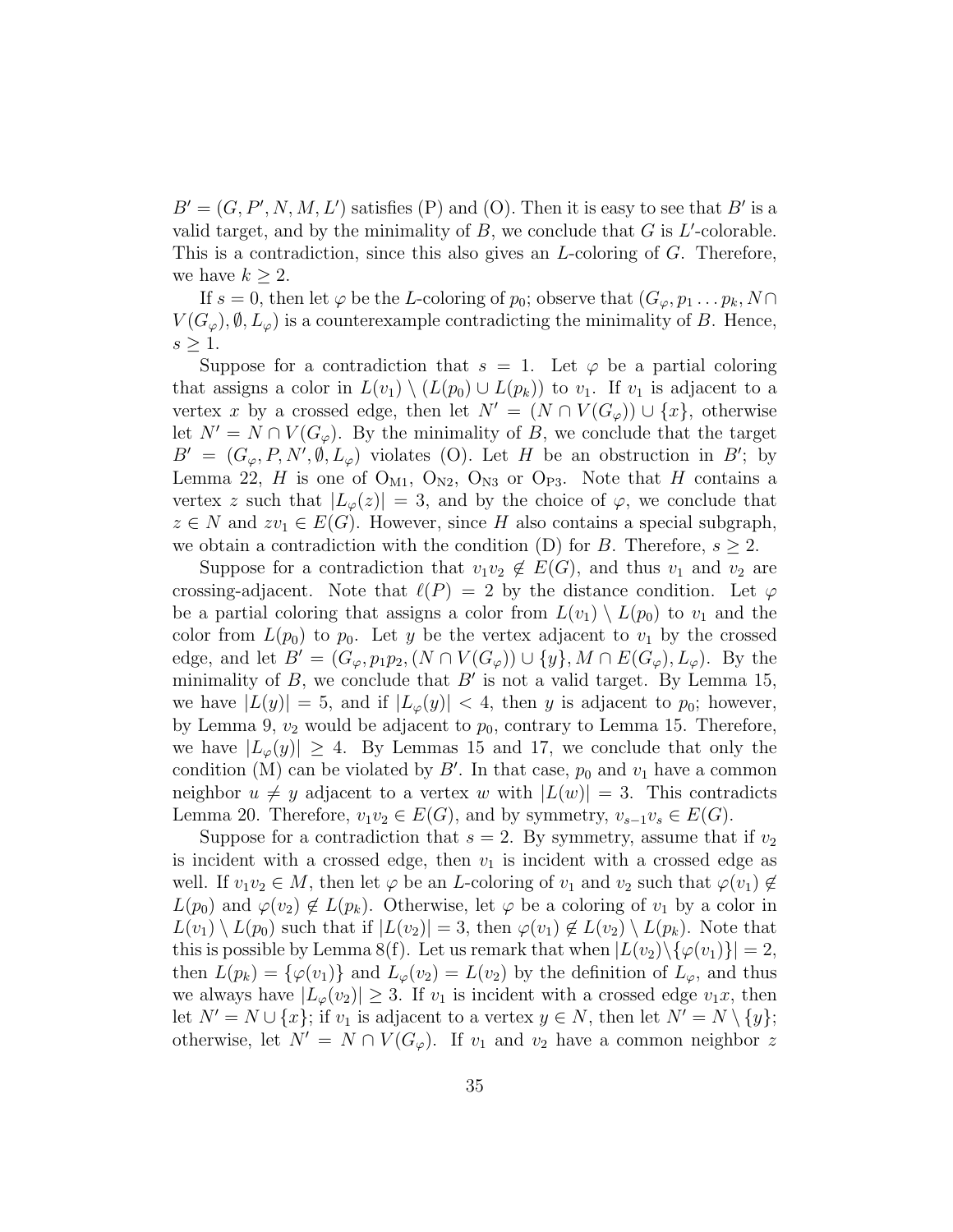$B' = (G, P', N, M, L')$ satisfies (P) and (O). Then it is easy to see that $B'$ is a valid target, and by the minimality of $B$, we conclude that $G$ is $L'$-colorable. This is a contradiction, since this also gives an $L$-coloring of $G$. Therefore, we have $k \geq 2$.

If $s = 0$, then let $\varphi$ be the $L$-coloring of $p_0$; observe that $(G_\varphi, p_1 \dots p_k, N \cap V(G_\varphi), \emptyset, L_\varphi)$ is a counterexample contradicting the minimality of $B$. Hence, $s \geq 1$.

Suppose for a contradiction that $s = 1$. Let $\varphi$ be a partial coloring that assigns a color in $L(v_1) \setminus (L(p_0) \cup L(p_k))$ to $v_1$. If $v_1$ is adjacent to a vertex $x$ by a crossed edge, then let $N' = (N \cap V(G_\varphi)) \cup \{x\}$, otherwise let $N' = N \cap V(G_\varphi)$. By the minimality of $B$, we conclude that the target $B' = (G_\varphi, P, N', \emptyset, L_\varphi)$ violates (O). Let $H$ be an obstruction in $B'$; by Lemma 22, $H$ is one of $\mathrm{O}_{\mathrm{M1}}$, $\mathrm{O}_{\mathrm{N2}}$, $\mathrm{O}_{\mathrm{N3}}$ or $\mathrm{O}_{\mathrm{P3}}$. Note that $H$ contains a vertex $z$ such that $|L_\varphi(z)| = 3$, and by the choice of $\varphi$, we conclude that $z \in N$ and $zv_1 \in E(G)$. However, since $H$ also contains a special subgraph, we obtain a contradiction with the condition (D) for $B$. Therefore, $s \geq 2$.

Suppose for a contradiction that $v_1v_2 \notin E(G)$, and thus $v_1$ and $v_2$ are crossing-adjacent. Note that $\ell(P) = 2$ by the distance condition. Let $\varphi$ be a partial coloring that assigns a color from $L(v_1) \setminus L(p_0)$ to $v_1$ and the color from $L(p_0)$ to $p_0$. Let $y$ be the vertex adjacent to $v_1$ by the crossed edge, and let $B' = (G_\varphi, p_1p_2, (N \cap V(G_\varphi)) \cup \{y\}, M \cap E(G_\varphi), L_\varphi)$. By the minimality of $B$, we conclude that $B'$ is not a valid target. By Lemma 15, we have $|L(y)| = 5$, and if $|L_\varphi(y)| < 4$, then $y$ is adjacent to $p_0$; however, by Lemma 9, $v_2$ would be adjacent to $p_0$, contrary to Lemma 15. Therefore, we have $|L_\varphi(y)| \geq 4$. By Lemmas 15 and 17, we conclude that only the condition (M) can be violated by $B'$. In that case, $p_0$ and $v_1$ have a common neighbor $u \neq y$ adjacent to a vertex $w$ with $|L(w)| = 3$. This contradicts Lemma 20. Therefore, $v_1v_2 \in E(G)$, and by symmetry, $v_{s-1}v_s \in E(G)$.

Suppose for a contradiction that $s = 2$. By symmetry, assume that if $v_2$ is incident with a crossed edge, then $v_1$ is incident with a crossed edge as well. If $v_1v_2 \in M$, then let $\varphi$ be an $L$-coloring of $v_1$ and $v_2$ such that $\varphi(v_1) \notin L(p_0)$ and $\varphi(v_2) \notin L(p_k)$. Otherwise, let $\varphi$ be a coloring of $v_1$ by a color in $L(v_1) \setminus L(p_0)$ such that if $|L(v_2)| = 3$, then $\varphi(v_1) \notin L(v_2) \setminus L(p_k)$. Note that this is possible by Lemma 8(f). Let us remark that when $|L(v_2) \setminus \{\varphi(v_1)\}| = 2$, then $L(p_k) = \{\varphi(v_1)\}$ and $L_\varphi(v_2) = L(v_2)$ by the definition of $L_\varphi$, and thus we always have $|L_\varphi(v_2)| \geq 3$. If $v_1$ is incident with a crossed edge $v_1x$, then let $N' = N \cup \{x\}$; if $v_1$ is adjacent to a vertex $y \in N$, then let $N' = N \setminus \{y\}$; otherwise, let $N' = N \cap V(G_\varphi)$. If $v_1$ and $v_2$ have a common neighbor $z$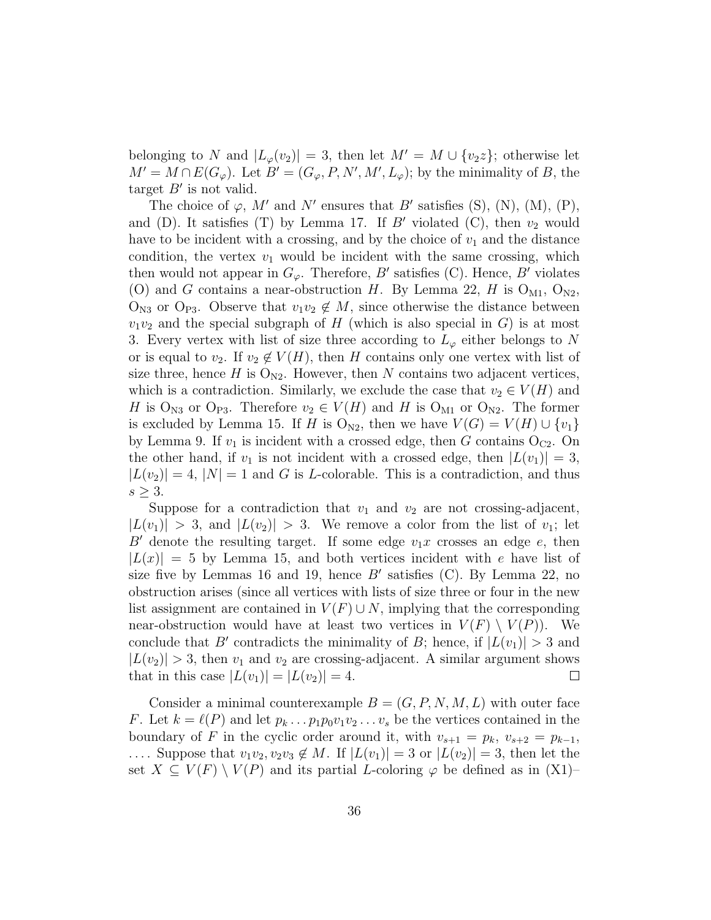belonging to $N$ and $|L_\varphi(v_2)| = 3$, then let $M' = M \cup \{v_2 z\}$; otherwise let $M' = M \cap E(G_\varphi)$. Let $B' = (G_\varphi, P, N', M', L_\varphi)$; by the minimality of $B$, the target $B'$ is not valid.

The choice of $\varphi$, $M'$ and $N'$ ensures that $B'$ satisfies (S), (N), (M), (P), and (D). It satisfies (T) by Lemma 17. If $B'$ violated (C), then $v_2$ would have to be incident with a crossing, and by the choice of $v_1$ and the distance condition, the vertex $v_1$ would be incident with the same crossing, which then would not appear in $G_\varphi$. Therefore, $B'$ satisfies (C). Hence, $B'$ violates (O) and $G$ contains a near-obstruction $H$. By Lemma 22, $H$ is $\mathrm{O_{M1}}$, $\mathrm{O_{N2}}$, $\mathrm{O_{N3}}$ or $\mathrm{O_{P3}}$. Observe that $v_1v_2 \notin M$, since otherwise the distance between $v_1v_2$ and the special subgraph of $H$ (which is also special in $G$) is at most 3. Every vertex with list of size three according to $L_\varphi$ either belongs to $N$ or is equal to $v_2$. If $v_2 \notin V(H)$, then $H$ contains only one vertex with list of size three, hence $H$ is $\mathrm{O_{N2}}$. However, then $N$ contains two adjacent vertices, which is a contradiction. Similarly, we exclude the case that $v_2 \in V(H)$ and $H$ is $\mathrm{O_{N3}}$ or $\mathrm{O_{P3}}$. Therefore $v_2 \in V(H)$ and $H$ is $\mathrm{O_{M1}}$ or $\mathrm{O_{N2}}$. The former is excluded by Lemma 15. If $H$ is $\mathrm{O_{N2}}$, then we have $V(G) = V(H) \cup \{v_1\}$ by Lemma 9. If $v_1$ is incident with a crossed edge, then $G$ contains $\mathrm{O_{C2}}$. On the other hand, if $v_1$ is not incident with a crossed edge, then $|L(v_1)| = 3$, $|L(v_2)| = 4$, $|N| = 1$ and $G$ is $L$-colorable. This is a contradiction, and thus $s \geq 3$.

Suppose for a contradiction that $v_1$ and $v_2$ are not crossing-adjacent, $|L(v_1)| > 3$, and $|L(v_2)| > 3$. We remove a color from the list of $v_1$; let $B'$ denote the resulting target. If some edge $v_1x$ crosses an edge $e$, then $|L(x)| = 5$ by Lemma 15, and both vertices incident with $e$ have list of size five by Lemmas 16 and 19, hence $B'$ satisfies (C). By Lemma 22, no obstruction arises (since all vertices with lists of size three or four in the new list assignment are contained in $V(F) \cup N$, implying that the corresponding near-obstruction would have at least two vertices in $V(F) \setminus V(P)$). We conclude that $B'$ contradicts the minimality of $B$; hence, if $|L(v_1)| > 3$ and $|L(v_2)| > 3$, then $v_1$ and $v_2$ are crossing-adjacent. A similar argument shows that in this case $|L(v_1)| = |L(v_2)| = 4$. $\square$

Consider a minimal counterexample $B = (G, P, N, M, L)$ with outer face $F$. Let $k = \ell(P)$ and let $p_k \ldots p_1 p_0 v_1 v_2 \ldots v_s$ be the vertices contained in the boundary of $F$ in the cyclic order around it, with $v_{s+1} = p_k$, $v_{s+2} = p_{k-1}$, $\ldots$. Suppose that $v_1v_2, v_2v_3 \notin M$. If $|L(v_1)| = 3$ or $|L(v_2)| = 3$, then let the set $X \subseteq V(F) \setminus V(P)$ and its partial $L$-coloring $\varphi$ be defined as in (X1)–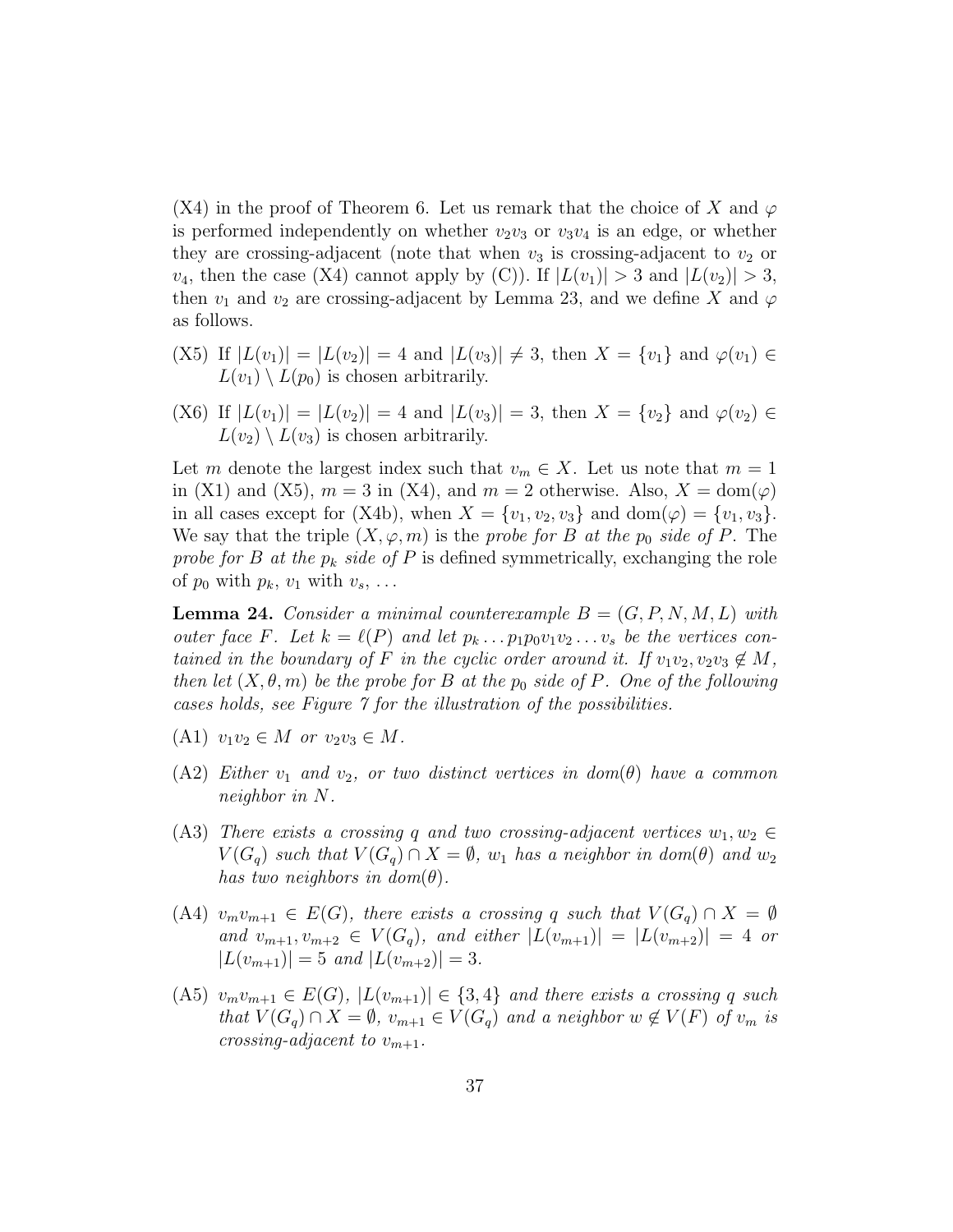(X4) in the proof of Theorem 6. Let us remark that the choice of $X$ and $\varphi$ is performed independently on whether $v_2v_3$ or $v_3v_4$ is an edge, or whether they are crossing-adjacent (note that when $v_3$ is crossing-adjacent to $v_2$ or $v_4$, then the case (X4) cannot apply by (C)). If $|L(v_1)| > 3$ and $|L(v_2)| > 3$, then $v_1$ and $v_2$ are crossing-adjacent by Lemma 23, and we define $X$ and $\varphi$ as follows.

- (X5) If $|L(v_1)| = |L(v_2)| = 4$ and $|L(v_3)| \neq 3$, then $X = \{v_1\}$ and $\varphi(v_1) \in L(v_1) \setminus L(p_0)$ is chosen arbitrarily.
- (X6) If $|L(v_1)| = |L(v_2)| = 4$ and $|L(v_3)| = 3$, then $X = \{v_2\}$ and $\varphi(v_2) \in L(v_2) \setminus L(v_3)$ is chosen arbitrarily.

Let $m$ denote the largest index such that $v_m \in X$. Let us note that $m = 1$ in (X1) and (X5), $m = 3$ in (X4), and $m = 2$ otherwise. Also, $X = \mathrm{dom}(\varphi)$ in all cases except for (X4b), when $X = \{v_1, v_2, v_3\}$ and $\mathrm{dom}(\varphi) = \{v_1, v_3\}$. We say that the triple $(X, \varphi, m)$ is the *probe for $B$ at the $p_0$ side of $P$*. The *probe for $B$ at the $p_k$ side of $P$* is defined symmetrically, exchanging the role of $p_0$ with $p_k$, $v_1$ with $v_s$, ...

**Lemma 24.** *Consider a minimal counterexample $B = (G, P, N, M, L)$ with outer face $F$. Let $k = \ell(P)$ and let $p_k \ldots p_1 p_0 v_1 v_2 \ldots v_s$ be the vertices contained in the boundary of $F$ in the cyclic order around it. If $v_1v_2, v_2v_3 \notin M$, then let $(X, \theta, m)$ be the probe for $B$ at the $p_0$ side of $P$. One of the following cases holds, see Figure 7 for the illustration of the possibilities.*

- (A1) *$v_1v_2 \in M$ or $v_2v_3 \in M$.*
- (A2) *Either $v_1$ and $v_2$, or two distinct vertices in $dom(\theta)$ have a common neighbor in $N$.*
- (A3) *There exists a crossing $q$ and two crossing-adjacent vertices $w_1, w_2 \in V(G_q)$ such that $V(G_q) \cap X = \emptyset$, $w_1$ has a neighbor in $dom(\theta)$ and $w_2$ has two neighbors in $dom(\theta)$.*
- (A4) *$v_m v_{m+1} \in E(G)$, there exists a crossing $q$ such that $V(G_q) \cap X = \emptyset$ and $v_{m+1}, v_{m+2} \in V(G_q)$, and either $|L(v_{m+1})| = |L(v_{m+2})| = 4$ or $|L(v_{m+1})| = 5$ and $|L(v_{m+2})| = 3$.*
- (A5) *$v_m v_{m+1} \in E(G)$, $|L(v_{m+1})| \in \{3, 4\}$ and there exists a crossing $q$ such that $V(G_q) \cap X = \emptyset$, $v_{m+1} \in V(G_q)$ and a neighbor $w \notin V(F)$ of $v_m$ is crossing-adjacent to $v_{m+1}$.*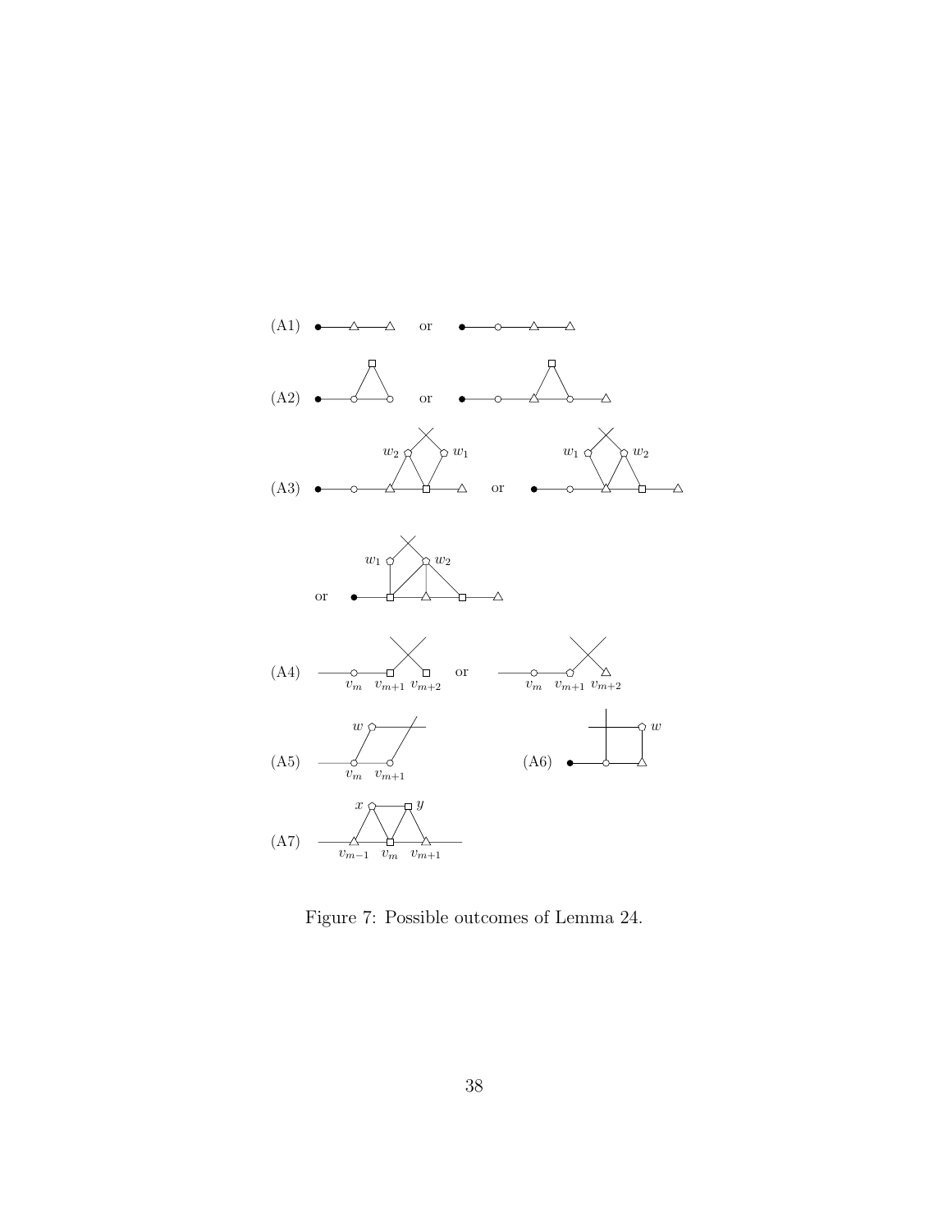Figure 7: Possible outcomes of Lemma 24.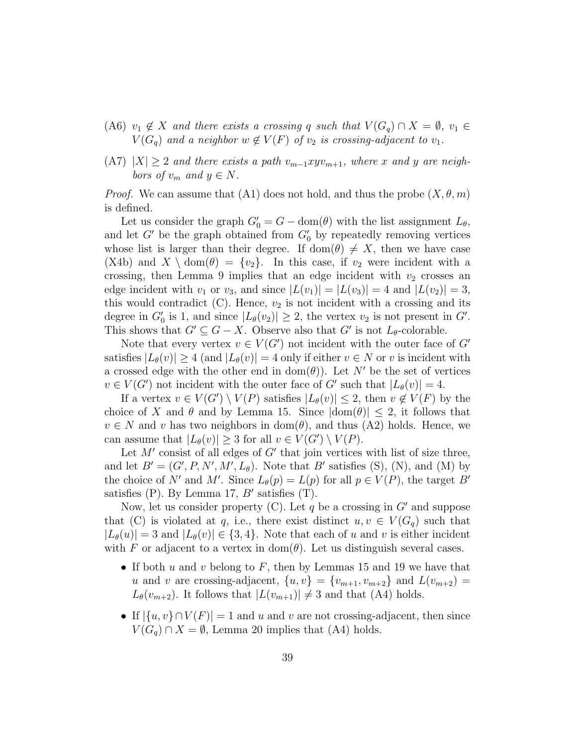(A6) $v_1 \notin X$ *and there exists a crossing* $q$ *such that* $V(G_q) \cap X = \emptyset$*,* $v_1 \in V(G_q)$ *and a neighbor* $w \notin V(F)$ *of* $v_2$ *is crossing-adjacent to* $v_1$*.*

(A7) $|X| \geq 2$ *and there exists a path* $v_{m-1}xyv_{m+1}$*, where* $x$ *and* $y$ *are neighbors of* $v_m$ *and* $y \in N$*.*

*Proof.* We can assume that (A1) does not hold, and thus the probe $(X, \theta, m)$ is defined.

Let us consider the graph $G'_0 = G - \mathrm{dom}(\theta)$ with the list assignment $L_\theta$, and let $G'$ be the graph obtained from $G'_0$ by repeatedly removing vertices whose list is larger than their degree. If $\mathrm{dom}(\theta) \neq X$, then we have case (X4b) and $X \setminus \mathrm{dom}(\theta) = \{v_2\}$. In this case, if $v_2$ were incident with a crossing, then Lemma 9 implies that an edge incident with $v_2$ crosses an edge incident with $v_1$ or $v_3$, and since $|L(v_1)| = |L(v_3)| = 4$ and $|L(v_2)| = 3$, this would contradict (C). Hence, $v_2$ is not incident with a crossing and its degree in $G'_0$ is 1, and since $|L_\theta(v_2)| \geq 2$, the vertex $v_2$ is not present in $G'$. This shows that $G' \subseteq G - X$. Observe also that $G'$ is not $L_\theta$-colorable.

Note that every vertex $v \in V(G')$ not incident with the outer face of $G'$ satisfies $|L_\theta(v)| \geq 4$ (and $|L_\theta(v)| = 4$ only if either $v \in N$ or $v$ is incident with a crossed edge with the other end in $\mathrm{dom}(\theta)$). Let $N'$ be the set of vertices $v \in V(G')$ not incident with the outer face of $G'$ such that $|L_\theta(v)| = 4$.

If a vertex $v \in V(G') \setminus V(P)$ satisfies $|L_\theta(v)| \leq 2$, then $v \notin V(F)$ by the choice of $X$ and $\theta$ and by Lemma 15. Since $|\mathrm{dom}(\theta)| \leq 2$, it follows that $v \in N$ and $v$ has two neighbors in $\mathrm{dom}(\theta)$, and thus (A2) holds. Hence, we can assume that $|L_\theta(v)| \geq 3$ for all $v \in V(G') \setminus V(P)$.

Let $M'$ consist of all edges of $G'$ that join vertices with list of size three, and let $B' = (G', P, N', M', L_\theta)$. Note that $B'$ satisfies (S), (N), and (M) by the choice of $N'$ and $M'$. Since $L_\theta(p) = L(p)$ for all $p \in V(P)$, the target $B'$ satisfies (P). By Lemma 17, $B'$ satisfies (T).

Now, let us consider property (C). Let $q$ be a crossing in $G'$ and suppose that (C) is violated at $q$, i.e., there exist distinct $u, v \in V(G_q)$ such that $|L_\theta(u)| = 3$ and $|L_\theta(v)| \in \{3, 4\}$. Note that each of $u$ and $v$ is either incident with $F$ or adjacent to a vertex in $\mathrm{dom}(\theta)$. Let us distinguish several cases.

- If both $u$ and $v$ belong to $F$, then by Lemmas 15 and 19 we have that $u$ and $v$ are crossing-adjacent, $\{u, v\} = \{v_{m+1}, v_{m+2}\}$ and $L(v_{m+2}) = L_\theta(v_{m+2})$. It follows that $|L(v_{m+1})| \neq 3$ and that (A4) holds.
- If $|\{u, v\} \cap V(F)| = 1$ and $u$ and $v$ are not crossing-adjacent, then since $V(G_q) \cap X = \emptyset$, Lemma 20 implies that (A4) holds.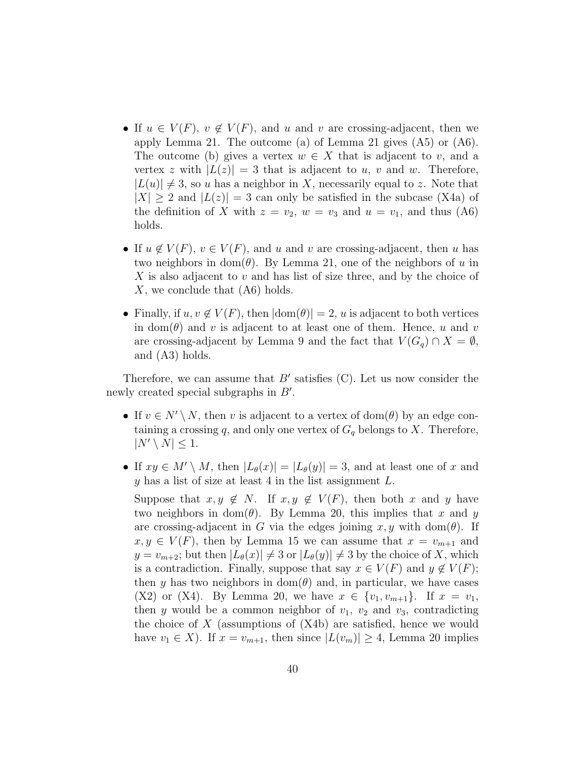- If $u \in V(F)$, $v \notin V(F)$, and $u$ and $v$ are crossing-adjacent, then we apply Lemma 21. The outcome (a) of Lemma 21 gives (A5) or (A6). The outcome (b) gives a vertex $w \in X$ that is adjacent to $v$, and a vertex $z$ with $|L(z)| = 3$ that is adjacent to $u$, $v$ and $w$. Therefore, $|L(u)| \neq 3$, so $u$ has a neighbor in $X$, necessarily equal to $z$. Note that $|X| \geq 2$ and $|L(z)| = 3$ can only be satisfied in the subcase (X4a) of the definition of $X$ with $z = v_2$, $w = v_3$ and $u = v_1$, and thus (A6) holds.

- If $u \notin V(F)$, $v \in V(F)$, and $u$ and $v$ are crossing-adjacent, then $u$ has two neighbors in $\mathrm{dom}(\theta)$. By Lemma 21, one of the neighbors of $u$ in $X$ is also adjacent to $v$ and has list of size three, and by the choice of $X$, we conclude that (A6) holds.

- Finally, if $u, v \notin V(F)$, then $|\mathrm{dom}(\theta)| = 2$, $u$ is adjacent to both vertices in $\mathrm{dom}(\theta)$ and $v$ is adjacent to at least one of them. Hence, $u$ and $v$ are crossing-adjacent by Lemma 9 and the fact that $V(G_q) \cap X = \emptyset$, and (A3) holds.

Therefore, we can assume that $B'$ satisfies (C). Let us now consider the newly created special subgraphs in $B'$.

- If $v \in N' \setminus N$, then $v$ is adjacent to a vertex of $\mathrm{dom}(\theta)$ by an edge containing a crossing $q$, and only one vertex of $G_q$ belongs to $X$. Therefore, $|N' \setminus N| \leq 1$.

- If $xy \in M' \setminus M$, then $|L_\theta(x)| = |L_\theta(y)| = 3$, and at least one of $x$ and $y$ has a list of size at least 4 in the list assignment $L$.

  Suppose that $x, y \notin N$. If $x, y \notin V(F)$, then both $x$ and $y$ have two neighbors in $\mathrm{dom}(\theta)$. By Lemma 20, this implies that $x$ and $y$ are crossing-adjacent in $G$ via the edges joining $x, y$ with $\mathrm{dom}(\theta)$. If $x, y \in V(F)$, then by Lemma 15 we can assume that $x = v_{m+1}$ and $y = v_{m+2}$; but then $|L_\theta(x)| \neq 3$ or $|L_\theta(y)| \neq 3$ by the choice of $X$, which is a contradiction. Finally, suppose that say $x \in V(F)$ and $y \notin V(F)$; then $y$ has two neighbors in $\mathrm{dom}(\theta)$ and, in particular, we have cases (X2) or (X4). By Lemma 20, we have $x \in \{v_1, v_{m+1}\}$. If $x = v_1$, then $y$ would be a common neighbor of $v_1$, $v_2$ and $v_3$, contradicting the choice of $X$ (assumptions of (X4b) are satisfied, hence we would have $v_1 \in X$). If $x = v_{m+1}$, then since $|L(v_m)| \geq 4$, Lemma 20 implies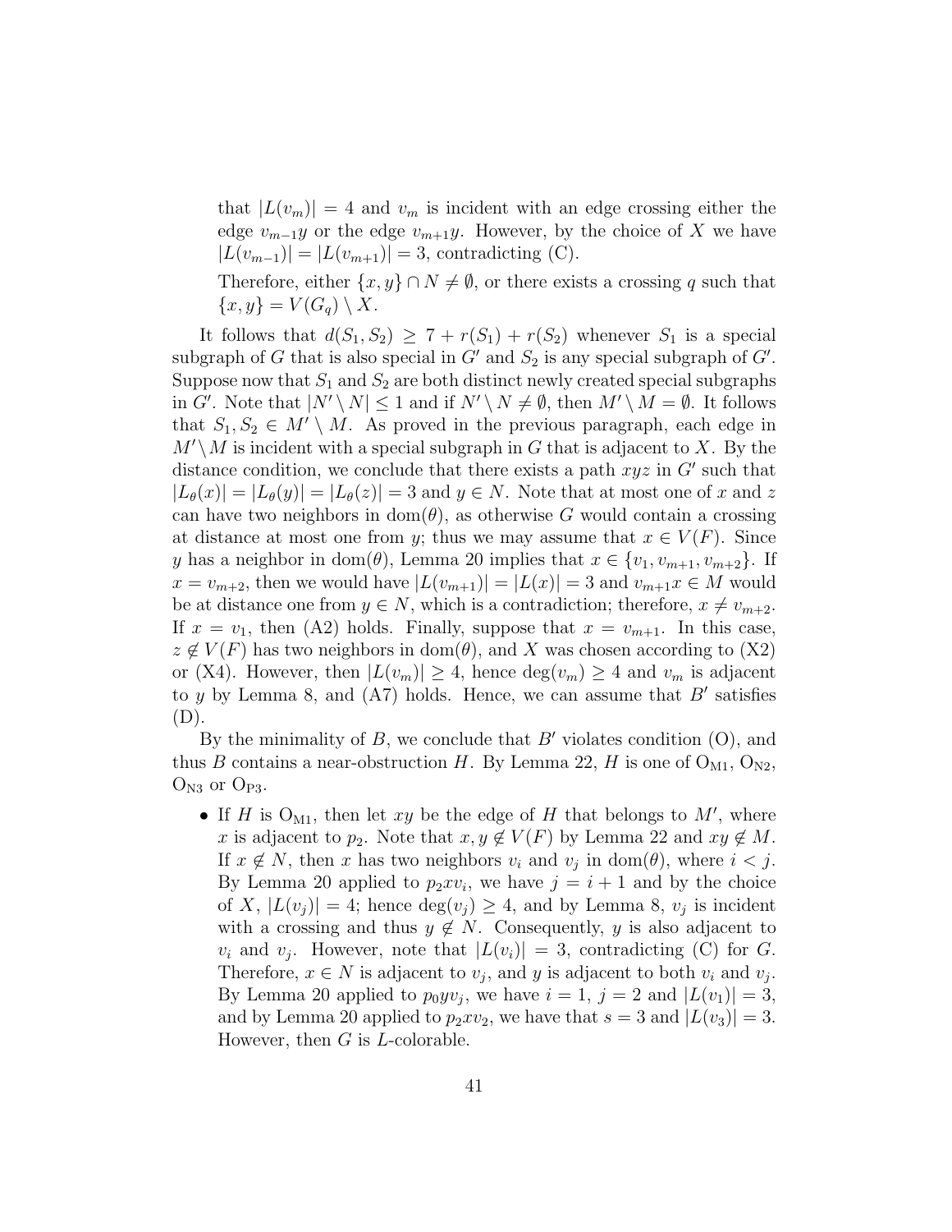that $|L(v_m)| = 4$ and $v_m$ is incident with an edge crossing either the edge $v_{m-1}y$ or the edge $v_{m+1}y$. However, by the choice of $X$ we have $|L(v_{m-1})| = |L(v_{m+1})| = 3$, contradicting (C).

Therefore, either $\{x, y\} \cap N \neq \emptyset$, or there exists a crossing $q$ such that $\{x, y\} = V(G_q) \setminus X$.

It follows that $d(S_1, S_2) \geq 7 + r(S_1) + r(S_2)$ whenever $S_1$ is a special subgraph of $G$ that is also special in $G'$ and $S_2$ is any special subgraph of $G'$. Suppose now that $S_1$ and $S_2$ are both distinct newly created special subgraphs in $G'$. Note that $|N' \setminus N| \leq 1$ and if $N' \setminus N \neq \emptyset$, then $M' \setminus M = \emptyset$. It follows that $S_1, S_2 \in M' \setminus M$. As proved in the previous paragraph, each edge in $M' \setminus M$ is incident with a special subgraph in $G$ that is adjacent to $X$. By the distance condition, we conclude that there exists a path $xyz$ in $G'$ such that $|L_\theta(x)| = |L_\theta(y)| = |L_\theta(z)| = 3$ and $y \in N$. Note that at most one of $x$ and $z$ can have two neighbors in $\mathrm{dom}(\theta)$, as otherwise $G$ would contain a crossing at distance at most one from $y$; thus we may assume that $x \in V(F)$. Since $y$ has a neighbor in $\mathrm{dom}(\theta)$, Lemma 20 implies that $x \in \{v_1, v_{m+1}, v_{m+2}\}$. If $x = v_{m+2}$, then we would have $|L(v_{m+1})| = |L(x)| = 3$ and $v_{m+1}x \in M$ would be at distance one from $y \in N$, which is a contradiction; therefore, $x \neq v_{m+2}$. If $x = v_1$, then (A2) holds. Finally, suppose that $x = v_{m+1}$. In this case, $z \notin V(F)$ has two neighbors in $\mathrm{dom}(\theta)$, and $X$ was chosen according to (X2) or (X4). However, then $|L(v_m)| \geq 4$, hence $\deg(v_m) \geq 4$ and $v_m$ is adjacent to $y$ by Lemma 8, and (A7) holds. Hence, we can assume that $B'$ satisfies (D).

By the minimality of $B$, we conclude that $B'$ violates condition (O), and thus $B$ contains a near-obstruction $H$. By Lemma 22, $H$ is one of $\mathrm{O_{M1}}$, $\mathrm{O_{N2}}$, $\mathrm{O_{N3}}$ or $\mathrm{O_{P3}}$.

- If $H$ is $\mathrm{O_{M1}}$, then let $xy$ be the edge of $H$ that belongs to $M'$, where $x$ is adjacent to $p_2$. Note that $x, y \notin V(F)$ by Lemma 22 and $xy \notin M$. If $x \notin N$, then $x$ has two neighbors $v_i$ and $v_j$ in $\mathrm{dom}(\theta)$, where $i < j$. By Lemma 20 applied to $p_2xv_i$, we have $j = i + 1$ and by the choice of $X$, $|L(v_j)| = 4$; hence $\deg(v_j) \geq 4$, and by Lemma 8, $v_j$ is incident with a crossing and thus $y \notin N$. Consequently, $y$ is also adjacent to $v_i$ and $v_j$. However, note that $|L(v_i)| = 3$, contradicting (C) for $G$. Therefore, $x \in N$ is adjacent to $v_j$, and $y$ is adjacent to both $v_i$ and $v_j$. By Lemma 20 applied to $p_0yv_j$, we have $i = 1$, $j = 2$ and $|L(v_1)| = 3$, and by Lemma 20 applied to $p_2xv_2$, we have that $s = 3$ and $|L(v_3)| = 3$. However, then $G$ is $L$-colorable.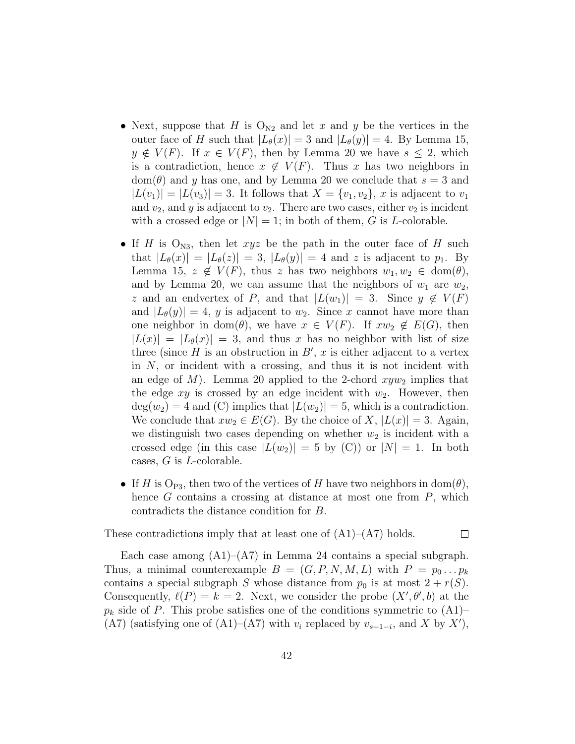- Next, suppose that $H$ is $\mathrm{O}_{\mathrm{N2}}$ and let $x$ and $y$ be the vertices in the outer face of $H$ such that $|L_\theta(x)| = 3$ and $|L_\theta(y)| = 4$. By Lemma 15, $y \notin V(F)$. If $x \in V(F)$, then by Lemma 20 we have $s \leq 2$, which is a contradiction, hence $x \notin V(F)$. Thus $x$ has two neighbors in $\mathrm{dom}(\theta)$ and $y$ has one, and by Lemma 20 we conclude that $s = 3$ and $|L(v_1)| = |L(v_3)| = 3$. It follows that $X = \{v_1, v_2\}$, $x$ is adjacent to $v_1$ and $v_2$, and $y$ is adjacent to $v_2$. There are two cases, either $v_2$ is incident with a crossed edge or $|N| = 1$; in both of them, $G$ is $L$-colorable.

- If $H$ is $\mathrm{O}_{\mathrm{N3}}$, then let $xyz$ be the path in the outer face of $H$ such that $|L_\theta(x)| = |L_\theta(z)| = 3$, $|L_\theta(y)| = 4$ and $z$ is adjacent to $p_1$. By Lemma 15, $z \notin V(F)$, thus $z$ has two neighbors $w_1, w_2 \in \mathrm{dom}(\theta)$, and by Lemma 20, we can assume that the neighbors of $w_1$ are $w_2$, $z$ and an endvertex of $P$, and that $|L(w_1)| = 3$. Since $y \notin V(F)$ and $|L_\theta(y)| = 4$, $y$ is adjacent to $w_2$. Since $x$ cannot have more than one neighbor in $\mathrm{dom}(\theta)$, we have $x \in V(F)$. If $xw_2 \notin E(G)$, then $|L(x)| = |L_\theta(x)| = 3$, and thus $x$ has no neighbor with list of size three (since $H$ is an obstruction in $B'$, $x$ is either adjacent to a vertex in $N$, or incident with a crossing, and thus it is not incident with an edge of $M$). Lemma 20 applied to the 2-chord $xyw_2$ implies that the edge $xy$ is crossed by an edge incident with $w_2$. However, then $\deg(w_2) = 4$ and (C) implies that $|L(w_2)| = 5$, which is a contradiction. We conclude that $xw_2 \in E(G)$. By the choice of $X$, $|L(x)| = 3$. Again, we distinguish two cases depending on whether $w_2$ is incident with a crossed edge (in this case $|L(w_2)| = 5$ by (C)) or $|N| = 1$. In both cases, $G$ is $L$-colorable.

- If $H$ is $\mathrm{O}_{\mathrm{P3}}$, then two of the vertices of $H$ have two neighbors in $\mathrm{dom}(\theta)$, hence $G$ contains a crossing at distance at most one from $P$, which contradicts the distance condition for $B$.

These contradictions imply that at least one of (A1)–(A7) holds. $\square$

Each case among (A1)–(A7) in Lemma 24 contains a special subgraph. Thus, a minimal counterexample $B = (G, P, N, M, L)$ with $P = p_0 \ldots p_k$ contains a special subgraph $S$ whose distance from $p_0$ is at most $2 + r(S)$. Consequently, $\ell(P) = k = 2$. Next, we consider the probe $(X', \theta', b)$ at the $p_k$ side of $P$. This probe satisfies one of the conditions symmetric to (A1)–(A7) (satisfying one of (A1)–(A7) with $v_i$ replaced by $v_{s+1-i}$, and $X$ by $X'$),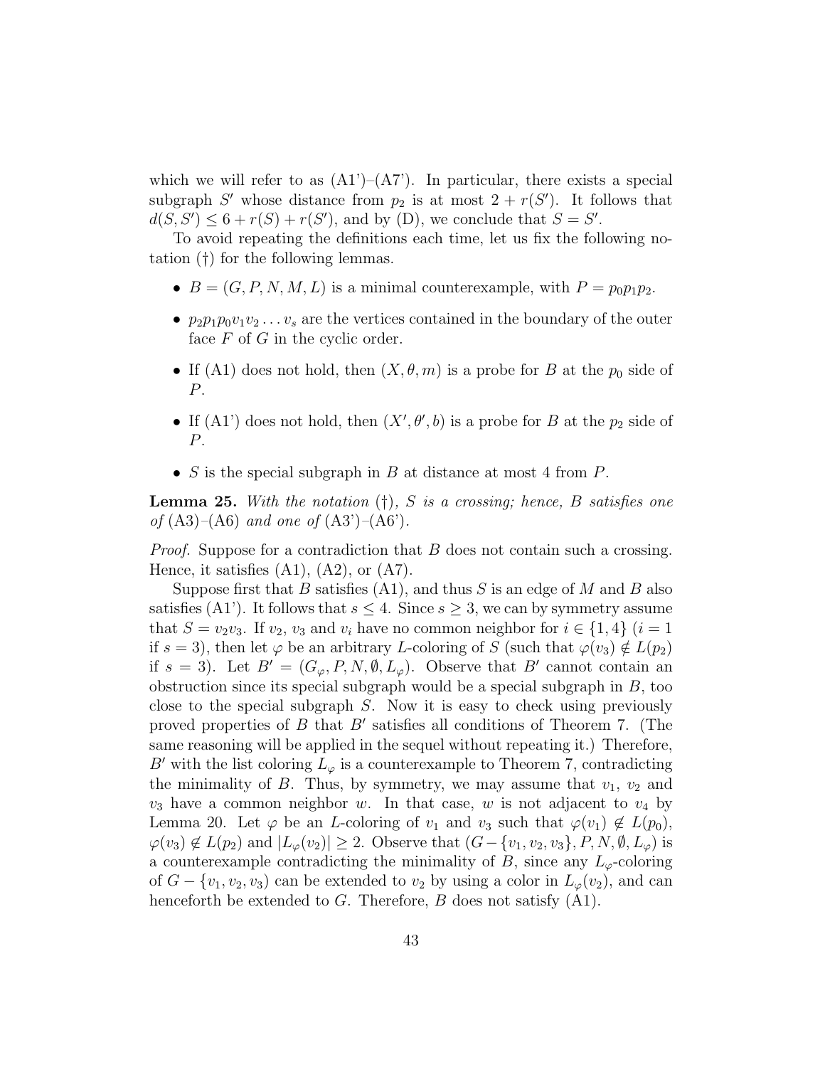which we will refer to as (A1')–(A7'). In particular, there exists a special subgraph $S'$ whose distance from $p_2$ is at most $2 + r(S')$. It follows that $d(S, S') \leq 6 + r(S) + r(S')$, and by (D), we conclude that $S = S'$.

To avoid repeating the definitions each time, let us fix the following notation (†) for the following lemmas.

- $B = (G, P, N, M, L)$ is a minimal counterexample, with $P = p_0p_1p_2$.
- $p_2p_1p_0v_1v_2 \ldots v_s$ are the vertices contained in the boundary of the outer face $F$ of $G$ in the cyclic order.
- If (A1) does not hold, then $(X, \theta, m)$ is a probe for $B$ at the $p_0$ side of $P$.
- If (A1') does not hold, then $(X', \theta', b)$ is a probe for $B$ at the $p_2$ side of $P$.
- $S$ is the special subgraph in $B$ at distance at most 4 from $P$.

**Lemma 25.** *With the notation (†), $S$ is a crossing; hence, $B$ satisfies one of* (A3)–(A6) *and one of* (A3')–(A6').

*Proof.* Suppose for a contradiction that $B$ does not contain such a crossing. Hence, it satisfies (A1), (A2), or (A7).

Suppose first that $B$ satisfies (A1), and thus $S$ is an edge of $M$ and $B$ also satisfies (A1'). It follows that $s \leq 4$. Since $s \geq 3$, we can by symmetry assume that $S = v_2v_3$. If $v_2$, $v_3$ and $v_i$ have no common neighbor for $i \in \{1, 4\}$ ($i = 1$ if $s = 3$), then let $\varphi$ be an arbitrary $L$-coloring of $S$ (such that $\varphi(v_3) \notin L(p_2)$ if $s = 3$). Let $B' = (G_\varphi, P, N, \emptyset, L_\varphi)$. Observe that $B'$ cannot contain an obstruction since its special subgraph would be a special subgraph in $B$, too close to the special subgraph $S$. Now it is easy to check using previously proved properties of $B$ that $B'$ satisfies all conditions of Theorem 7. (The same reasoning will be applied in the sequel without repeating it.) Therefore, $B'$ with the list coloring $L_\varphi$ is a counterexample to Theorem 7, contradicting the minimality of $B$. Thus, by symmetry, we may assume that $v_1$, $v_2$ and $v_3$ have a common neighbor $w$. In that case, $w$ is not adjacent to $v_4$ by Lemma 20. Let $\varphi$ be an $L$-coloring of $v_1$ and $v_3$ such that $\varphi(v_1) \notin L(p_0)$, $\varphi(v_3) \notin L(p_2)$ and $|L_\varphi(v_2)| \geq 2$. Observe that $(G - \{v_1, v_2, v_3\}, P, N, \emptyset, L_\varphi)$ is a counterexample contradicting the minimality of $B$, since any $L_\varphi$-coloring of $G - \{v_1, v_2, v_3\}$ can be extended to $v_2$ by using a color in $L_\varphi(v_2)$, and can henceforth be extended to $G$. Therefore, $B$ does not satisfy (A1).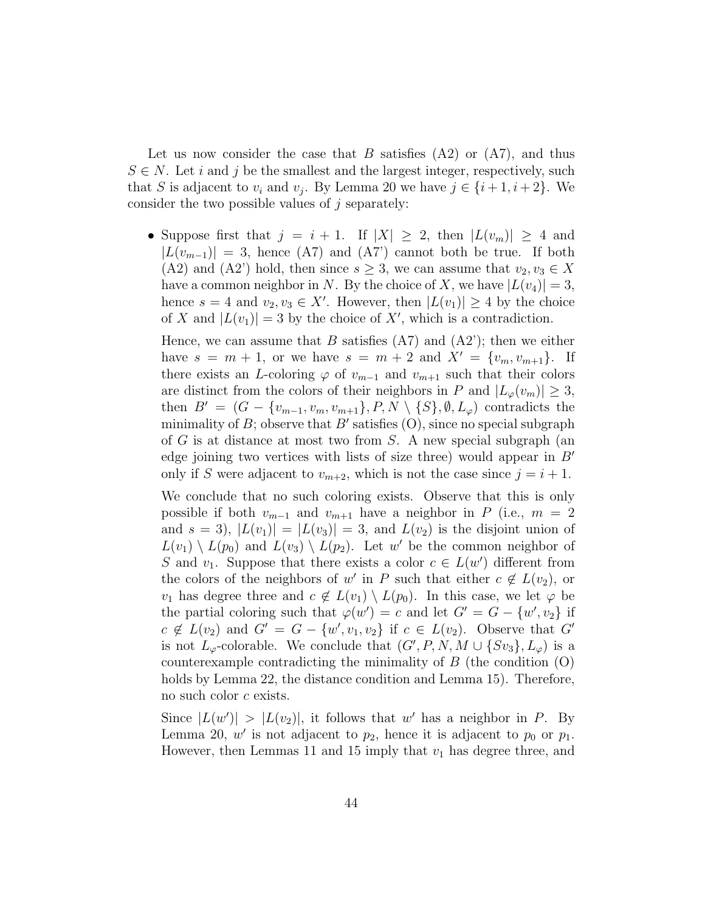Let us now consider the case that $B$ satisfies (A2) or (A7), and thus $S \in N$. Let $i$ and $j$ be the smallest and the largest integer, respectively, such that $S$ is adjacent to $v_i$ and $v_j$. By Lemma 20 we have $j \in \{i+1, i+2\}$. We consider the two possible values of $j$ separately:

- Suppose first that $j = i + 1$. If $|X| \geq 2$, then $|L(v_m)| \geq 4$ and $|L(v_{m-1})| = 3$, hence (A7) and (A7') cannot both be true. If both (A2) and (A2') hold, then since $s \geq 3$, we can assume that $v_2, v_3 \in X$ have a common neighbor in $N$. By the choice of $X$, we have $|L(v_4)| = 3$, hence $s = 4$ and $v_2, v_3 \in X'$. However, then $|L(v_1)| \geq 4$ by the choice of $X$ and $|L(v_1)| = 3$ by the choice of $X'$, which is a contradiction.

  Hence, we can assume that $B$ satisfies (A7) and (A2'); then we either have $s = m + 1$, or we have $s = m + 2$ and $X' = \{v_m, v_{m+1}\}$. If there exists an $L$-coloring $\varphi$ of $v_{m-1}$ and $v_{m+1}$ such that their colors are distinct from the colors of their neighbors in $P$ and $|L_\varphi(v_m)| \geq 3$, then $B' = (G - \{v_{m-1}, v_m, v_{m+1}\}, P, N \setminus \{S\}, \emptyset, L_\varphi)$ contradicts the minimality of $B$; observe that $B'$ satisfies (O), since no special subgraph of $G$ is at distance at most two from $S$. A new special subgraph (an edge joining two vertices with lists of size three) would appear in $B'$ only if $S$ were adjacent to $v_{m+2}$, which is not the case since $j = i + 1$.

  We conclude that no such coloring exists. Observe that this is only possible if both $v_{m-1}$ and $v_{m+1}$ have a neighbor in $P$ (i.e., $m = 2$ and $s = 3$), $|L(v_1)| = |L(v_3)| = 3$, and $L(v_2)$ is the disjoint union of $L(v_1) \setminus L(p_0)$ and $L(v_3) \setminus L(p_2)$. Let $w'$ be the common neighbor of $S$ and $v_1$. Suppose that there exists a color $c \in L(w')$ different from the colors of the neighbors of $w'$ in $P$ such that either $c \notin L(v_2)$, or $v_1$ has degree three and $c \notin L(v_1) \setminus L(p_0)$. In this case, we let $\varphi$ be the partial coloring such that $\varphi(w') = c$ and let $G' = G - \{w', v_2\}$ if $c \notin L(v_2)$ and $G' = G - \{w', v_1, v_2\}$ if $c \in L(v_2)$. Observe that $G'$ is not $L_\varphi$-colorable. We conclude that $(G', P, N, M \cup \{Sv_3\}, L_\varphi)$ is a counterexample contradicting the minimality of $B$ (the condition (O) holds by Lemma 22, the distance condition and Lemma 15). Therefore, no such color $c$ exists.

  Since $|L(w')| > |L(v_2)|$, it follows that $w'$ has a neighbor in $P$. By Lemma 20, $w'$ is not adjacent to $p_2$, hence it is adjacent to $p_0$ or $p_1$. However, then Lemmas 11 and 15 imply that $v_1$ has degree three, and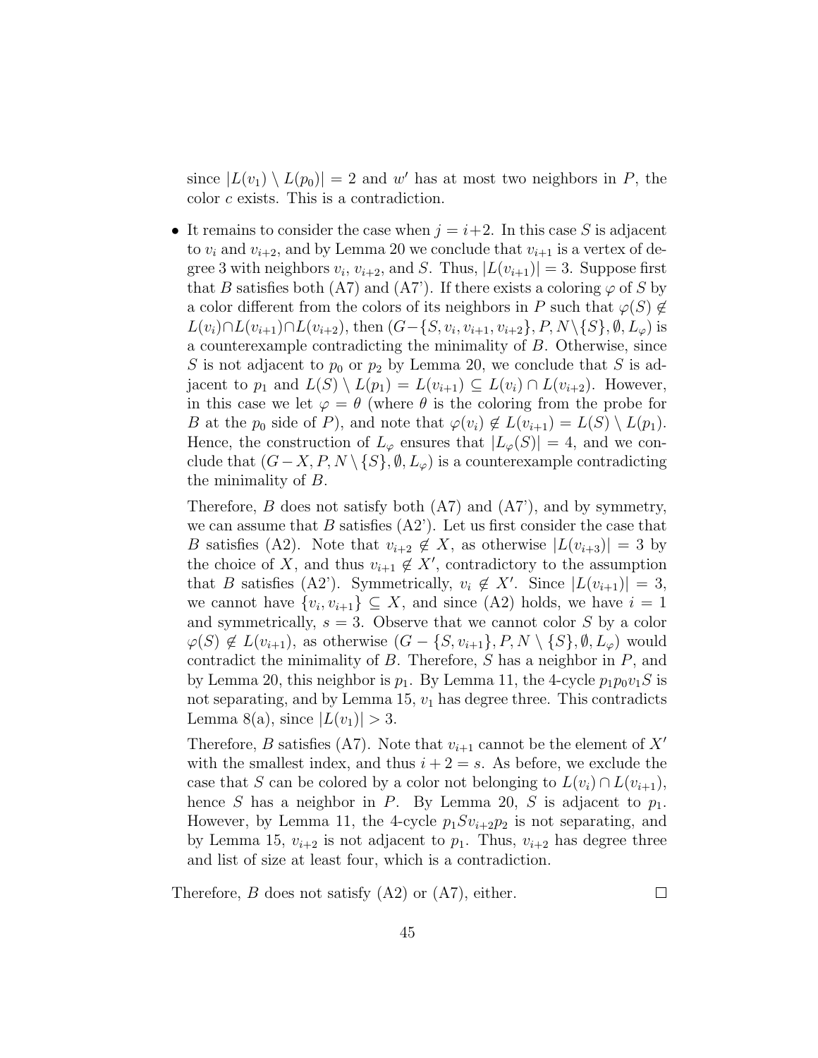since $|L(v_1) \setminus L(p_0)| = 2$ and $w'$ has at most two neighbors in $P$, the color $c$ exists. This is a contradiction.

- It remains to consider the case when $j = i+2$. In this case $S$ is adjacent to $v_i$ and $v_{i+2}$, and by Lemma 20 we conclude that $v_{i+1}$ is a vertex of degree 3 with neighbors $v_i$, $v_{i+2}$, and $S$. Thus, $|L(v_{i+1})| = 3$. Suppose first that $B$ satisfies both (A7) and (A7'). If there exists a coloring $\varphi$ of $S$ by a color different from the colors of its neighbors in $P$ such that $\varphi(S) \notin L(v_i) \cap L(v_{i+1}) \cap L(v_{i+2})$, then $(G - \{S, v_i, v_{i+1}, v_{i+2}\}, P, N \setminus \{S\}, \emptyset, L_\varphi)$ is a counterexample contradicting the minimality of $B$. Otherwise, since $S$ is not adjacent to $p_0$ or $p_2$ by Lemma 20, we conclude that $S$ is adjacent to $p_1$ and $L(S) \setminus L(p_1) = L(v_{i+1}) \subseteq L(v_i) \cap L(v_{i+2})$. However, in this case we let $\varphi = \theta$ (where $\theta$ is the coloring from the probe for $B$ at the $p_0$ side of $P$), and note that $\varphi(v_i) \notin L(v_{i+1}) = L(S) \setminus L(p_1)$. Hence, the construction of $L_\varphi$ ensures that $|L_\varphi(S)| = 4$, and we conclude that $(G - X, P, N \setminus \{S\}, \emptyset, L_\varphi)$ is a counterexample contradicting the minimality of $B$.

  Therefore, $B$ does not satisfy both (A7) and (A7'), and by symmetry, we can assume that $B$ satisfies (A2'). Let us first consider the case that $B$ satisfies (A2). Note that $v_{i+2} \notin X$, as otherwise $|L(v_{i+3})| = 3$ by the choice of $X$, and thus $v_{i+1} \notin X'$, contradictory to the assumption that $B$ satisfies (A2'). Symmetrically, $v_i \notin X'$. Since $|L(v_{i+1})| = 3$, we cannot have $\{v_i, v_{i+1}\} \subseteq X$, and since (A2) holds, we have $i = 1$ and symmetrically, $s = 3$. Observe that we cannot color $S$ by a color $\varphi(S) \notin L(v_{i+1})$, as otherwise $(G - \{S, v_{i+1}\}, P, N \setminus \{S\}, \emptyset, L_\varphi)$ would contradict the minimality of $B$. Therefore, $S$ has a neighbor in $P$, and by Lemma 20, this neighbor is $p_1$. By Lemma 11, the 4-cycle $p_1p_0v_1S$ is not separating, and by Lemma 15, $v_1$ has degree three. This contradicts Lemma 8(a), since $|L(v_1)| > 3$.

  Therefore, $B$ satisfies (A7). Note that $v_{i+1}$ cannot be the element of $X'$ with the smallest index, and thus $i + 2 = s$. As before, we exclude the case that $S$ can be colored by a color not belonging to $L(v_i) \cap L(v_{i+1})$, hence $S$ has a neighbor in $P$. By Lemma 20, $S$ is adjacent to $p_1$. However, by Lemma 11, the 4-cycle $p_1Sv_{i+2}p_2$ is not separating, and by Lemma 15, $v_{i+2}$ is not adjacent to $p_1$. Thus, $v_{i+2}$ has degree three and list of size at least four, which is a contradiction.

Therefore, $B$ does not satisfy (A2) or (A7), either. □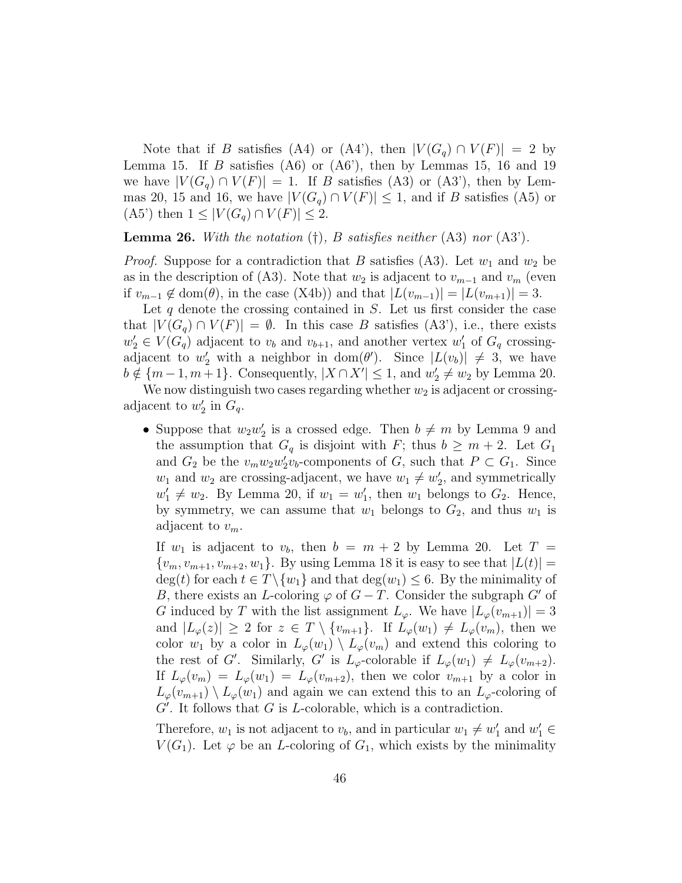Note that if $B$ satisfies (A4) or (A4'), then $|V(G_q) \cap V(F)| = 2$ by Lemma 15. If $B$ satisfies (A6) or (A6'), then by Lemmas 15, 16 and 19 we have $|V(G_q) \cap V(F)| = 1$. If $B$ satisfies (A3) or (A3'), then by Lemmas 20, 15 and 16, we have $|V(G_q) \cap V(F)| \leq 1$, and if $B$ satisfies (A5) or (A5') then $1 \leq |V(G_q) \cap V(F)| \leq 2$.

**Lemma 26.** *With the notation* (†), *B satisfies neither* (A3) *nor* (A3').

*Proof.* Suppose for a contradiction that $B$ satisfies (A3). Let $w_1$ and $w_2$ be as in the description of (A3). Note that $w_2$ is adjacent to $v_{m-1}$ and $v_m$ (even if $v_{m-1} \notin \mathrm{dom}(\theta)$, in the case (X4b)) and that $|L(v_{m-1})| = |L(v_{m+1})| = 3$.

Let $q$ denote the crossing contained in $S$. Let us first consider the case that $|V(G_q) \cap V(F)| = \emptyset$. In this case $B$ satisfies (A3'), i.e., there exists $w_2' \in V(G_q)$ adjacent to $v_b$ and $v_{b+1}$, and another vertex $w_1'$ of $G_q$ crossing-adjacent to $w_2'$ with a neighbor in $\mathrm{dom}(\theta')$. Since $|L(v_b)| \neq 3$, we have $b \notin \{m-1, m+1\}$. Consequently, $|X \cap X'| \leq 1$, and $w_2' \neq w_2$ by Lemma 20.

We now distinguish two cases regarding whether $w_2$ is adjacent or crossing-adjacent to $w_2'$ in $G_q$.

- Suppose that $w_2w_2'$ is a crossed edge. Then $b \neq m$ by Lemma 9 and the assumption that $G_q$ is disjoint with $F$; thus $b \geq m+2$. Let $G_1$ and $G_2$ be the $v_mw_2w_2'v_b$-components of $G$, such that $P \subset G_1$. Since $w_1$ and $w_2$ are crossing-adjacent, we have $w_1 \neq w_2'$, and symmetrically $w_1' \neq w_2$. By Lemma 20, if $w_1 = w_1'$, then $w_1$ belongs to $G_2$. Hence, by symmetry, we can assume that $w_1$ belongs to $G_2$, and thus $w_1$ is adjacent to $v_m$.

  If $w_1$ is adjacent to $v_b$, then $b = m+2$ by Lemma 20. Let $T = \{v_m, v_{m+1}, v_{m+2}, w_1\}$. By using Lemma 18 it is easy to see that $|L(t)| = \deg(t)$ for each $t \in T \setminus \{w_1\}$ and that $\deg(w_1) \leq 6$. By the minimality of $B$, there exists an $L$-coloring $\varphi$ of $G - T$. Consider the subgraph $G'$ of $G$ induced by $T$ with the list assignment $L_\varphi$. We have $|L_\varphi(v_{m+1})| = 3$ and $|L_\varphi(z)| \geq 2$ for $z \in T \setminus \{v_{m+1}\}$. If $L_\varphi(w_1) \neq L_\varphi(v_m)$, then we color $w_1$ by a color in $L_\varphi(w_1) \setminus L_\varphi(v_m)$ and extend this coloring to the rest of $G'$. Similarly, $G'$ is $L_\varphi$-colorable if $L_\varphi(w_1) \neq L_\varphi(v_{m+2})$. If $L_\varphi(v_m) = L_\varphi(w_1) = L_\varphi(v_{m+2})$, then we color $v_{m+1}$ by a color in $L_\varphi(v_{m+1}) \setminus L_\varphi(w_1)$ and again we can extend this to an $L_\varphi$-coloring of $G'$. It follows that $G$ is $L$-colorable, which is a contradiction.

  Therefore, $w_1$ is not adjacent to $v_b$, and in particular $w_1 \neq w_1'$ and $w_1' \in V(G_1)$. Let $\varphi$ be an $L$-coloring of $G_1$, which exists by the minimality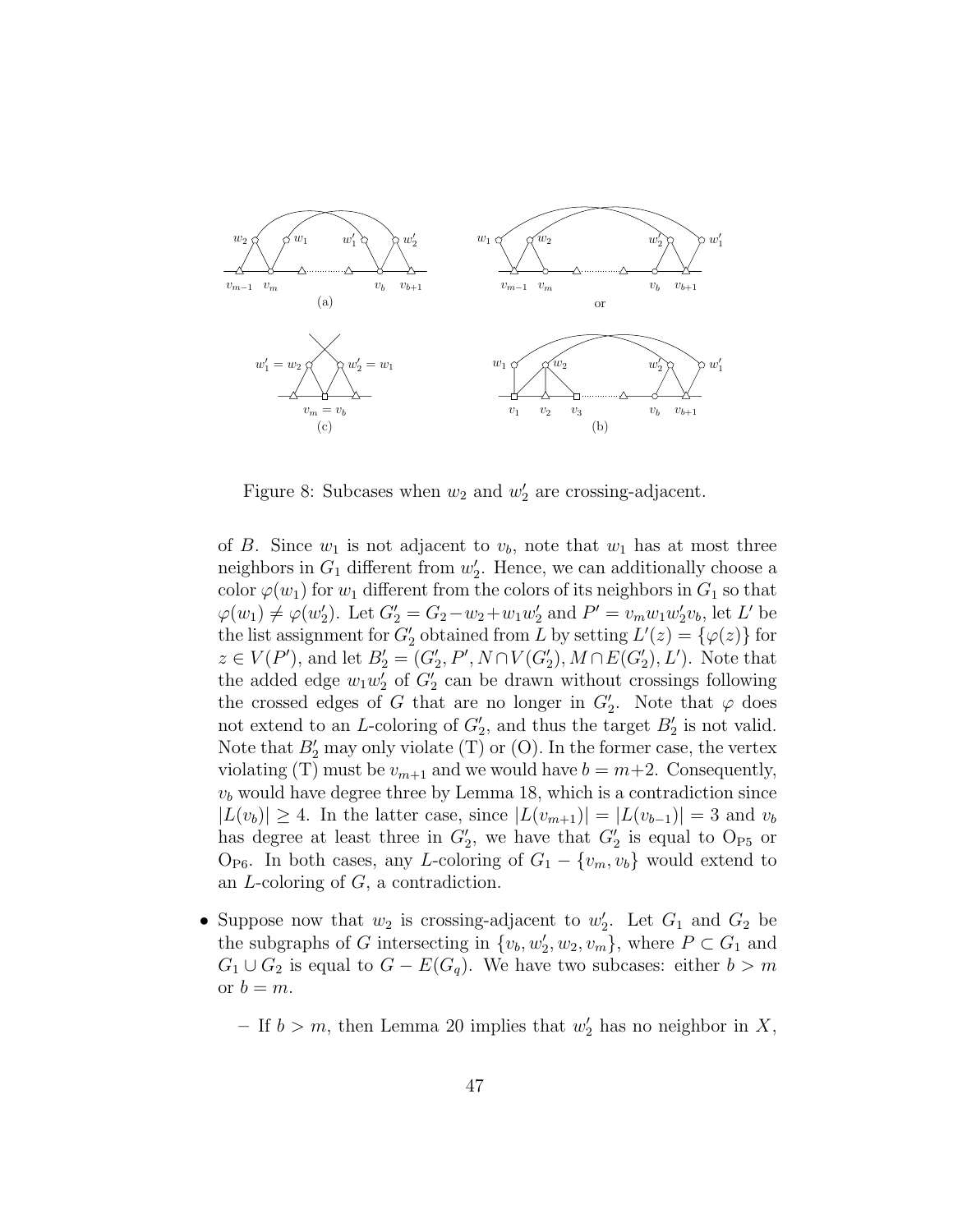Figure 8: Subcases when $w_2$ and $w_2'$ are crossing-adjacent.

of $B$. Since $w_1$ is not adjacent to $v_b$, note that $w_1$ has at most three neighbors in $G_1$ different from $w_2'$. Hence, we can additionally choose a color $\varphi(w_1)$ for $w_1$ different from the colors of its neighbors in $G_1$ so that $\varphi(w_1) \neq \varphi(w_2')$. Let $G_2' = G_2 - w_2 + w_1 w_2'$ and $P' = v_m w_1 w_2' v_b$, let $L'$ be the list assignment for $G_2'$ obtained from $L$ by setting $L'(z) = \{\varphi(z)\}$ for $z \in V(P')$, and let $B_2' = (G_2', P', N \cap V(G_2'), M \cap E(G_2'), L')$. Note that the added edge $w_1 w_2'$ of $G_2'$ can be drawn without crossings following the crossed edges of $G$ that are no longer in $G_2'$. Note that $\varphi$ does not extend to an $L$-coloring of $G_2'$, and thus the target $B_2'$ is not valid. Note that $B_2'$ may only violate (T) or (O). In the former case, the vertex violating (T) must be $v_{m+1}$ and we would have $b = m+2$. Consequently, $v_b$ would have degree three by Lemma 18, which is a contradiction since $|L(v_b)| \geq 4$. In the latter case, since $|L(v_{m+1})| = |L(v_{b-1})| = 3$ and $v_b$ has degree at least three in $G_2'$, we have that $G_2'$ is equal to $\mathrm{O}_{\mathrm{P5}}$ or $\mathrm{O}_{\mathrm{P6}}$. In both cases, any $L$-coloring of $G_1 - \{v_m, v_b\}$ would extend to an $L$-coloring of $G$, a contradiction.

- Suppose now that $w_2$ is crossing-adjacent to $w_2'$. Let $G_1$ and $G_2$ be the subgraphs of $G$ intersecting in $\{v_b, w_2', w_2, v_m\}$, where $P \subset G_1$ and $G_1 \cup G_2$ is equal to $G - E(G_q)$. We have two subcases: either $b > m$ or $b = m$.

  - If $b > m$, then Lemma 20 implies that $w_2'$ has no neighbor in $X$,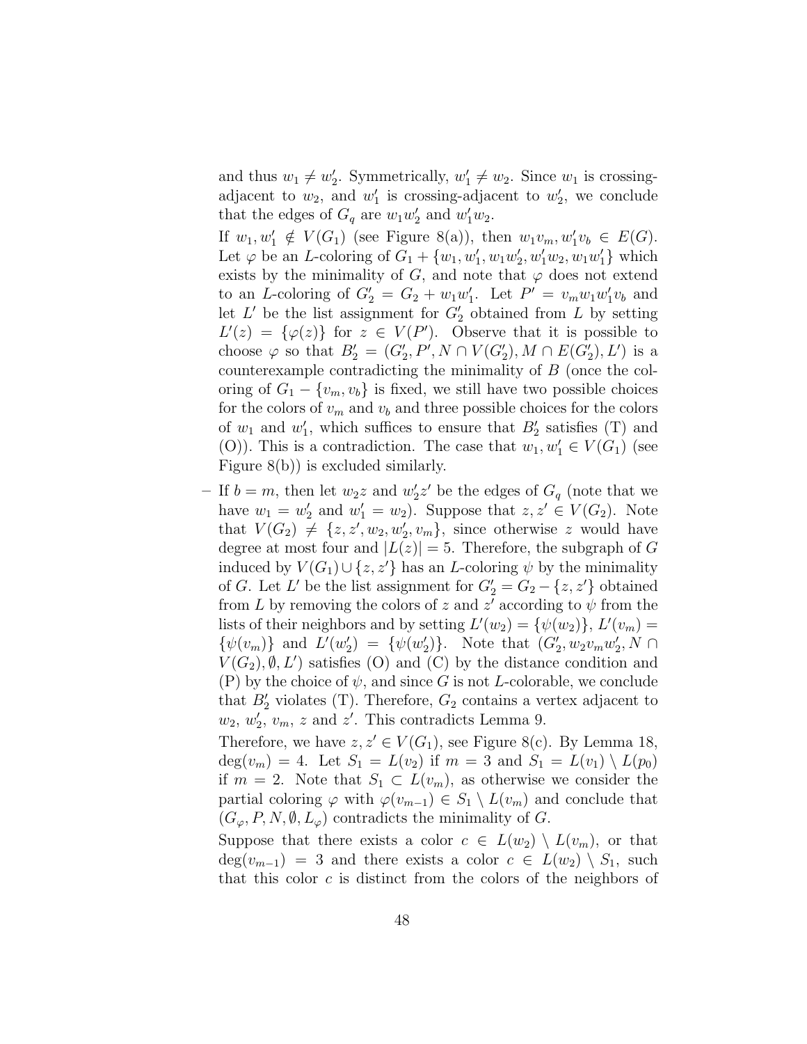and thus $w_1 \neq w_2'$. Symmetrically, $w_1' \neq w_2$. Since $w_1$ is crossing-adjacent to $w_2$, and $w_1'$ is crossing-adjacent to $w_2'$, we conclude that the edges of $G_q$ are $w_1w_2'$ and $w_1'w_2$.

If $w_1, w_1' \notin V(G_1)$ (see Figure 8(a)), then $w_1v_m, w_1'v_b \in E(G)$. Let $\varphi$ be an $L$-coloring of $G_1 + \{w_1, w_1', w_1w_2', w_1'w_2, w_1w_1'\}$ which exists by the minimality of $G$, and note that $\varphi$ does not extend to an $L$-coloring of $G_2' = G_2 + w_1w_1'$. Let $P' = v_mw_1w_1'v_b$ and let $L'$ be the list assignment for $G_2'$ obtained from $L$ by setting $L'(z) = \{\varphi(z)\}$ for $z \in V(P')$. Observe that it is possible to choose $\varphi$ so that $B_2' = (G_2', P', N \cap V(G_2'), M \cap E(G_2'), L')$ is a counterexample contradicting the minimality of $B$ (once the coloring of $G_1 - \{v_m, v_b\}$ is fixed, we still have two possible choices for the colors of $v_m$ and $v_b$ and three possible choices for the colors of $w_1$ and $w_1'$, which suffices to ensure that $B_2'$ satisfies (T) and (O)). This is a contradiction. The case that $w_1, w_1' \in V(G_1)$ (see Figure 8(b)) is excluded similarly.

– If $b = m$, then let $w_2z$ and $w_2'z'$ be the edges of $G_q$ (note that we have $w_1 = w_2'$ and $w_1' = w_2$). Suppose that $z, z' \in V(G_2)$. Note that $V(G_2) \neq \{z, z', w_2, w_2', v_m\}$, since otherwise $z$ would have degree at most four and $|L(z)| = 5$. Therefore, the subgraph of $G$ induced by $V(G_1) \cup \{z, z'\}$ has an $L$-coloring $\psi$ by the minimality of $G$. Let $L'$ be the list assignment for $G_2' = G_2 - \{z, z'\}$ obtained from $L$ by removing the colors of $z$ and $z'$ according to $\psi$ from the lists of their neighbors and by setting $L'(w_2) = \{\psi(w_2)\}$, $L'(v_m) = \{\psi(v_m)\}$ and $L'(w_2') = \{\psi(w_2')\}$. Note that $(G_2', w_2v_mw_2', N \cap V(G_2), \emptyset, L')$ satisfies (O) and (C) by the distance condition and (P) by the choice of $\psi$, and since $G$ is not $L$-colorable, we conclude that $B_2'$ violates (T). Therefore, $G_2$ contains a vertex adjacent to $w_2$, $w_2'$, $v_m$, $z$ and $z'$. This contradicts Lemma 9.

Therefore, we have $z, z' \in V(G_1)$, see Figure 8(c). By Lemma 18, $\deg(v_m) = 4$. Let $S_1 = L(v_2)$ if $m = 3$ and $S_1 = L(v_1) \setminus L(p_0)$ if $m = 2$. Note that $S_1 \subset L(v_m)$, as otherwise we consider the partial coloring $\varphi$ with $\varphi(v_{m-1}) \in S_1 \setminus L(v_m)$ and conclude that $(G_\varphi, P, N, \emptyset, L_\varphi)$ contradicts the minimality of $G$.

Suppose that there exists a color $c \in L(w_2) \setminus L(v_m)$, or that $\deg(v_{m-1}) = 3$ and there exists a color $c \in L(w_2) \setminus S_1$, such that this color $c$ is distinct from the colors of the neighbors of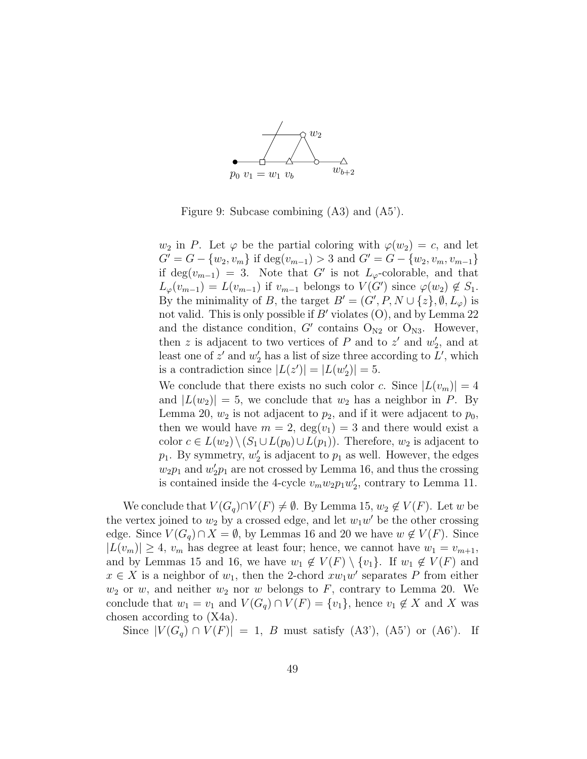Figure 9: Subcase combining (A3) and (A5').

$w_2$ in $P$. Let $\varphi$ be the partial coloring with $\varphi(w_2) = c$, and let $G' = G - \{w_2, v_m\}$ if $\deg(v_{m-1}) > 3$ and $G' = G - \{w_2, v_m, v_{m-1}\}$ if $\deg(v_{m-1}) = 3$. Note that $G'$ is not $L_\varphi$-colorable, and that $L_\varphi(v_{m-1}) = L(v_{m-1})$ if $v_{m-1}$ belongs to $V(G')$ since $\varphi(w_2) \notin S_1$. By the minimality of $B$, the target $B' = (G', P, N \cup \{z\}, \emptyset, L_\varphi)$ is not valid. This is only possible if $B'$ violates (O), and by Lemma 22 and the distance condition, $G'$ contains $\mathrm{O_{N2}}$ or $\mathrm{O_{N3}}$. However, then $z$ is adjacent to two vertices of $P$ and to $z'$ and $w_2'$, and at least one of $z'$ and $w_2'$ has a list of size three according to $L'$, which is a contradiction since $|L(z')| = |L(w_2')| = 5$.

We conclude that there exists no such color $c$. Since $|L(v_m)| = 4$ and $|L(w_2)| = 5$, we conclude that $w_2$ has a neighbor in $P$. By Lemma 20, $w_2$ is not adjacent to $p_2$, and if it were adjacent to $p_0$, then we would have $m = 2$, $\deg(v_1) = 3$ and there would exist a color $c \in L(w_2) \setminus (S_1 \cup L(p_0) \cup L(p_1))$. Therefore, $w_2$ is adjacent to $p_1$. By symmetry, $w_2'$ is adjacent to $p_1$ as well. However, the edges $w_2p_1$ and $w_2'p_1$ are not crossed by Lemma 16, and thus the crossing is contained inside the 4-cycle $v_mw_2p_1w_2'$, contrary to Lemma 11.

We conclude that $V(G_q) \cap V(F) \neq \emptyset$. By Lemma 15, $w_2 \notin V(F)$. Let $w$ be the vertex joined to $w_2$ by a crossed edge, and let $w_1w'$ be the other crossing edge. Since $V(G_q) \cap X = \emptyset$, by Lemmas 16 and 20 we have $w \notin V(F)$. Since $|L(v_m)| \geq 4$, $v_m$ has degree at least four; hence, we cannot have $w_1 = v_{m+1}$, and by Lemmas 15 and 16, we have $w_1 \notin V(F) \setminus \{v_1\}$. If $w_1 \notin V(F)$ and $x \in X$ is a neighbor of $w_1$, then the 2-chord $xw_1w'$ separates $P$ from either $w_2$ or $w$, and neither $w_2$ nor $w$ belongs to $F$, contrary to Lemma 20. We conclude that $w_1 = v_1$ and $V(G_q) \cap V(F) = \{v_1\}$, hence $v_1 \notin X$ and $X$ was chosen according to (X4a).

Since $|V(G_q) \cap V(F)| = 1$, $B$ must satisfy (A3'), (A5') or (A6'). If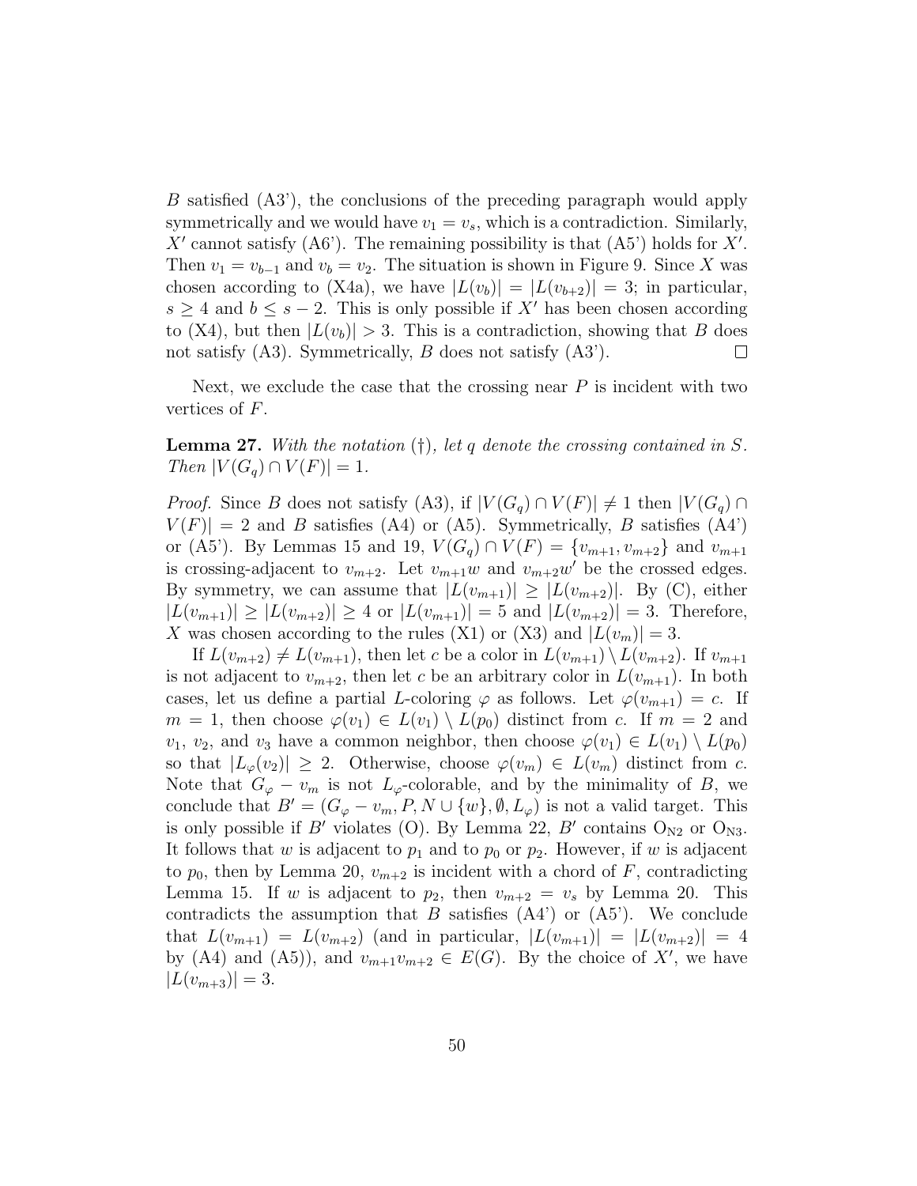$B$ satisfied (A3'), the conclusions of the preceding paragraph would apply symmetrically and we would have $v_1 = v_s$, which is a contradiction. Similarly, $X'$ cannot satisfy (A6'). The remaining possibility is that (A5') holds for $X'$. Then $v_1 = v_{b-1}$ and $v_b = v_2$. The situation is shown in Figure 9. Since $X$ was chosen according to (X4a), we have $|L(v_b)| = |L(v_{b+2})| = 3$; in particular, $s \geq 4$ and $b \leq s - 2$. This is only possible if $X'$ has been chosen according to (X4), but then $|L(v_b)| > 3$. This is a contradiction, showing that $B$ does not satisfy (A3). Symmetrically, $B$ does not satisfy (A3'). □

Next, we exclude the case that the crossing near $P$ is incident with two vertices of $F$.

**Lemma 27.** *With the notation (†), let $q$ denote the crossing contained in $S$. Then $|V(G_q) \cap V(F)| = 1$.*

*Proof.* Since $B$ does not satisfy (A3), if $|V(G_q) \cap V(F)| \neq 1$ then $|V(G_q) \cap V(F)| = 2$ and $B$ satisfies (A4) or (A5). Symmetrically, $B$ satisfies (A4') or (A5'). By Lemmas 15 and 19, $V(G_q) \cap V(F) = \{v_{m+1}, v_{m+2}\}$ and $v_{m+1}$ is crossing-adjacent to $v_{m+2}$. Let $v_{m+1}w$ and $v_{m+2}w'$ be the crossed edges. By symmetry, we can assume that $|L(v_{m+1})| \geq |L(v_{m+2})|$. By (C), either $|L(v_{m+1})| \geq |L(v_{m+2})| \geq 4$ or $|L(v_{m+1})| = 5$ and $|L(v_{m+2})| = 3$. Therefore, $X$ was chosen according to the rules (X1) or (X3) and $|L(v_m)| = 3$.

If $L(v_{m+2}) \neq L(v_{m+1})$, then let $c$ be a color in $L(v_{m+1}) \setminus L(v_{m+2})$. If $v_{m+1}$ is not adjacent to $v_{m+2}$, then let $c$ be an arbitrary color in $L(v_{m+1})$. In both cases, let us define a partial $L$-coloring $\varphi$ as follows. Let $\varphi(v_{m+1}) = c$. If $m = 1$, then choose $\varphi(v_1) \in L(v_1) \setminus L(p_0)$ distinct from $c$. If $m = 2$ and $v_1$, $v_2$, and $v_3$ have a common neighbor, then choose $\varphi(v_1) \in L(v_1) \setminus L(p_0)$ so that $|L_\varphi(v_2)| \geq 2$. Otherwise, choose $\varphi(v_m) \in L(v_m)$ distinct from $c$. Note that $G_\varphi - v_m$ is not $L_\varphi$-colorable, and by the minimality of $B$, we conclude that $B' = (G_\varphi - v_m, P, N \cup \{w\}, \emptyset, L_\varphi)$ is not a valid target. This is only possible if $B'$ violates (O). By Lemma 22, $B'$ contains $\mathrm{O_{N2}}$ or $\mathrm{O_{N3}}$. It follows that $w$ is adjacent to $p_1$ and to $p_0$ or $p_2$. However, if $w$ is adjacent to $p_0$, then by Lemma 20, $v_{m+2}$ is incident with a chord of $F$, contradicting Lemma 15. If $w$ is adjacent to $p_2$, then $v_{m+2} = v_s$ by Lemma 20. This contradicts the assumption that $B$ satisfies (A4') or (A5'). We conclude that $L(v_{m+1}) = L(v_{m+2})$ (and in particular, $|L(v_{m+1})| = |L(v_{m+2})| = 4$ by (A4) and (A5)), and $v_{m+1}v_{m+2} \in E(G)$. By the choice of $X'$, we have $|L(v_{m+3})| = 3$.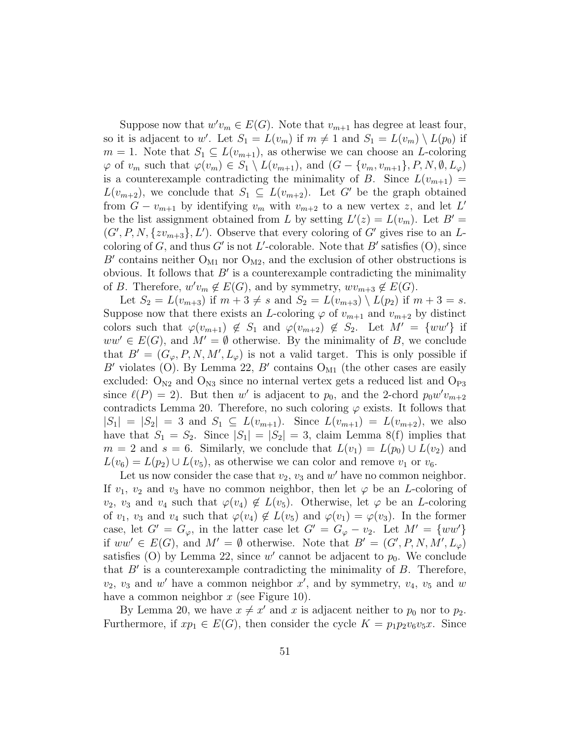Suppose now that $w'v_m \in E(G)$. Note that $v_{m+1}$ has degree at least four, so it is adjacent to $w'$. Let $S_1 = L(v_m)$ if $m \neq 1$ and $S_1 = L(v_m) \setminus L(p_0)$ if $m = 1$. Note that $S_1 \subseteq L(v_{m+1})$, as otherwise we can choose an $L$-coloring $\varphi$ of $v_m$ such that $\varphi(v_m) \in S_1 \setminus L(v_{m+1})$, and $(G - \{v_m, v_{m+1}\}, P, N, \emptyset, L_\varphi)$ is a counterexample contradicting the minimality of $B$. Since $L(v_{m+1}) = L(v_{m+2})$, we conclude that $S_1 \subseteq L(v_{m+2})$. Let $G'$ be the graph obtained from $G - v_{m+1}$ by identifying $v_m$ with $v_{m+2}$ to a new vertex $z$, and let $L'$ be the list assignment obtained from $L$ by setting $L'(z) = L(v_m)$. Let $B' = (G', P, N, \{zv_{m+3}\}, L')$. Observe that every coloring of $G'$ gives rise to an $L$-coloring of $G$, and thus $G'$ is not $L'$-colorable. Note that $B'$ satisfies (O), since $B'$ contains neither $\mathrm{O_{M1}}$ nor $\mathrm{O_{M2}}$, and the exclusion of other obstructions is obvious. It follows that $B'$ is a counterexample contradicting the minimality of $B$. Therefore, $w'v_m \notin E(G)$, and by symmetry, $wv_{m+3} \notin E(G)$.

Let $S_2 = L(v_{m+3})$ if $m + 3 \neq s$ and $S_2 = L(v_{m+3}) \setminus L(p_2)$ if $m + 3 = s$. Suppose now that there exists an $L$-coloring $\varphi$ of $v_{m+1}$ and $v_{m+2}$ by distinct colors such that $\varphi(v_{m+1}) \notin S_1$ and $\varphi(v_{m+2}) \notin S_2$. Let $M' = \{ww'\}$ if $ww' \in E(G)$, and $M' = \emptyset$ otherwise. By the minimality of $B$, we conclude that $B' = (G_\varphi, P, N, M', L_\varphi)$ is not a valid target. This is only possible if $B'$ violates (O). By Lemma 22, $B'$ contains $\mathrm{O_{M1}}$ (the other cases are easily excluded: $\mathrm{O_{N2}}$ and $\mathrm{O_{N3}}$ since no internal vertex gets a reduced list and $\mathrm{O_{P3}}$ since $\ell(P) = 2$). But then $w'$ is adjacent to $p_0$, and the 2-chord $p_0w'v_{m+2}$ contradicts Lemma 20. Therefore, no such coloring $\varphi$ exists. It follows that $|S_1| = |S_2| = 3$ and $S_1 \subseteq L(v_{m+1})$. Since $L(v_{m+1}) = L(v_{m+2})$, we also have that $S_1 = S_2$. Since $|S_1| = |S_2| = 3$, claim Lemma 8(f) implies that $m = 2$ and $s = 6$. Similarly, we conclude that $L(v_1) = L(p_0) \cup L(v_2)$ and $L(v_6) = L(p_2) \cup L(v_5)$, as otherwise we can color and remove $v_1$ or $v_6$.

Let us now consider the case that $v_2$, $v_3$ and $w'$ have no common neighbor. If $v_1$, $v_2$ and $v_3$ have no common neighbor, then let $\varphi$ be an $L$-coloring of $v_2$, $v_3$ and $v_4$ such that $\varphi(v_4) \notin L(v_5)$. Otherwise, let $\varphi$ be an $L$-coloring of $v_1$, $v_3$ and $v_4$ such that $\varphi(v_4) \notin L(v_5)$ and $\varphi(v_1) = \varphi(v_3)$. In the former case, let $G' = G_\varphi$, in the latter case let $G' = G_\varphi - v_2$. Let $M' = \{ww'\}$ if $ww' \in E(G)$, and $M' = \emptyset$ otherwise. Note that $B' = (G', P, N, M', L_\varphi)$ satisfies (O) by Lemma 22, since $w'$ cannot be adjacent to $p_0$. We conclude that $B'$ is a counterexample contradicting the minimality of $B$. Therefore, $v_2$, $v_3$ and $w'$ have a common neighbor $x'$, and by symmetry, $v_4$, $v_5$ and $w$ have a common neighbor $x$ (see Figure 10).

By Lemma 20, we have $x \neq x'$ and $x$ is adjacent neither to $p_0$ nor to $p_2$. Furthermore, if $xp_1 \in E(G)$, then consider the cycle $K = p_1p_2v_6v_5x$. Since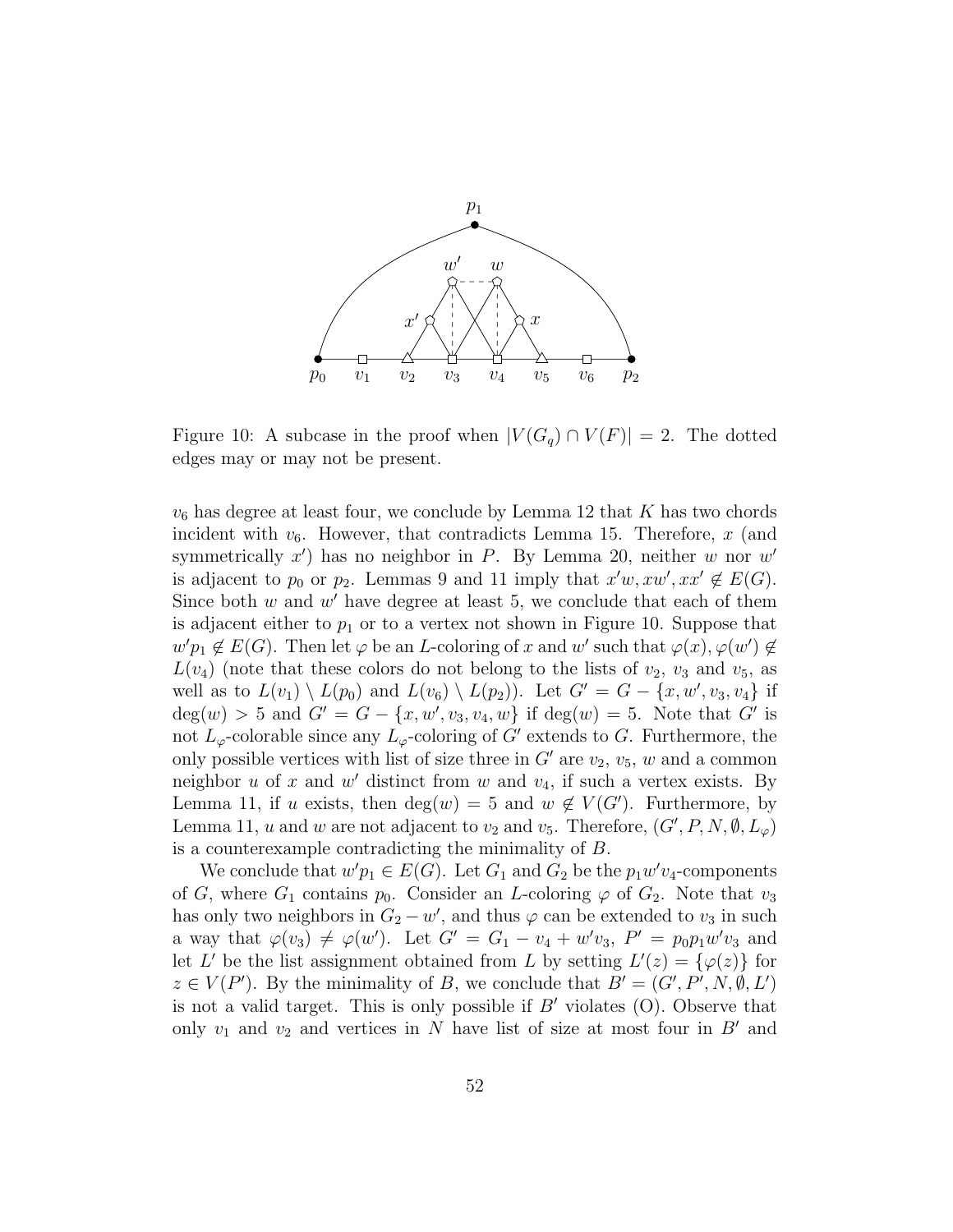Figure 10: A subcase in the proof when $|V(G_q) \cap V(F)| = 2$. The dotted edges may or may not be present.

$v_6$ has degree at least four, we conclude by Lemma 12 that $K$ has two chords incident with $v_6$. However, that contradicts Lemma 15. Therefore, $x$ (and symmetrically $x'$) has no neighbor in $P$. By Lemma 20, neither $w$ nor $w'$ is adjacent to $p_0$ or $p_2$. Lemmas 9 and 11 imply that $x'w, xw', xx' \notin E(G)$. Since both $w$ and $w'$ have degree at least 5, we conclude that each of them is adjacent either to $p_1$ or to a vertex not shown in Figure 10. Suppose that $w'p_1 \notin E(G)$. Then let $\varphi$ be an $L$-coloring of $x$ and $w'$ such that $\varphi(x), \varphi(w') \notin L(v_4)$ (note that these colors do not belong to the lists of $v_2$, $v_3$ and $v_5$, as well as to $L(v_1) \setminus L(p_0)$ and $L(v_6) \setminus L(p_2)$). Let $G' = G - \{x, w', v_3, v_4\}$ if $\deg(w) > 5$ and $G' = G - \{x, w', v_3, v_4, w\}$ if $\deg(w) = 5$. Note that $G'$ is not $L_\varphi$-colorable since any $L_\varphi$-coloring of $G'$ extends to $G$. Furthermore, the only possible vertices with list of size three in $G'$ are $v_2$, $v_5$, $w$ and a common neighbor $u$ of $x$ and $w'$ distinct from $w$ and $v_4$, if such a vertex exists. By Lemma 11, if $u$ exists, then $\deg(w) = 5$ and $w \notin V(G')$. Furthermore, by Lemma 11, $u$ and $w$ are not adjacent to $v_2$ and $v_5$. Therefore, $(G', P, N, \emptyset, L_\varphi)$ is a counterexample contradicting the minimality of $B$.

We conclude that $w'p_1 \in E(G)$. Let $G_1$ and $G_2$ be the $p_1w'v_4$-components of $G$, where $G_1$ contains $p_0$. Consider an $L$-coloring $\varphi$ of $G_2$. Note that $v_3$ has only two neighbors in $G_2 - w'$, and thus $\varphi$ can be extended to $v_3$ in such a way that $\varphi(v_3) \neq \varphi(w')$. Let $G' = G_1 - v_4 + w'v_3$, $P' = p_0p_1w'v_3$ and let $L'$ be the list assignment obtained from $L$ by setting $L'(z) = \{\varphi(z)\}$ for $z \in V(P')$. By the minimality of $B$, we conclude that $B' = (G', P', N, \emptyset, L')$ is not a valid target. This is only possible if $B'$ violates (O). Observe that only $v_1$ and $v_2$ and vertices in $N$ have list of size at most four in $B'$ and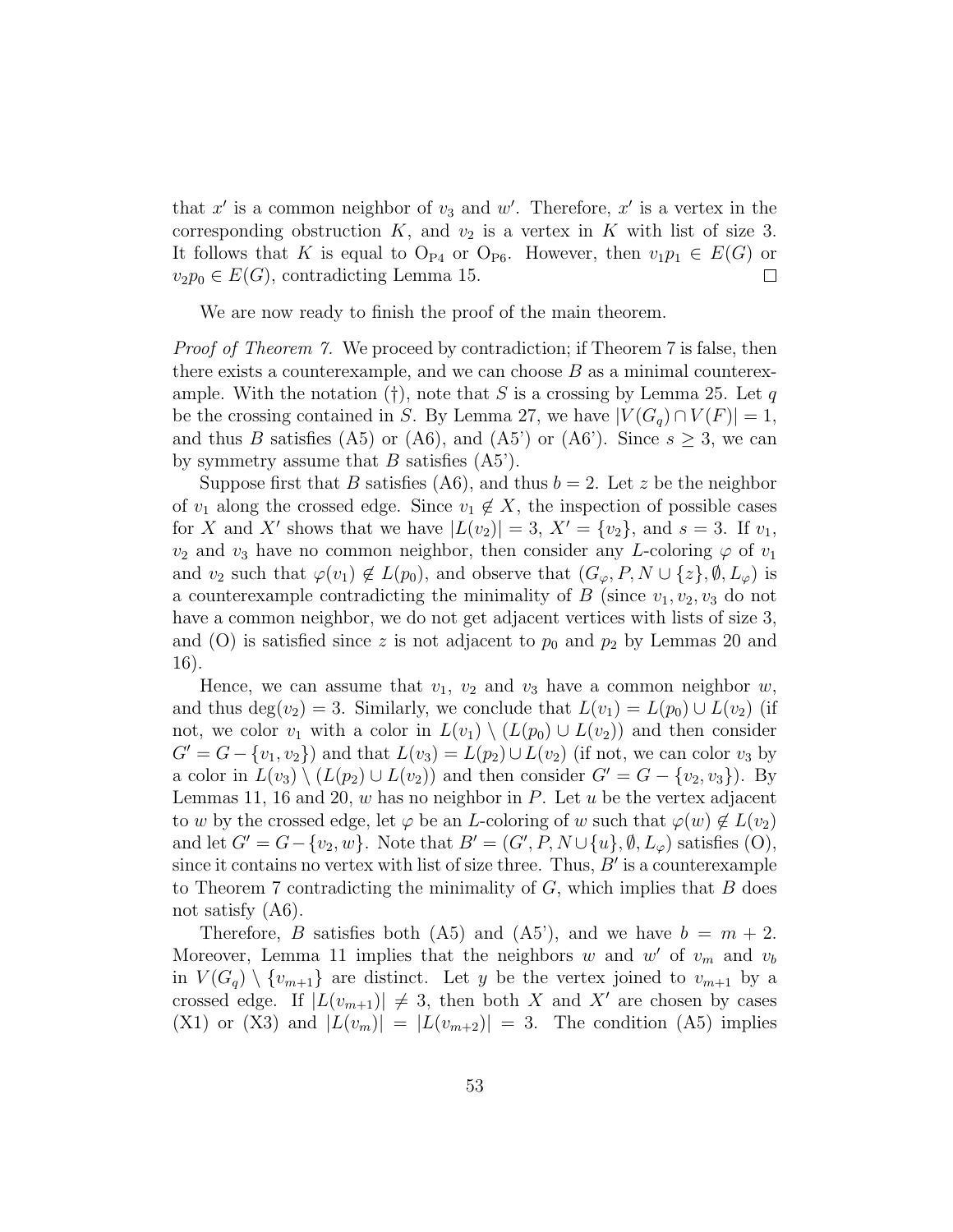that $x'$ is a common neighbor of $v_3$ and $w'$. Therefore, $x'$ is a vertex in the corresponding obstruction $K$, and $v_2$ is a vertex in $K$ with list of size 3. It follows that $K$ is equal to $O_{P4}$ or $O_{P6}$. However, then $v_1p_1 \in E(G)$ or $v_2p_0 \in E(G)$, contradicting Lemma 15. $\square$

We are now ready to finish the proof of the main theorem.

*Proof of Theorem 7.* We proceed by contradiction; if Theorem 7 is false, then there exists a counterexample, and we can choose $B$ as a minimal counterexample. With the notation (†), note that $S$ is a crossing by Lemma 25. Let $q$ be the crossing contained in $S$. By Lemma 27, we have $|V(G_q) \cap V(F)| = 1$, and thus $B$ satisfies (A5) or (A6), and (A5') or (A6'). Since $s \geq 3$, we can by symmetry assume that $B$ satisfies (A5').

Suppose first that $B$ satisfies (A6), and thus $b = 2$. Let $z$ be the neighbor of $v_1$ along the crossed edge. Since $v_1 \notin X$, the inspection of possible cases for $X$ and $X'$ shows that we have $|L(v_2)| = 3$, $X' = \{v_2\}$, and $s = 3$. If $v_1$, $v_2$ and $v_3$ have no common neighbor, then consider any $L$-coloring $\varphi$ of $v_1$ and $v_2$ such that $\varphi(v_1) \notin L(p_0)$, and observe that $(G_\varphi, P, N \cup \{z\}, \emptyset, L_\varphi)$ is a counterexample contradicting the minimality of $B$ (since $v_1, v_2, v_3$ do not have a common neighbor, we do not get adjacent vertices with lists of size 3, and (O) is satisfied since $z$ is not adjacent to $p_0$ and $p_2$ by Lemmas 20 and 16).

Hence, we can assume that $v_1$, $v_2$ and $v_3$ have a common neighbor $w$, and thus $\deg(v_2) = 3$. Similarly, we conclude that $L(v_1) = L(p_0) \cup L(v_2)$ (if not, we color $v_1$ with a color in $L(v_1) \setminus (L(p_0) \cup L(v_2))$ and then consider $G' = G - \{v_1, v_2\}$) and that $L(v_3) = L(p_2) \cup L(v_2)$ (if not, we can color $v_3$ by a color in $L(v_3) \setminus (L(p_2) \cup L(v_2))$ and then consider $G' = G - \{v_2, v_3\}$). By Lemmas 11, 16 and 20, $w$ has no neighbor in $P$. Let $u$ be the vertex adjacent to $w$ by the crossed edge, let $\varphi$ be an $L$-coloring of $w$ such that $\varphi(w) \notin L(v_2)$ and let $G' = G - \{v_2, w\}$. Note that $B' = (G', P, N \cup \{u\}, \emptyset, L_\varphi)$ satisfies (O), since it contains no vertex with list of size three. Thus, $B'$ is a counterexample to Theorem 7 contradicting the minimality of $G$, which implies that $B$ does not satisfy (A6).

Therefore, $B$ satisfies both (A5) and (A5'), and we have $b = m + 2$. Moreover, Lemma 11 implies that the neighbors $w$ and $w'$ of $v_m$ and $v_b$ in $V(G_q) \setminus \{v_{m+1}\}$ are distinct. Let $y$ be the vertex joined to $v_{m+1}$ by a crossed edge. If $|L(v_{m+1})| \neq 3$, then both $X$ and $X'$ are chosen by cases (X1) or (X3) and $|L(v_m)| = |L(v_{m+2})| = 3$. The condition (A5) implies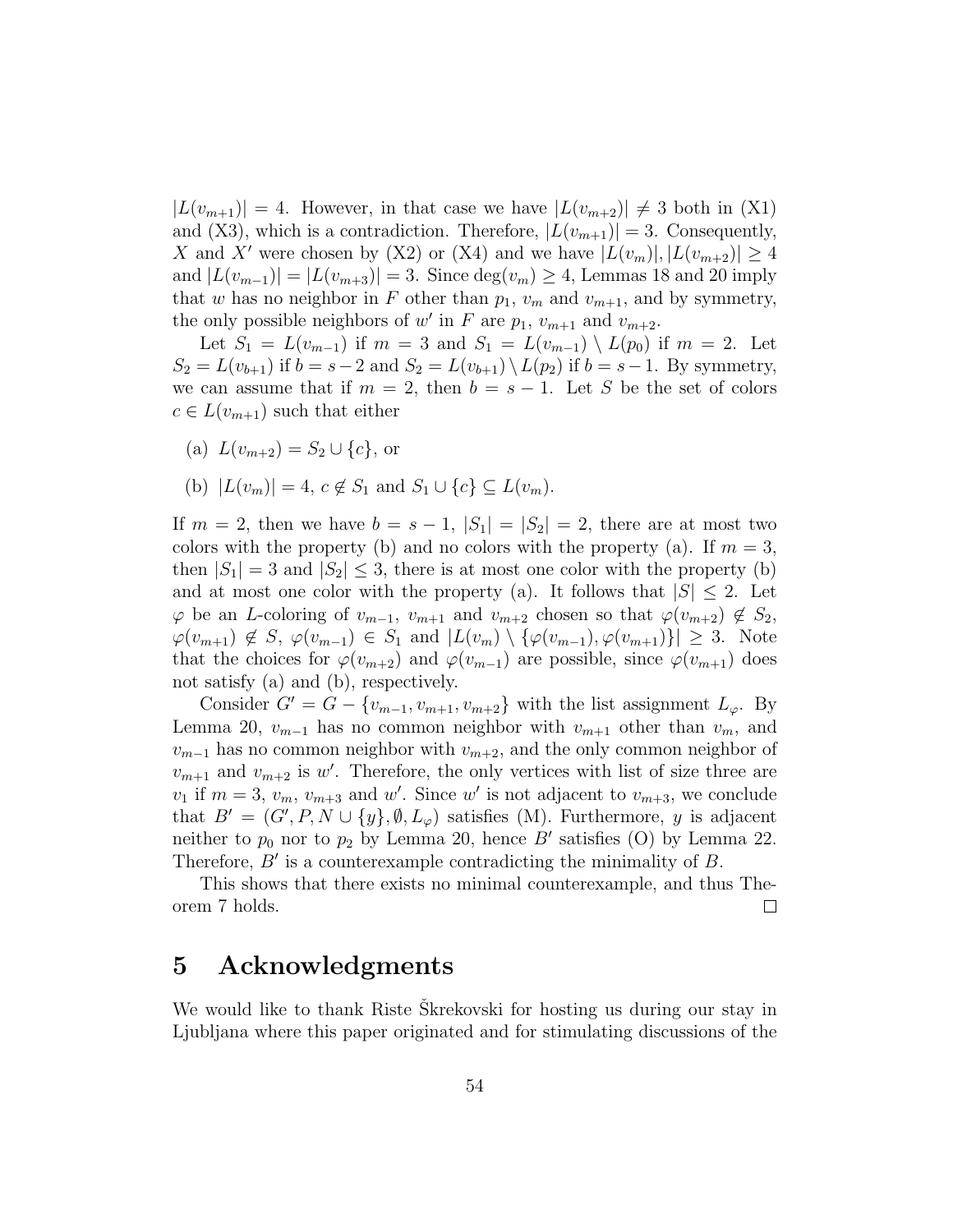$|L(v_{m+1})| = 4$. However, in that case we have $|L(v_{m+2})| \neq 3$ both in (X1) and (X3), which is a contradiction. Therefore, $|L(v_{m+1})| = 3$. Consequently, $X$ and $X'$ were chosen by (X2) or (X4) and we have $|L(v_m)|, |L(v_{m+2})| \geq 4$ and $|L(v_{m-1})| = |L(v_{m+3})| = 3$. Since $\deg(v_m) \geq 4$, Lemmas 18 and 20 imply that $w$ has no neighbor in $F$ other than $p_1$, $v_m$ and $v_{m+1}$, and by symmetry, the only possible neighbors of $w'$ in $F$ are $p_1$, $v_{m+1}$ and $v_{m+2}$.

Let $S_1 = L(v_{m-1})$ if $m = 3$ and $S_1 = L(v_{m-1}) \setminus L(p_0)$ if $m = 2$. Let $S_2 = L(v_{b+1})$ if $b = s-2$ and $S_2 = L(v_{b+1}) \setminus L(p_2)$ if $b = s-1$. By symmetry, we can assume that if $m = 2$, then $b = s-1$. Let $S$ be the set of colors $c \in L(v_{m+1})$ such that either

(a) $L(v_{m+2}) = S_2 \cup \{c\}$, or

(b) $|L(v_m)| = 4$, $c \notin S_1$ and $S_1 \cup \{c\} \subseteq L(v_m)$.

If $m = 2$, then we have $b = s-1$, $|S_1| = |S_2| = 2$, there are at most two colors with the property (b) and no colors with the property (a). If $m = 3$, then $|S_1| = 3$ and $|S_2| \leq 3$, there is at most one color with the property (b) and at most one color with the property (a). It follows that $|S| \leq 2$. Let $\varphi$ be an $L$-coloring of $v_{m-1}$, $v_{m+1}$ and $v_{m+2}$ chosen so that $\varphi(v_{m+2}) \notin S_2$, $\varphi(v_{m+1}) \notin S$, $\varphi(v_{m-1}) \in S_1$ and $|L(v_m) \setminus \{\varphi(v_{m-1}), \varphi(v_{m+1})\}| \geq 3$. Note that the choices for $\varphi(v_{m+2})$ and $\varphi(v_{m-1})$ are possible, since $\varphi(v_{m+1})$ does not satisfy (a) and (b), respectively.

Consider $G' = G - \{v_{m-1}, v_{m+1}, v_{m+2}\}$ with the list assignment $L_\varphi$. By Lemma 20, $v_{m-1}$ has no common neighbor with $v_{m+1}$ other than $v_m$, and $v_{m-1}$ has no common neighbor with $v_{m+2}$, and the only common neighbor of $v_{m+1}$ and $v_{m+2}$ is $w'$. Therefore, the only vertices with list of size three are $v_1$ if $m = 3$, $v_m$, $v_{m+3}$ and $w'$. Since $w'$ is not adjacent to $v_{m+3}$, we conclude that $B' = (G', P, N \cup \{y\}, \emptyset, L_\varphi)$ satisfies (M). Furthermore, $y$ is adjacent neither to $p_0$ nor to $p_2$ by Lemma 20, hence $B'$ satisfies (O) by Lemma 22. Therefore, $B'$ is a counterexample contradicting the minimality of $B$.

This shows that there exists no minimal counterexample, and thus Theorem 7 holds. □

## 5 Acknowledgments

We would like to thank Riste Škrekovski for hosting us during our stay in Ljubljana where this paper originated and for stimulating discussions of the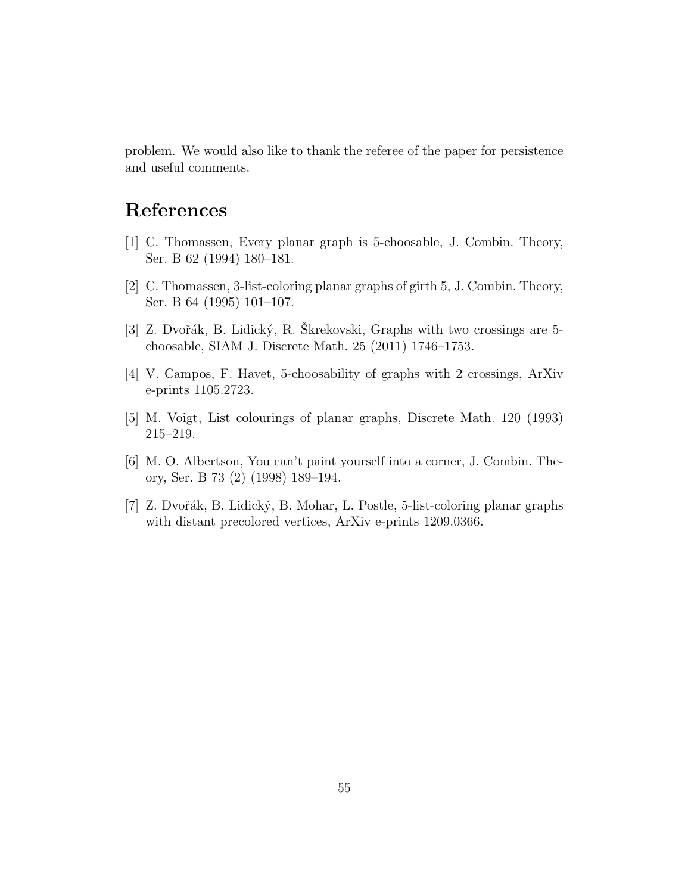problem. We would also like to thank the referee of the paper for persistence and useful comments.

# References

[1] C. Thomassen, Every planar graph is 5-choosable, J. Combin. Theory, Ser. B 62 (1994) 180–181.

[2] C. Thomassen, 3-list-coloring planar graphs of girth 5, J. Combin. Theory, Ser. B 64 (1995) 101–107.

[3] Z. Dvořák, B. Lidický, R. Škrekovski, Graphs with two crossings are 5-choosable, SIAM J. Discrete Math. 25 (2011) 1746–1753.

[4] V. Campos, F. Havet, 5-choosability of graphs with 2 crossings, ArXiv e-prints 1105.2723.

[5] M. Voigt, List colourings of planar graphs, Discrete Math. 120 (1993) 215–219.

[6] M. O. Albertson, You can't paint yourself into a corner, J. Combin. Theory, Ser. B 73 (2) (1998) 189–194.

[7] Z. Dvořák, B. Lidický, B. Mohar, L. Postle, 5-list-coloring planar graphs with distant precolored vertices, ArXiv e-prints 1209.0366.